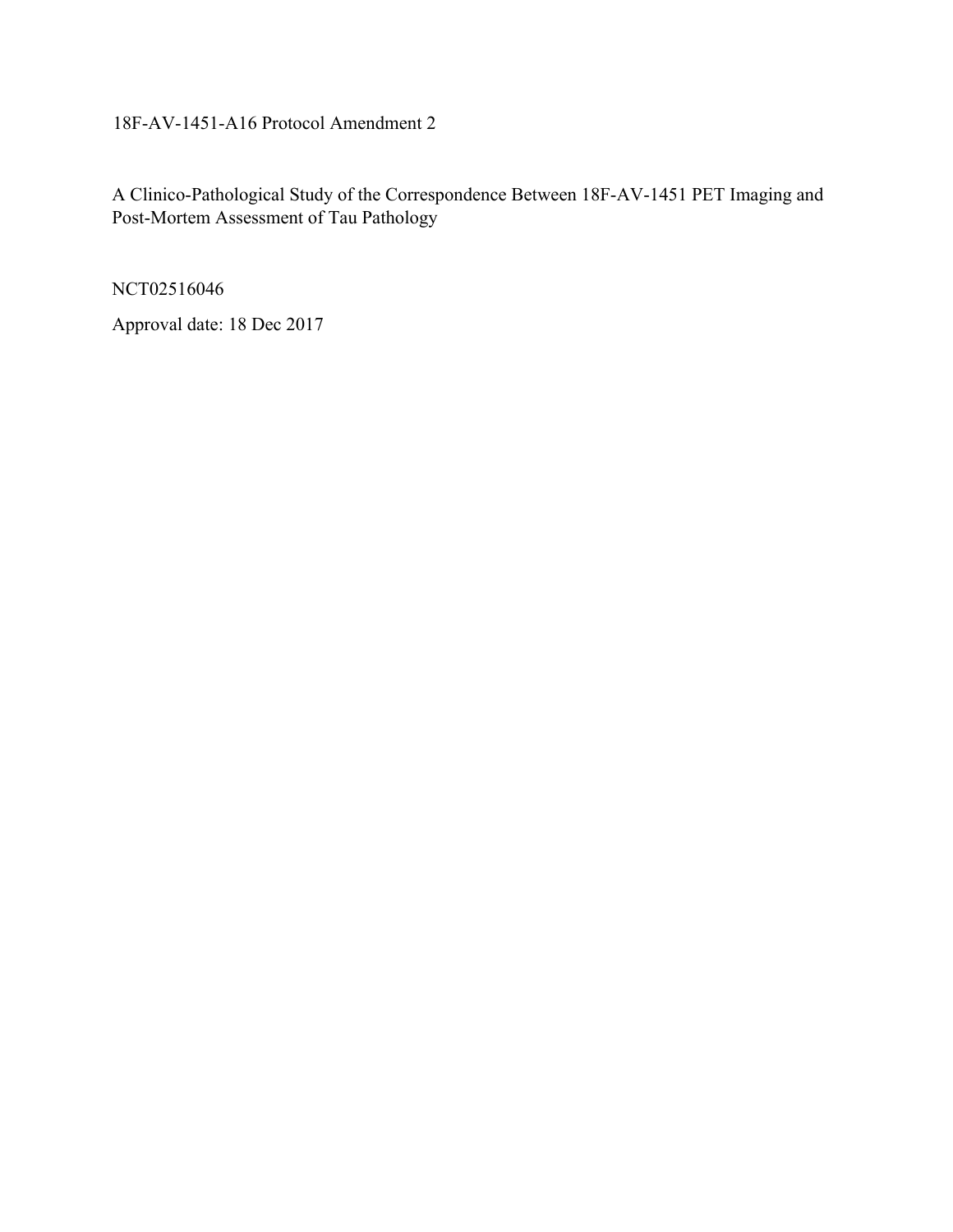18F-AV-1451-A16 Protocol Amendment 2

A Clinico-Pathological Study of the Correspondence Between 18F-AV-1451 PET Imaging and Post-Mortem Assessment of Tau Pathology

NCT02516046

Approval date: 18 Dec 2017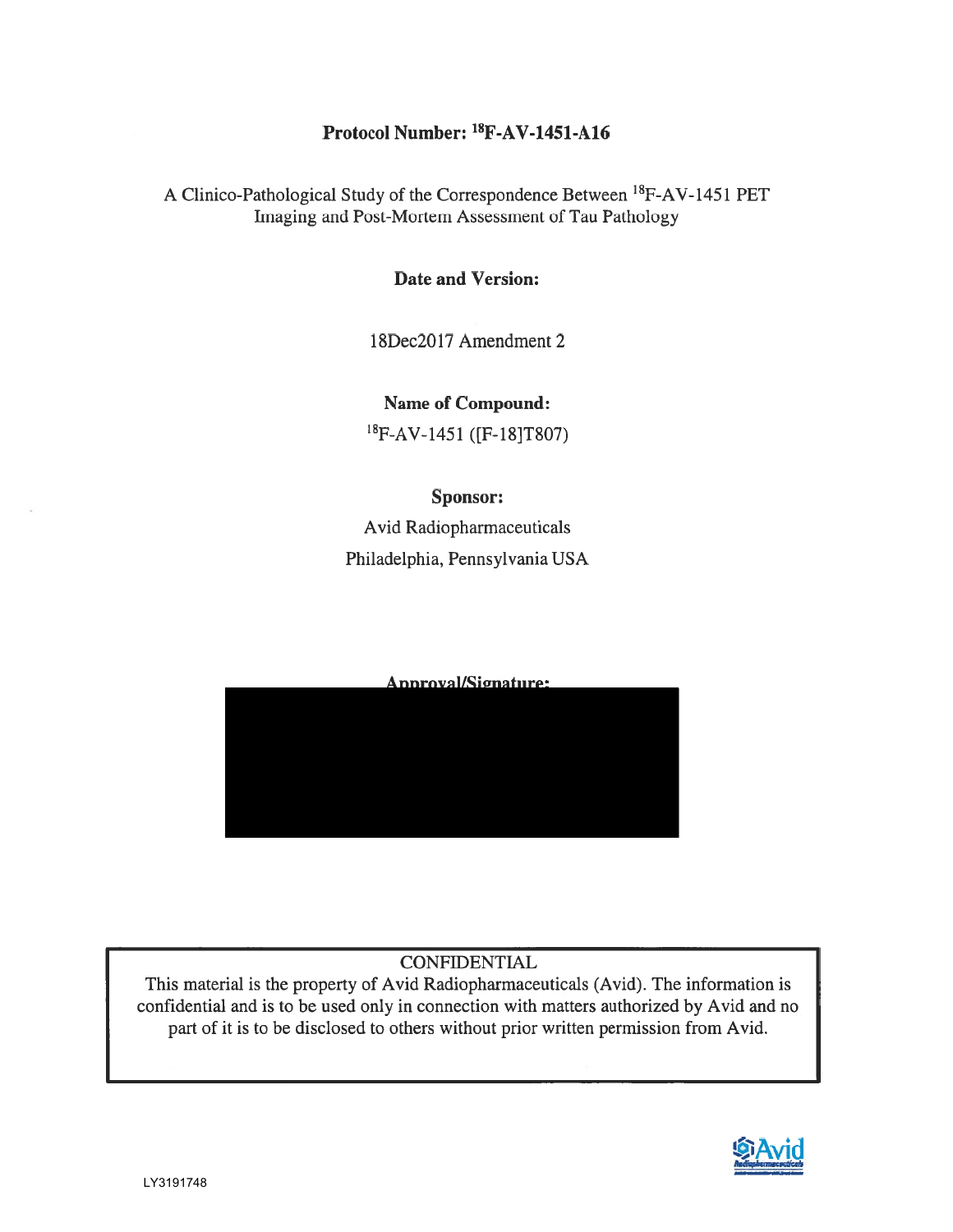**Protocol Number: $^{18}$F-AV-1451-A16**

A Clinico-Pathological Study of the Correspondence Between $^{18}$F-AV-1451 PET Imaging and Post-Mortem Assessment of Tau Pathology

**Date and Version:**

18Dec2017 Amendment 2

**Name of Compound:**

$^{18}$F-AV-1451 ([F-18]T807)

**Sponsor:**

Avid Radiopharmaceuticals

Philadelphia, Pennsylvania USA

**Approval/Signature:**

CONFIDENTIAL

This material is the property of Avid Radiopharmaceuticals (Avid). The information is confidential and is to be used only in connection with matters authorized by Avid and no part of it is to be disclosed to others without prior written permission from Avid.

LY3191748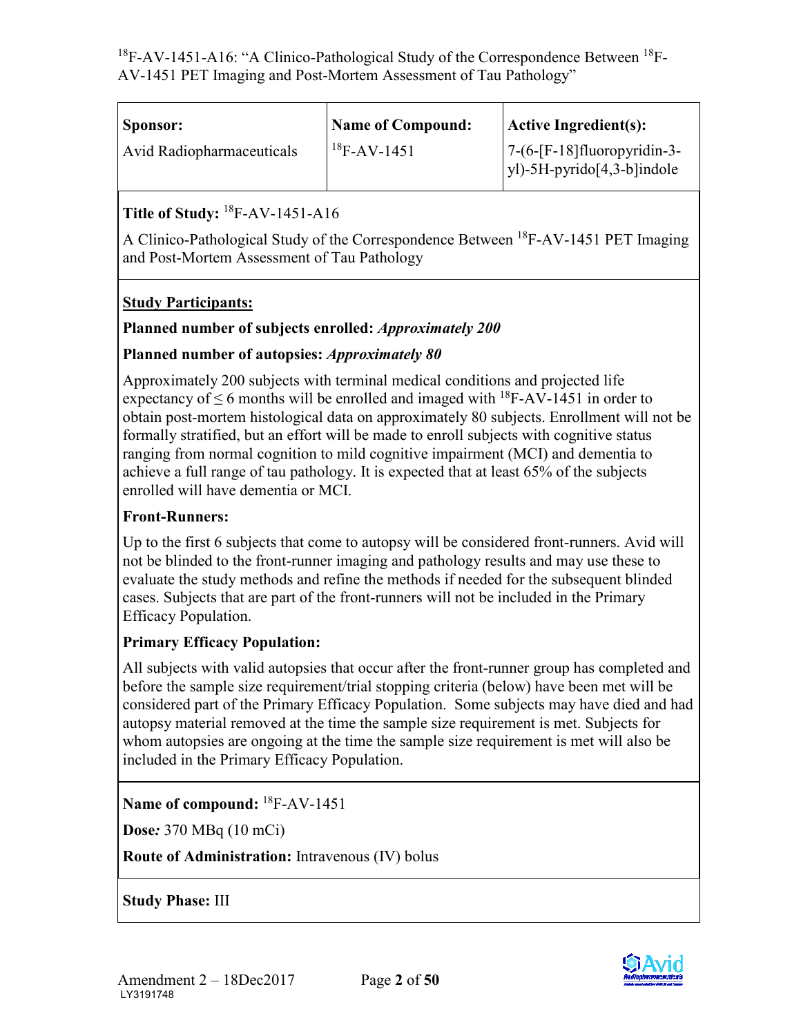| **Sponsor:** Avid Radiopharmaceuticals | **Name of Compound:** $^{18}$F-AV-1451 | **Active Ingredient(s):** 7-(6-[F-18]fluoropyridin-3-yl)-5H-pyrido[4,3-b]indole |
|---|---|---|

**Title of Study:** $^{18}$F-AV-1451-A16

A Clinico-Pathological Study of the Correspondence Between $^{18}$F-AV-1451 PET Imaging and Post-Mortem Assessment of Tau Pathology

**Study Participants:**

**Planned number of subjects enrolled:** ***Approximately 200***

**Planned number of autopsies:** ***Approximately 80***

Approximately 200 subjects with terminal medical conditions and projected life expectancy of ≤ 6 months will be enrolled and imaged with $^{18}$F-AV-1451 in order to obtain post-mortem histological data on approximately 80 subjects. Enrollment will not be formally stratified, but an effort will be made to enroll subjects with cognitive status ranging from normal cognition to mild cognitive impairment (MCI) and dementia to achieve a full range of tau pathology. It is expected that at least 65% of the subjects enrolled will have dementia or MCI.

**Front-Runners:**

Up to the first 6 subjects that come to autopsy will be considered front-runners. Avid will not be blinded to the front-runner imaging and pathology results and may use these to evaluate the study methods and refine the methods if needed for the subsequent blinded cases. Subjects that are part of the front-runners will not be included in the Primary Efficacy Population.

**Primary Efficacy Population:**

All subjects with valid autopsies that occur after the front-runner group has completed and before the sample size requirement/trial stopping criteria (below) have been met will be considered part of the Primary Efficacy Population. Some subjects may have died and had autopsy material removed at the time the sample size requirement is met. Subjects for whom autopsies are ongoing at the time the sample size requirement is met will also be included in the Primary Efficacy Population.

**Name of compound:** $^{18}$F-AV-1451

**Dose:** 370 MBq (10 mCi)

**Route of Administration:** Intravenous (IV) bolus

**Study Phase:** III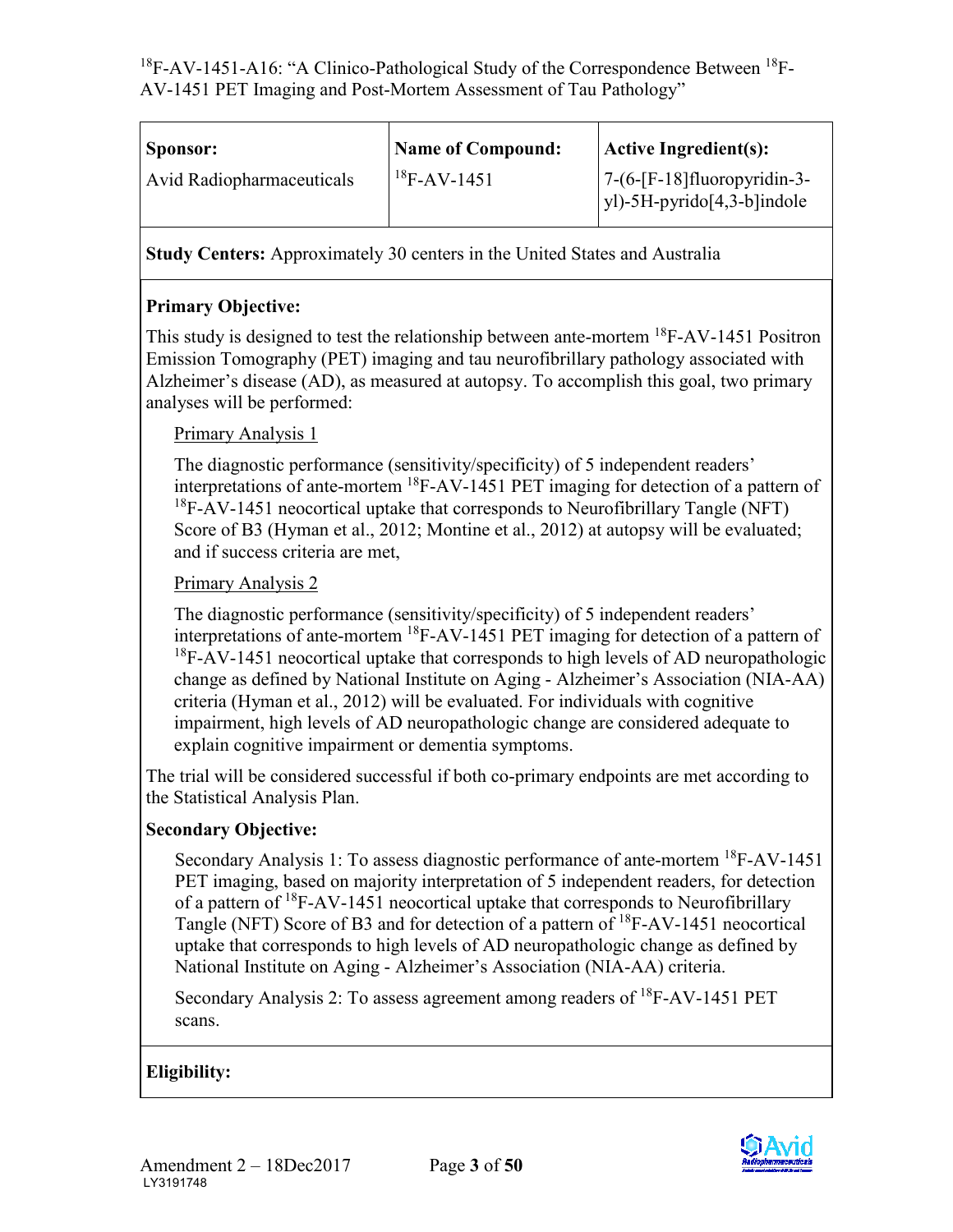| **Sponsor:** | **Name of Compound:** | **Active Ingredient(s):** |
|---|---|---|
| Avid Radiopharmaceuticals | $^{18}$F-AV-1451 | 7-(6-[F-18]fluoropyridin-3-yl)-5H-pyrido[4,3-b]indole |

**Study Centers:** Approximately 30 centers in the United States and Australia

**Primary Objective:**

This study is designed to test the relationship between ante-mortem $^{18}$F-AV-1451 Positron Emission Tomography (PET) imaging and tau neurofibrillary pathology associated with Alzheimer's disease (AD), as measured at autopsy. To accomplish this goal, two primary analyses will be performed:

Primary Analysis 1

The diagnostic performance (sensitivity/specificity) of 5 independent readers' interpretations of ante-mortem $^{18}$F-AV-1451 PET imaging for detection of a pattern of $^{18}$F-AV-1451 neocortical uptake that corresponds to Neurofibrillary Tangle (NFT) Score of B3 (Hyman et al., 2012; Montine et al., 2012) at autopsy will be evaluated; and if success criteria are met,

Primary Analysis 2

The diagnostic performance (sensitivity/specificity) of 5 independent readers' interpretations of ante-mortem $^{18}$F-AV-1451 PET imaging for detection of a pattern of $^{18}$F-AV-1451 neocortical uptake that corresponds to high levels of AD neuropathologic change as defined by National Institute on Aging - Alzheimer's Association (NIA-AA) criteria (Hyman et al., 2012) will be evaluated. For individuals with cognitive impairment, high levels of AD neuropathologic change are considered adequate to explain cognitive impairment or dementia symptoms.

The trial will be considered successful if both co-primary endpoints are met according to the Statistical Analysis Plan.

**Secondary Objective:**

Secondary Analysis 1: To assess diagnostic performance of ante-mortem $^{18}$F-AV-1451 PET imaging, based on majority interpretation of 5 independent readers, for detection of a pattern of $^{18}$F-AV-1451 neocortical uptake that corresponds to Neurofibrillary Tangle (NFT) Score of B3 and for detection of a pattern of $^{18}$F-AV-1451 neocortical uptake that corresponds to high levels of AD neuropathologic change as defined by National Institute on Aging - Alzheimer's Association (NIA-AA) criteria.

Secondary Analysis 2: To assess agreement among readers of $^{18}$F-AV-1451 PET scans.

**Eligibility:**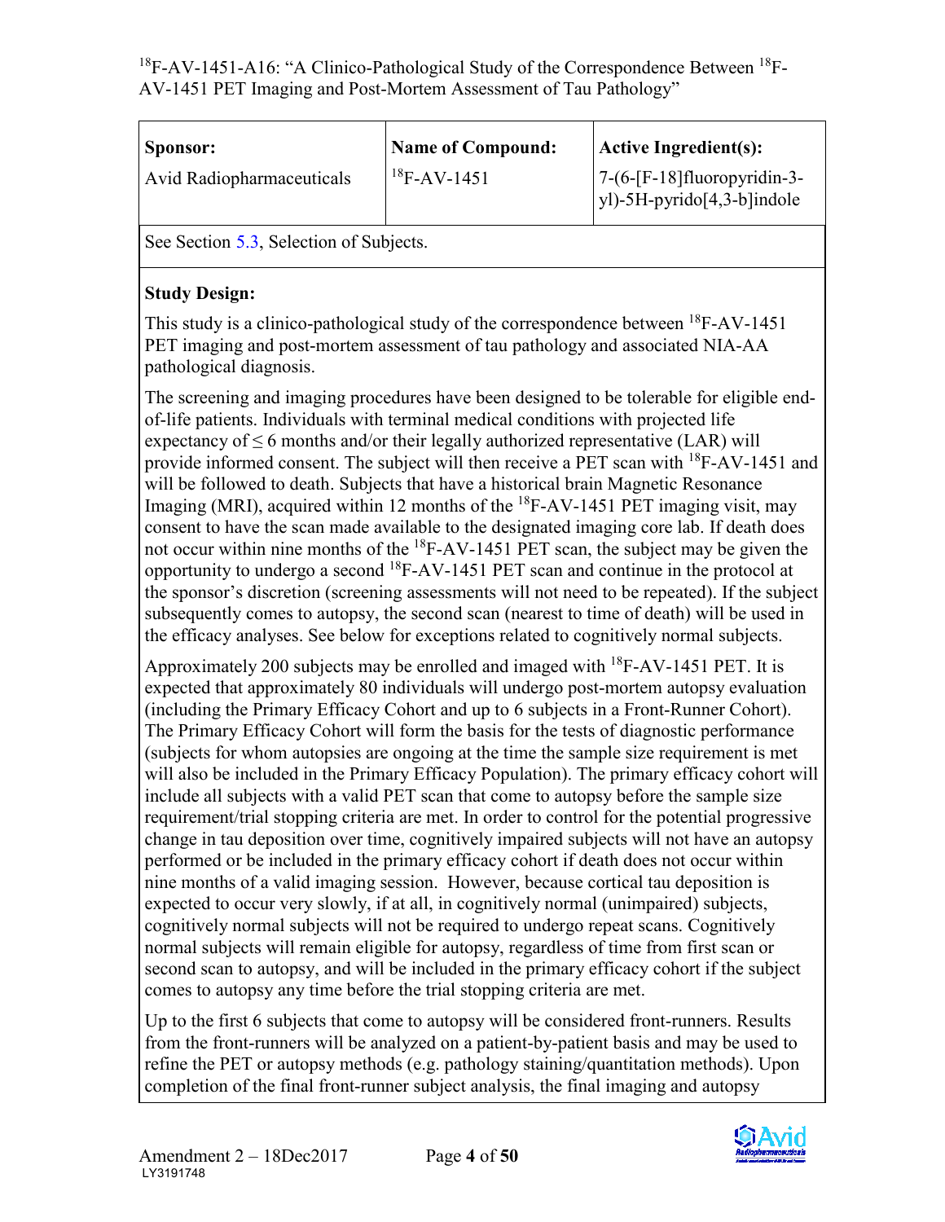| **Sponsor:** Avid Radiopharmaceuticals | **Name of Compound:** $^{18}$F-AV-1451 | **Active Ingredient(s):** 7-(6-[F-18]fluoropyridin-3-yl)-5H-pyrido[4,3-b]indole |
|---|---|---|

See Section 5.3, Selection of Subjects.

**Study Design:**

This study is a clinico-pathological study of the correspondence between $^{18}$F-AV-1451 PET imaging and post-mortem assessment of tau pathology and associated NIA-AA pathological diagnosis.

The screening and imaging procedures have been designed to be tolerable for eligible end-of-life patients. Individuals with terminal medical conditions with projected life expectancy of ≤ 6 months and/or their legally authorized representative (LAR) will provide informed consent. The subject will then receive a PET scan with $^{18}$F-AV-1451 and will be followed to death. Subjects that have a historical brain Magnetic Resonance Imaging (MRI), acquired within 12 months of the $^{18}$F-AV-1451 PET imaging visit, may consent to have the scan made available to the designated imaging core lab. If death does not occur within nine months of the $^{18}$F-AV-1451 PET scan, the subject may be given the opportunity to undergo a second $^{18}$F-AV-1451 PET scan and continue in the protocol at the sponsor's discretion (screening assessments will not need to be repeated). If the subject subsequently comes to autopsy, the second scan (nearest to time of death) will be used in the efficacy analyses. See below for exceptions related to cognitively normal subjects.

Approximately 200 subjects may be enrolled and imaged with $^{18}$F-AV-1451 PET. It is expected that approximately 80 individuals will undergo post-mortem autopsy evaluation (including the Primary Efficacy Cohort and up to 6 subjects in a Front-Runner Cohort). The Primary Efficacy Cohort will form the basis for the tests of diagnostic performance (subjects for whom autopsies are ongoing at the time the sample size requirement is met will also be included in the Primary Efficacy Population). The primary efficacy cohort will include all subjects with a valid PET scan that come to autopsy before the sample size requirement/trial stopping criteria are met. In order to control for the potential progressive change in tau deposition over time, cognitively impaired subjects will not have an autopsy performed or be included in the primary efficacy cohort if death does not occur within nine months of a valid imaging session. However, because cortical tau deposition is expected to occur very slowly, if at all, in cognitively normal (unimpaired) subjects, cognitively normal subjects will not be required to undergo repeat scans. Cognitively normal subjects will remain eligible for autopsy, regardless of time from first scan or second scan to autopsy, and will be included in the primary efficacy cohort if the subject comes to autopsy any time before the trial stopping criteria are met.

Up to the first 6 subjects that come to autopsy will be considered front-runners. Results from the front-runners will be analyzed on a patient-by-patient basis and may be used to refine the PET or autopsy methods (e.g. pathology staining/quantitation methods). Upon completion of the final front-runner subject analysis, the final imaging and autopsy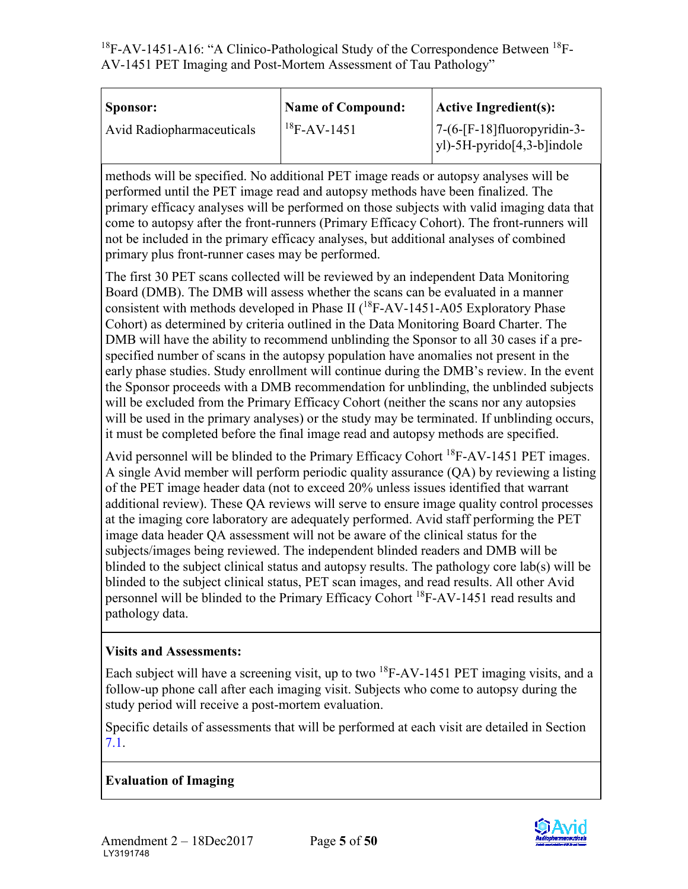| Sponsor: | Name of Compound: | Active Ingredient(s): |
|---|---|---|
| Avid Radiopharmaceuticals | $^{18}$F-AV-1451 | 7-(6-[F-18]fluoropyridin-3-yl)-5H-pyrido[4,3-b]indole |

methods will be specified. No additional PET image reads or autopsy analyses will be performed until the PET image read and autopsy methods have been finalized. The primary efficacy analyses will be performed on those subjects with valid imaging data that come to autopsy after the front-runners (Primary Efficacy Cohort). The front-runners will not be included in the primary efficacy analyses, but additional analyses of combined primary plus front-runner cases may be performed.

The first 30 PET scans collected will be reviewed by an independent Data Monitoring Board (DMB). The DMB will assess whether the scans can be evaluated in a manner consistent with methods developed in Phase II ($^{18}$F-AV-1451-A05 Exploratory Phase Cohort) as determined by criteria outlined in the Data Monitoring Board Charter. The DMB will have the ability to recommend unblinding the Sponsor to all 30 cases if a pre-specified number of scans in the autopsy population have anomalies not present in the early phase studies. Study enrollment will continue during the DMB's review. In the event the Sponsor proceeds with a DMB recommendation for unblinding, the unblinded subjects will be excluded from the Primary Efficacy Cohort (neither the scans nor any autopsies will be used in the primary analyses) or the study may be terminated. If unblinding occurs, it must be completed before the final image read and autopsy methods are specified.

Avid personnel will be blinded to the Primary Efficacy Cohort $^{18}$F-AV-1451 PET images. A single Avid member will perform periodic quality assurance (QA) by reviewing a listing of the PET image header data (not to exceed 20% unless issues identified that warrant additional review). These QA reviews will serve to ensure image quality control processes at the imaging core laboratory are adequately performed. Avid staff performing the PET image data header QA assessment will not be aware of the clinical status for the subjects/images being reviewed. The independent blinded readers and DMB will be blinded to the subject clinical status and autopsy results. The pathology core lab(s) will be blinded to the subject clinical status, PET scan images, and read results. All other Avid personnel will be blinded to the Primary Efficacy Cohort $^{18}$F-AV-1451 read results and pathology data.

**Visits and Assessments:**

Each subject will have a screening visit, up to two $^{18}$F-AV-1451 PET imaging visits, and a follow-up phone call after each imaging visit. Subjects who come to autopsy during the study period will receive a post-mortem evaluation.

Specific details of assessments that will be performed at each visit are detailed in Section 7.1.

**Evaluation of Imaging**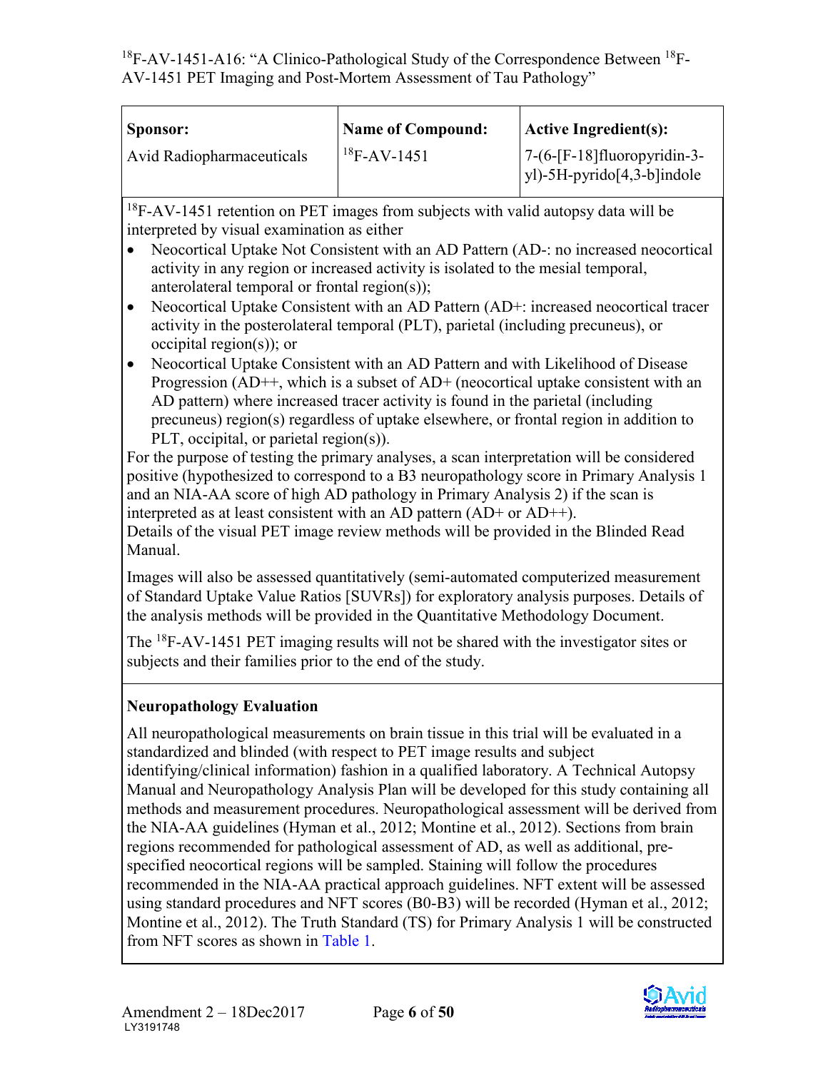| **Sponsor:** Avid Radiopharmaceuticals | **Name of Compound:** $^{18}$F-AV-1451 | **Active Ingredient(s):** 7-(6-[F-18]fluoropyridin-3-yl)-5H-pyrido[4,3-b]indole |
|---|---|---|

$^{18}$F-AV-1451 retention on PET images from subjects with valid autopsy data will be interpreted by visual examination as either

- Neocortical Uptake Not Consistent with an AD Pattern (AD-: no increased neocortical activity in any region or increased activity is isolated to the mesial temporal, anterolateral temporal or frontal region(s));
- Neocortical Uptake Consistent with an AD Pattern (AD+: increased neocortical tracer activity in the posterolateral temporal (PLT), parietal (including precuneus), or occipital region(s)); or
- Neocortical Uptake Consistent with an AD Pattern and with Likelihood of Disease Progression (AD++, which is a subset of AD+ (neocortical uptake consistent with an AD pattern) where increased tracer activity is found in the parietal (including precuneus) region(s) regardless of uptake elsewhere, or frontal region in addition to PLT, occipital, or parietal region(s)).

For the purpose of testing the primary analyses, a scan interpretation will be considered positive (hypothesized to correspond to a B3 neuropathology score in Primary Analysis 1 and an NIA-AA score of high AD pathology in Primary Analysis 2) if the scan is interpreted as at least consistent with an AD pattern (AD+ or AD++).

Details of the visual PET image review methods will be provided in the Blinded Read Manual.

Images will also be assessed quantitatively (semi-automated computerized measurement of Standard Uptake Value Ratios [SUVRs]) for exploratory analysis purposes. Details of the analysis methods will be provided in the Quantitative Methodology Document.

The $^{18}$F-AV-1451 PET imaging results will not be shared with the investigator sites or subjects and their families prior to the end of the study.

**Neuropathology Evaluation**

All neuropathological measurements on brain tissue in this trial will be evaluated in a standardized and blinded (with respect to PET image results and subject identifying/clinical information) fashion in a qualified laboratory. A Technical Autopsy Manual and Neuropathology Analysis Plan will be developed for this study containing all methods and measurement procedures. Neuropathological assessment will be derived from the NIA-AA guidelines (Hyman et al., 2012; Montine et al., 2012). Sections from brain regions recommended for pathological assessment of AD, as well as additional, pre-specified neocortical regions will be sampled. Staining will follow the procedures recommended in the NIA-AA practical approach guidelines. NFT extent will be assessed using standard procedures and NFT scores (B0-B3) will be recorded (Hyman et al., 2012; Montine et al., 2012). The Truth Standard (TS) for Primary Analysis 1 will be constructed from NFT scores as shown in Table 1.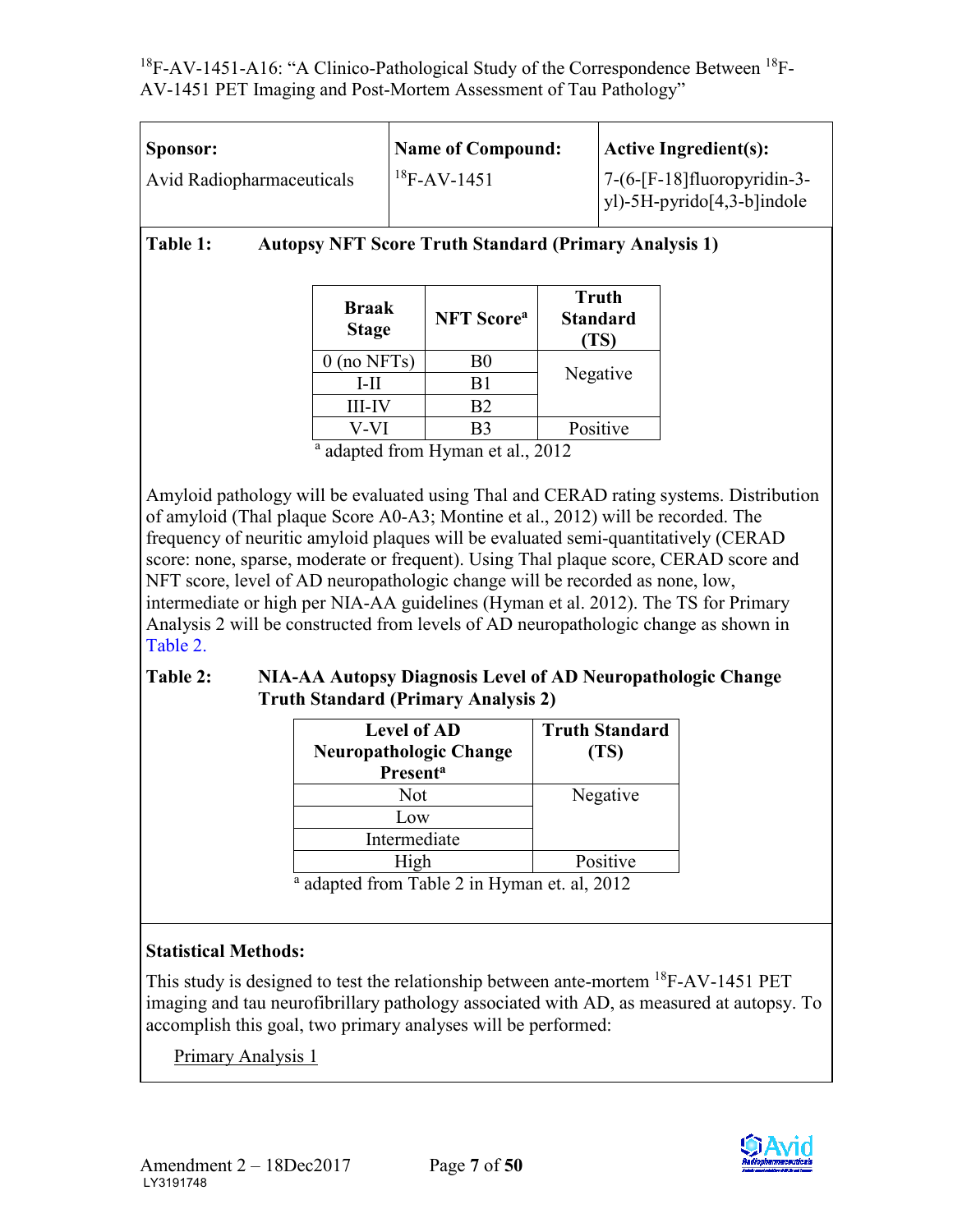| **Sponsor:** | **Name of Compound:** | **Active Ingredient(s):** |
|---|---|---|
| Avid Radiopharmaceuticals | $^{18}$F-AV-1451 | 7-(6-[F-18]fluoropyridin-3-yl)-5H-pyrido[4,3-b]indole |

**Table 1: Autopsy NFT Score Truth Standard (Primary Analysis 1)**

| Braak Stage | NFT Score[a] | Truth Standard (TS) |
|---|---|---|
| 0 (no NFTs) | B0 | Negative |
| I-II | B1 | |
| III-IV | B2 | |
| V-VI | B3 | Positive |

[a] adapted from Hyman et al., 2012

Amyloid pathology will be evaluated using Thal and CERAD rating systems. Distribution of amyloid (Thal plaque Score A0-A3; Montine et al., 2012) will be recorded. The frequency of neuritic amyloid plaques will be evaluated semi-quantitatively (CERAD score: none, sparse, moderate or frequent). Using Thal plaque score, CERAD score and NFT score, level of AD neuropathologic change will be recorded as none, low, intermediate or high per NIA-AA guidelines (Hyman et al. 2012). The TS for Primary Analysis 2 will be constructed from levels of AD neuropathologic change as shown in Table 2.

**Table 2: NIA-AA Autopsy Diagnosis Level of AD Neuropathologic Change Truth Standard (Primary Analysis 2)**

| Level of AD Neuropathologic Change Present[a] | Truth Standard (TS) |
|---|---|
| Not | Negative |
| Low | |
| Intermediate | |
| High | Positive |

[a] adapted from Table 2 in Hyman et. al, 2012

**Statistical Methods:**

This study is designed to test the relationship between ante-mortem $^{18}$F-AV-1451 PET imaging and tau neurofibrillary pathology associated with AD, as measured at autopsy. To accomplish this goal, two primary analyses will be performed:

Primary Analysis 1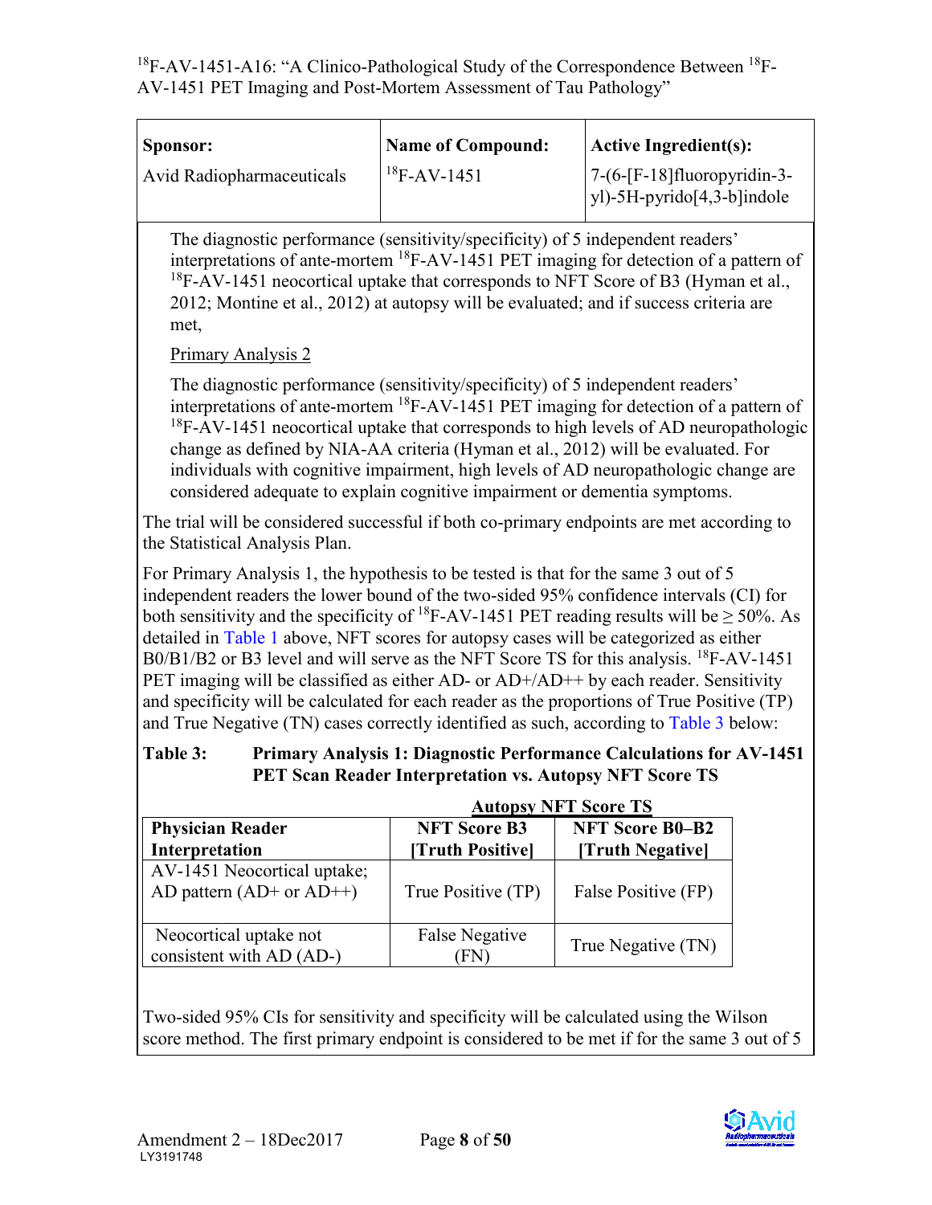| Sponsor: | Name of Compound: | Active Ingredient(s): |
|---|---|---|
| Avid Radiopharmaceuticals | $^{18}$F-AV-1451 | 7-(6-[F-18]fluoropyridin-3-yl)-5H-pyrido[4,3-b]indole |

The diagnostic performance (sensitivity/specificity) of 5 independent readers' interpretations of ante-mortem $^{18}$F-AV-1451 PET imaging for detection of a pattern of $^{18}$F-AV-1451 neocortical uptake that corresponds to NFT Score of B3 (Hyman et al., 2012; Montine et al., 2012) at autopsy will be evaluated; and if success criteria are met,

Primary Analysis 2

The diagnostic performance (sensitivity/specificity) of 5 independent readers' interpretations of ante-mortem $^{18}$F-AV-1451 PET imaging for detection of a pattern of $^{18}$F-AV-1451 neocortical uptake that corresponds to high levels of AD neuropathologic change as defined by NIA-AA criteria (Hyman et al., 2012) will be evaluated. For individuals with cognitive impairment, high levels of AD neuropathologic change are considered adequate to explain cognitive impairment or dementia symptoms.

The trial will be considered successful if both co-primary endpoints are met according to the Statistical Analysis Plan.

For Primary Analysis 1, the hypothesis to be tested is that for the same 3 out of 5 independent readers the lower bound of the two-sided 95% confidence intervals (CI) for both sensitivity and the specificity of $^{18}$F-AV-1451 PET reading results will be ≥ 50%. As detailed in Table 1 above, NFT scores for autopsy cases will be categorized as either B0/B1/B2 or B3 level and will serve as the NFT Score TS for this analysis. $^{18}$F-AV-1451 PET imaging will be classified as either AD- or AD+/AD++ by each reader. Sensitivity and specificity will be calculated for each reader as the proportions of True Positive (TP) and True Negative (TN) cases correctly identified as such, according to Table 3 below:

**Table 3: Primary Analysis 1: Diagnostic Performance Calculations for AV-1451 PET Scan Reader Interpretation vs. Autopsy NFT Score TS**

| | Autopsy NFT Score TS | |
|---|---|---|
| **Physician Reader Interpretation** | **NFT Score B3 [Truth Positive]** | **NFT Score B0–B2 [Truth Negative]** |
| AV-1451 Neocortical uptake; AD pattern (AD+ or AD++) | True Positive (TP) | False Positive (FP) |
| Neocortical uptake not consistent with AD (AD-) | False Negative (FN) | True Negative (TN) |

Two-sided 95% CIs for sensitivity and specificity will be calculated using the Wilson score method. The first primary endpoint is considered to be met if for the same 3 out of 5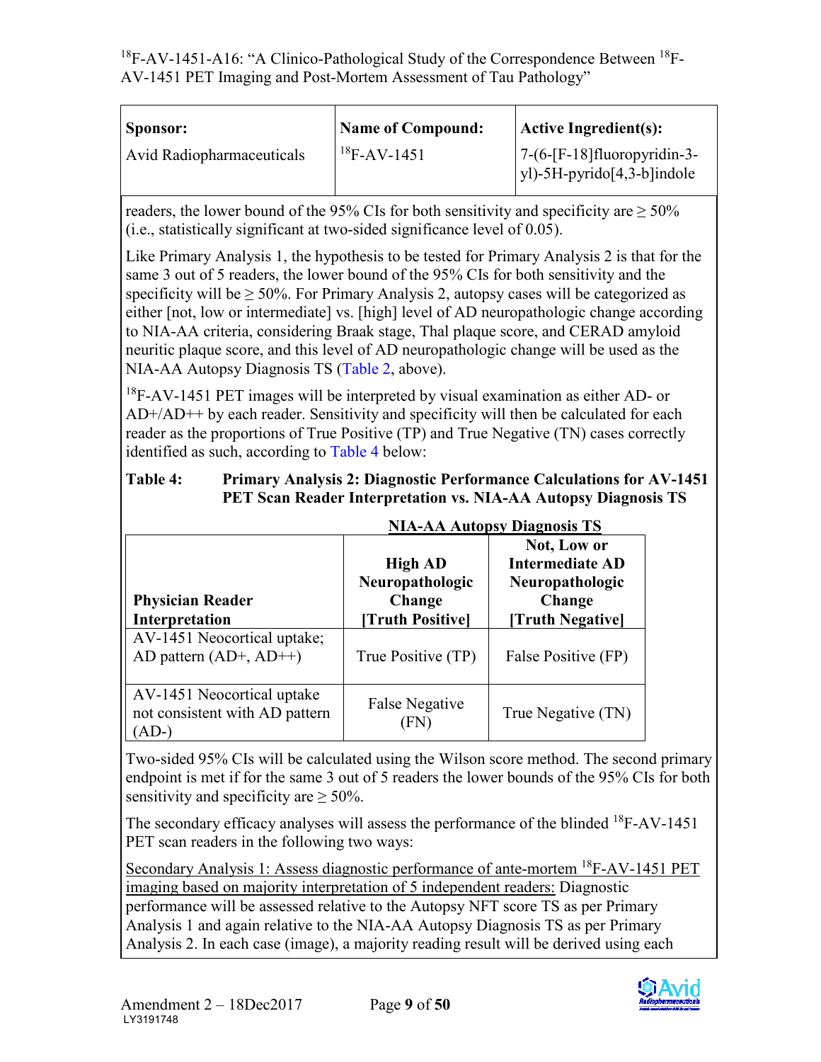| **Sponsor:** | **Name of Compound:** | **Active Ingredient(s):** |
|---|---|---|
| Avid Radiopharmaceuticals | $^{18}$F-AV-1451 | 7-(6-[F-18]fluoropyridin-3-yl)-5H-pyrido[4,3-b]indole |

readers, the lower bound of the 95% CIs for both sensitivity and specificity are ≥ 50% (i.e., statistically significant at two-sided significance level of 0.05).

Like Primary Analysis 1, the hypothesis to be tested for Primary Analysis 2 is that for the same 3 out of 5 readers, the lower bound of the 95% CIs for both sensitivity and the specificity will be ≥ 50%. For Primary Analysis 2, autopsy cases will be categorized as either [not, low or intermediate] vs. [high] level of AD neuropathologic change according to NIA-AA criteria, considering Braak stage, Thal plaque score, and CERAD amyloid neuritic plaque score, and this level of AD neuropathologic change will be used as the NIA-AA Autopsy Diagnosis TS (Table 2, above).

$^{18}$F-AV-1451 PET images will be interpreted by visual examination as either AD- or AD+/AD++ by each reader. Sensitivity and specificity will then be calculated for each reader as the proportions of True Positive (TP) and True Negative (TN) cases correctly identified as such, according to Table 4 below:

**Table 4: Primary Analysis 2: Diagnostic Performance Calculations for AV-1451 PET Scan Reader Interpretation vs. NIA-AA Autopsy Diagnosis TS**

| | **NIA-AA Autopsy Diagnosis TS** | |
|---|---|---|
| **Physician Reader Interpretation** | **High AD Neuropathologic Change [Truth Positive]** | **Not, Low or Intermediate AD Neuropathologic Change [Truth Negative]** |
| AV-1451 Neocortical uptake; AD pattern (AD+, AD++) | True Positive (TP) | False Positive (FP) |
| AV-1451 Neocortical uptake not consistent with AD pattern (AD-) | False Negative (FN) | True Negative (TN) |

Two-sided 95% CIs will be calculated using the Wilson score method. The second primary endpoint is met if for the same 3 out of 5 readers the lower bounds of the 95% CIs for both sensitivity and specificity are ≥ 50%.

The secondary efficacy analyses will assess the performance of the blinded $^{18}$F-AV-1451 PET scan readers in the following two ways:

Secondary Analysis 1: Assess diagnostic performance of ante-mortem $^{18}$F-AV-1451 PET imaging based on majority interpretation of 5 independent readers: Diagnostic performance will be assessed relative to the Autopsy NFT score TS as per Primary Analysis 1 and again relative to the NIA-AA Autopsy Diagnosis TS as per Primary Analysis 2. In each case (image), a majority reading result will be derived using each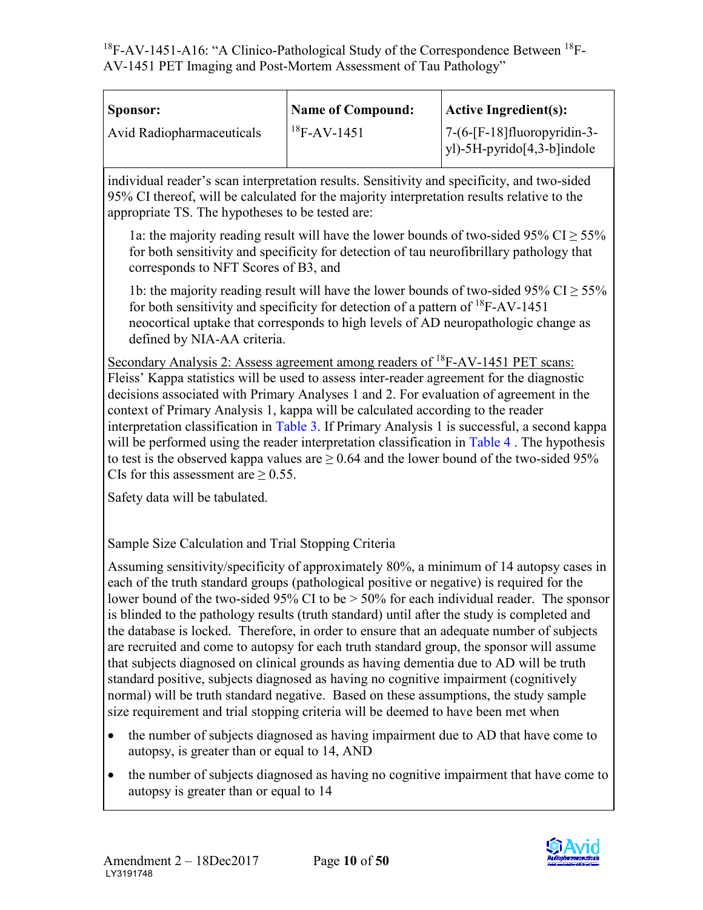| Sponsor: | Name of Compound: | Active Ingredient(s): |
|---|---|---|
| Avid Radiopharmaceuticals | $^{18}$F-AV-1451 | 7-(6-[F-18]fluoropyridin-3-yl)-5H-pyrido[4,3-b]indole |

individual reader's scan interpretation results. Sensitivity and specificity, and two-sided 95% CI thereof, will be calculated for the majority interpretation results relative to the appropriate TS. The hypotheses to be tested are:

1a: the majority reading result will have the lower bounds of two-sided 95% CI ≥ 55% for both sensitivity and specificity for detection of tau neurofibrillary pathology that corresponds to NFT Scores of B3, and

1b: the majority reading result will have the lower bounds of two-sided 95% CI ≥ 55% for both sensitivity and specificity for detection of a pattern of $^{18}$F-AV-1451 neocortical uptake that corresponds to high levels of AD neuropathologic change as defined by NIA-AA criteria.

Secondary Analysis 2: Assess agreement among readers of $^{18}$F-AV-1451 PET scans: Fleiss' Kappa statistics will be used to assess inter-reader agreement for the diagnostic decisions associated with Primary Analyses 1 and 2. For evaluation of agreement in the context of Primary Analysis 1, kappa will be calculated according to the reader interpretation classification in Table 3. If Primary Analysis 1 is successful, a second kappa will be performed using the reader interpretation classification in Table 4 . The hypothesis to test is the observed kappa values are ≥ 0.64 and the lower bound of the two-sided 95% CIs for this assessment are ≥ 0.55.

Safety data will be tabulated.

Sample Size Calculation and Trial Stopping Criteria

Assuming sensitivity/specificity of approximately 80%, a minimum of 14 autopsy cases in each of the truth standard groups (pathological positive or negative) is required for the lower bound of the two-sided 95% CI to be > 50% for each individual reader. The sponsor is blinded to the pathology results (truth standard) until after the study is completed and the database is locked. Therefore, in order to ensure that an adequate number of subjects are recruited and come to autopsy for each truth standard group, the sponsor will assume that subjects diagnosed on clinical grounds as having dementia due to AD will be truth standard positive, subjects diagnosed as having no cognitive impairment (cognitively normal) will be truth standard negative. Based on these assumptions, the study sample size requirement and trial stopping criteria will be deemed to have been met when

- the number of subjects diagnosed as having impairment due to AD that have come to autopsy, is greater than or equal to 14, AND
- the number of subjects diagnosed as having no cognitive impairment that have come to autopsy is greater than or equal to 14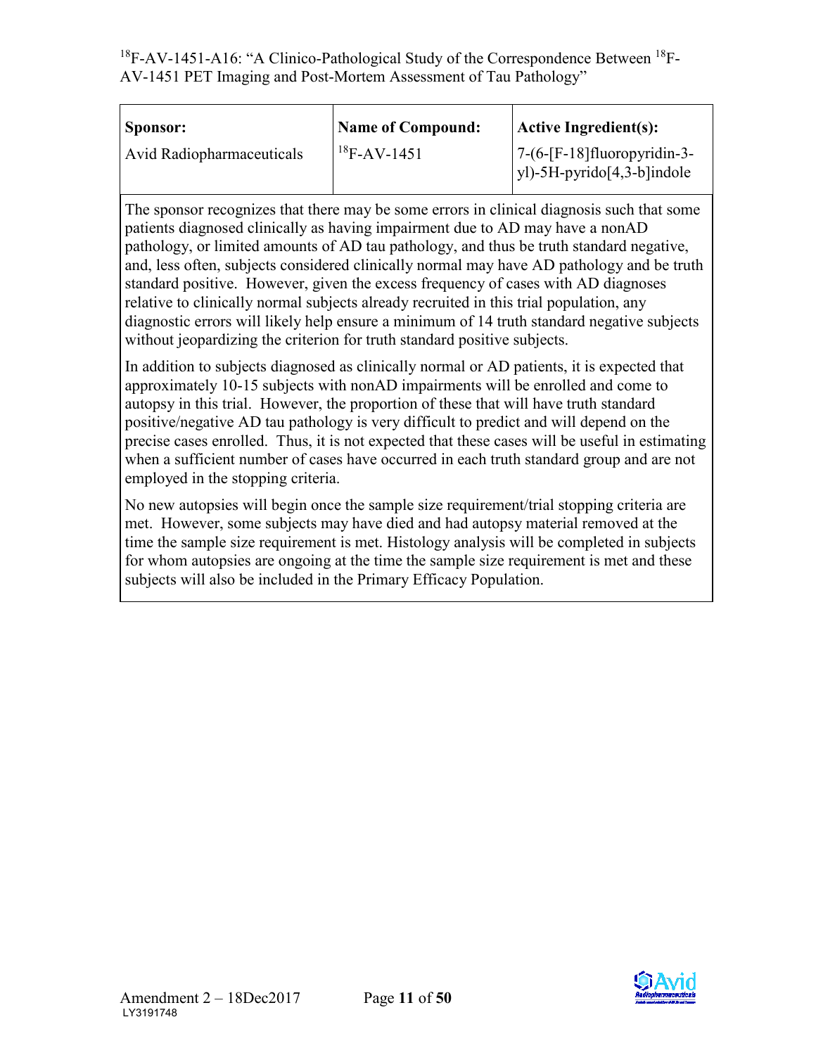| Sponsor: | Name of Compound: | Active Ingredient(s): |
|---|---|---|
| Avid Radiopharmaceuticals | $^{18}$F-AV-1451 | 7-(6-[F-18]fluoropyridin-3-yl)-5H-pyrido[4,3-b]indole |

The sponsor recognizes that there may be some errors in clinical diagnosis such that some patients diagnosed clinically as having impairment due to AD may have a nonAD pathology, or limited amounts of AD tau pathology, and thus be truth standard negative, and, less often, subjects considered clinically normal may have AD pathology and be truth standard positive. However, given the excess frequency of cases with AD diagnoses relative to clinically normal subjects already recruited in this trial population, any diagnostic errors will likely help ensure a minimum of 14 truth standard negative subjects without jeopardizing the criterion for truth standard positive subjects.

In addition to subjects diagnosed as clinically normal or AD patients, it is expected that approximately 10-15 subjects with nonAD impairments will be enrolled and come to autopsy in this trial. However, the proportion of these that will have truth standard positive/negative AD tau pathology is very difficult to predict and will depend on the precise cases enrolled. Thus, it is not expected that these cases will be useful in estimating when a sufficient number of cases have occurred in each truth standard group and are not employed in the stopping criteria.

No new autopsies will begin once the sample size requirement/trial stopping criteria are met. However, some subjects may have died and had autopsy material removed at the time the sample size requirement is met. Histology analysis will be completed in subjects for whom autopsies are ongoing at the time the sample size requirement is met and these subjects will also be included in the Primary Efficacy Population.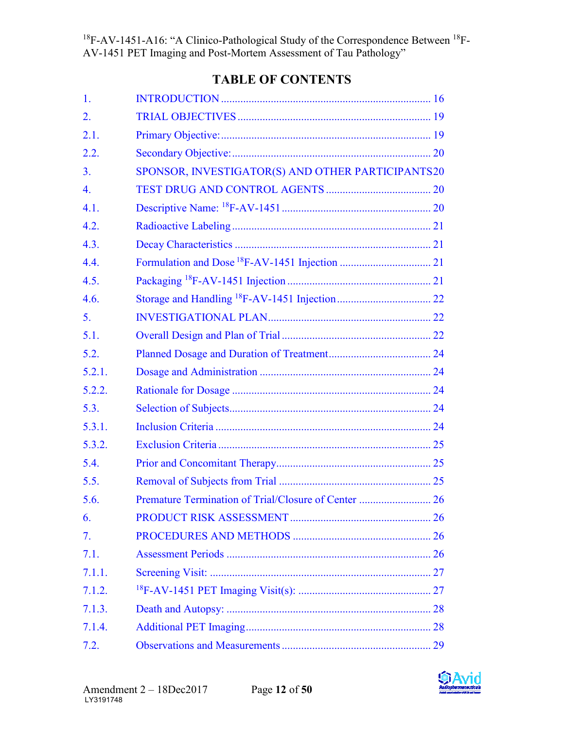# TABLE OF CONTENTS

| | | |
|---|---|---|
| 1. | INTRODUCTION | 16 |
| 2. | TRIAL OBJECTIVES | 19 |
| 2.1. | Primary Objective: | 19 |
| 2.2. | Secondary Objective: | 20 |
| 3. | SPONSOR, INVESTIGATOR(S) AND OTHER PARTICIPANTS | 20 |
| 4. | TEST DRUG AND CONTROL AGENTS | 20 |
| 4.1. | Descriptive Name: $^{18}$F-AV-1451 | 20 |
| 4.2. | Radioactive Labeling | 21 |
| 4.3. | Decay Characteristics | 21 |
| 4.4. | Formulation and Dose $^{18}$F-AV-1451 Injection | 21 |
| 4.5. | Packaging $^{18}$F-AV-1451 Injection | 21 |
| 4.6. | Storage and Handling $^{18}$F-AV-1451 Injection | 22 |
| 5. | INVESTIGATIONAL PLAN | 22 |
| 5.1. | Overall Design and Plan of Trial | 22 |
| 5.2. | Planned Dosage and Duration of Treatment | 24 |
| 5.2.1. | Dosage and Administration | 24 |
| 5.2.2. | Rationale for Dosage | 24 |
| 5.3. | Selection of Subjects | 24 |
| 5.3.1. | Inclusion Criteria | 24 |
| 5.3.2. | Exclusion Criteria | 25 |
| 5.4. | Prior and Concomitant Therapy | 25 |
| 5.5. | Removal of Subjects from Trial | 25 |
| 5.6. | Premature Termination of Trial/Closure of Center | 26 |
| 6. | PRODUCT RISK ASSESSMENT | 26 |
| 7. | PROCEDURES AND METHODS | 26 |
| 7.1. | Assessment Periods | 26 |
| 7.1.1. | Screening Visit: | 27 |
| 7.1.2. | $^{18}$F-AV-1451 PET Imaging Visit(s): | 27 |
| 7.1.3. | Death and Autopsy: | 28 |
| 7.1.4. | Additional PET Imaging | 28 |
| 7.2. | Observations and Measurements | 29 |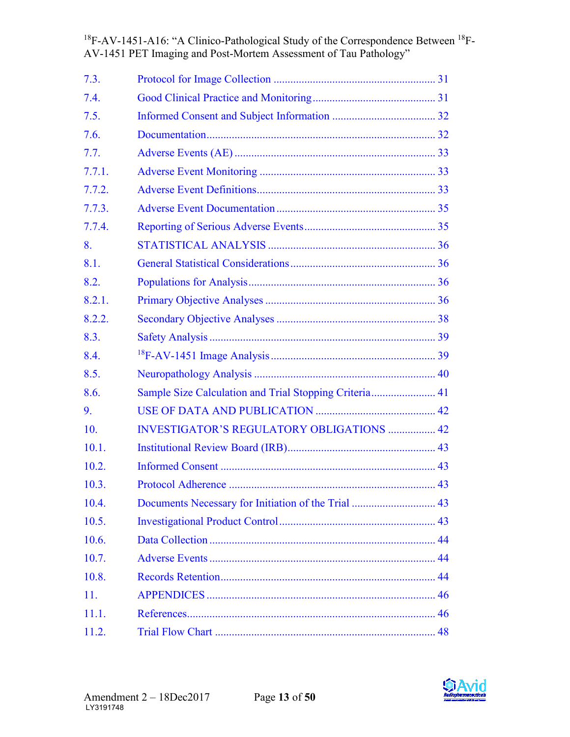| | | |
|---|---|---|
| 7.3. | Protocol for Image Collection | 31 |
| 7.4. | Good Clinical Practice and Monitoring | 31 |
| 7.5. | Informed Consent and Subject Information | 32 |
| 7.6. | Documentation | 32 |
| 7.7. | Adverse Events (AE) | 33 |
| 7.7.1. | Adverse Event Monitoring | 33 |
| 7.7.2. | Adverse Event Definitions | 33 |
| 7.7.3. | Adverse Event Documentation | 35 |
| 7.7.4. | Reporting of Serious Adverse Events | 35 |
| 8. | STATISTICAL ANALYSIS | 36 |
| 8.1. | General Statistical Considerations | 36 |
| 8.2. | Populations for Analysis | 36 |
| 8.2.1. | Primary Objective Analyses | 36 |
| 8.2.2. | Secondary Objective Analyses | 38 |
| 8.3. | Safety Analysis | 39 |
| 8.4. | $^{18}$F-AV-1451 Image Analysis | 39 |
| 8.5. | Neuropathology Analysis | 40 |
| 8.6. | Sample Size Calculation and Trial Stopping Criteria | 41 |
| 9. | USE OF DATA AND PUBLICATION | 42 |
| 10. | INVESTIGATOR'S REGULATORY OBLIGATIONS | 42 |
| 10.1. | Institutional Review Board (IRB) | 43 |
| 10.2. | Informed Consent | 43 |
| 10.3. | Protocol Adherence | 43 |
| 10.4. | Documents Necessary for Initiation of the Trial | 43 |
| 10.5. | Investigational Product Control | 43 |
| 10.6. | Data Collection | 44 |
| 10.7. | Adverse Events | 44 |
| 10.8. | Records Retention | 44 |
| 11. | APPENDICES | 46 |
| 11.1. | References | 46 |
| 11.2. | Trial Flow Chart | 48 |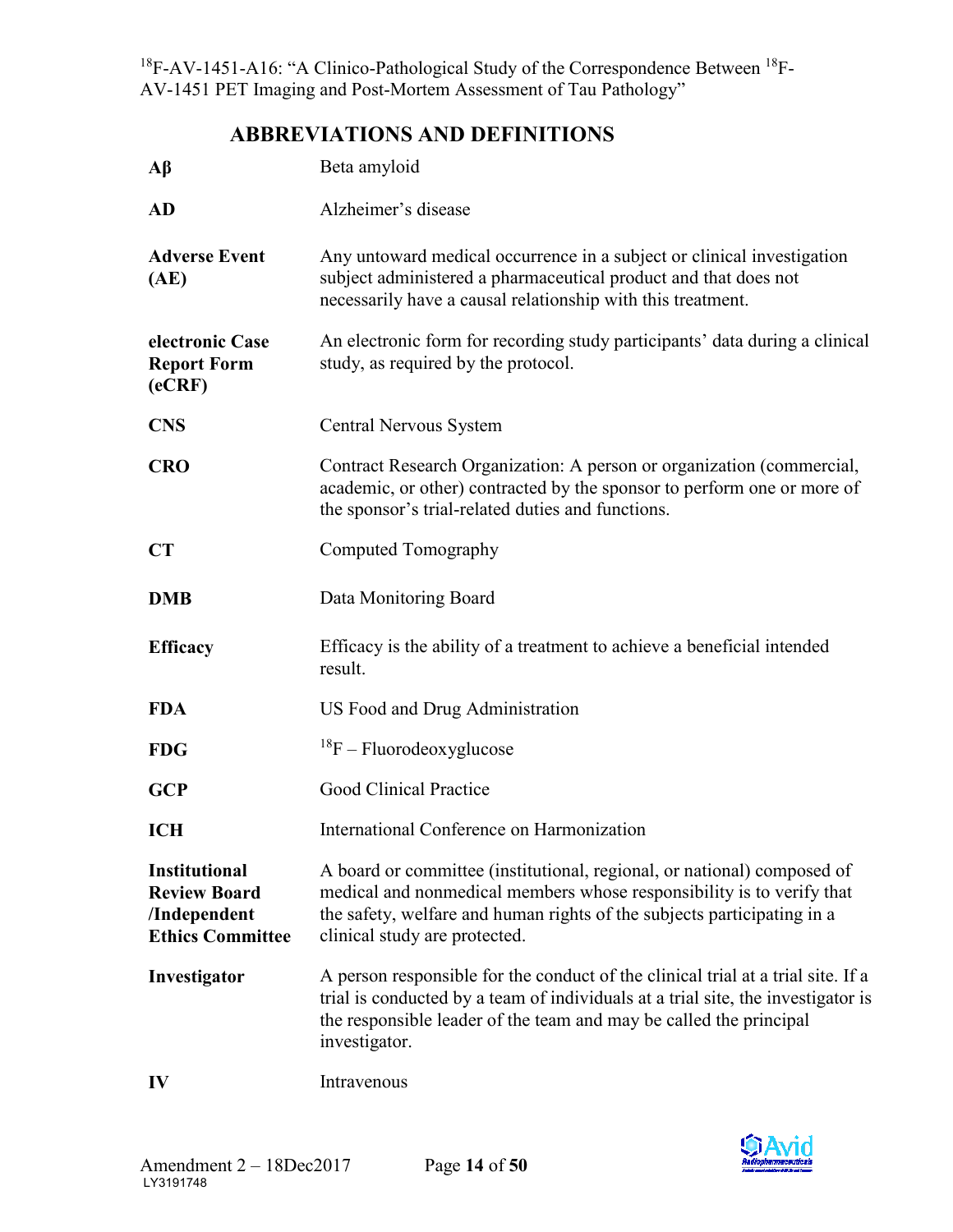## ABBREVIATIONS AND DEFINITIONS

| | |
|---|---|
| **Aβ** | Beta amyloid |
| **AD** | Alzheimer's disease |
| **Adverse Event (AE)** | Any untoward medical occurrence in a subject or clinical investigation subject administered a pharmaceutical product and that does not necessarily have a causal relationship with this treatment. |
| **electronic Case Report Form (eCRF)** | An electronic form for recording study participants' data during a clinical study, as required by the protocol. |
| **CNS** | Central Nervous System |
| **CRO** | Contract Research Organization: A person or organization (commercial, academic, or other) contracted by the sponsor to perform one or more of the sponsor's trial-related duties and functions. |
| **CT** | Computed Tomography |
| **DMB** | Data Monitoring Board |
| **Efficacy** | Efficacy is the ability of a treatment to achieve a beneficial intended result. |
| **FDA** | US Food and Drug Administration |
| **FDG** | $^{18}$F – Fluorodeoxyglucose |
| **GCP** | Good Clinical Practice |
| **ICH** | International Conference on Harmonization |
| **Institutional Review Board /Independent Ethics Committee** | A board or committee (institutional, regional, or national) composed of medical and nonmedical members whose responsibility is to verify that the safety, welfare and human rights of the subjects participating in a clinical study are protected. |
| **Investigator** | A person responsible for the conduct of the clinical trial at a trial site. If a trial is conducted by a team of individuals at a trial site, the investigator is the responsible leader of the team and may be called the principal investigator. |
| **IV** | Intravenous |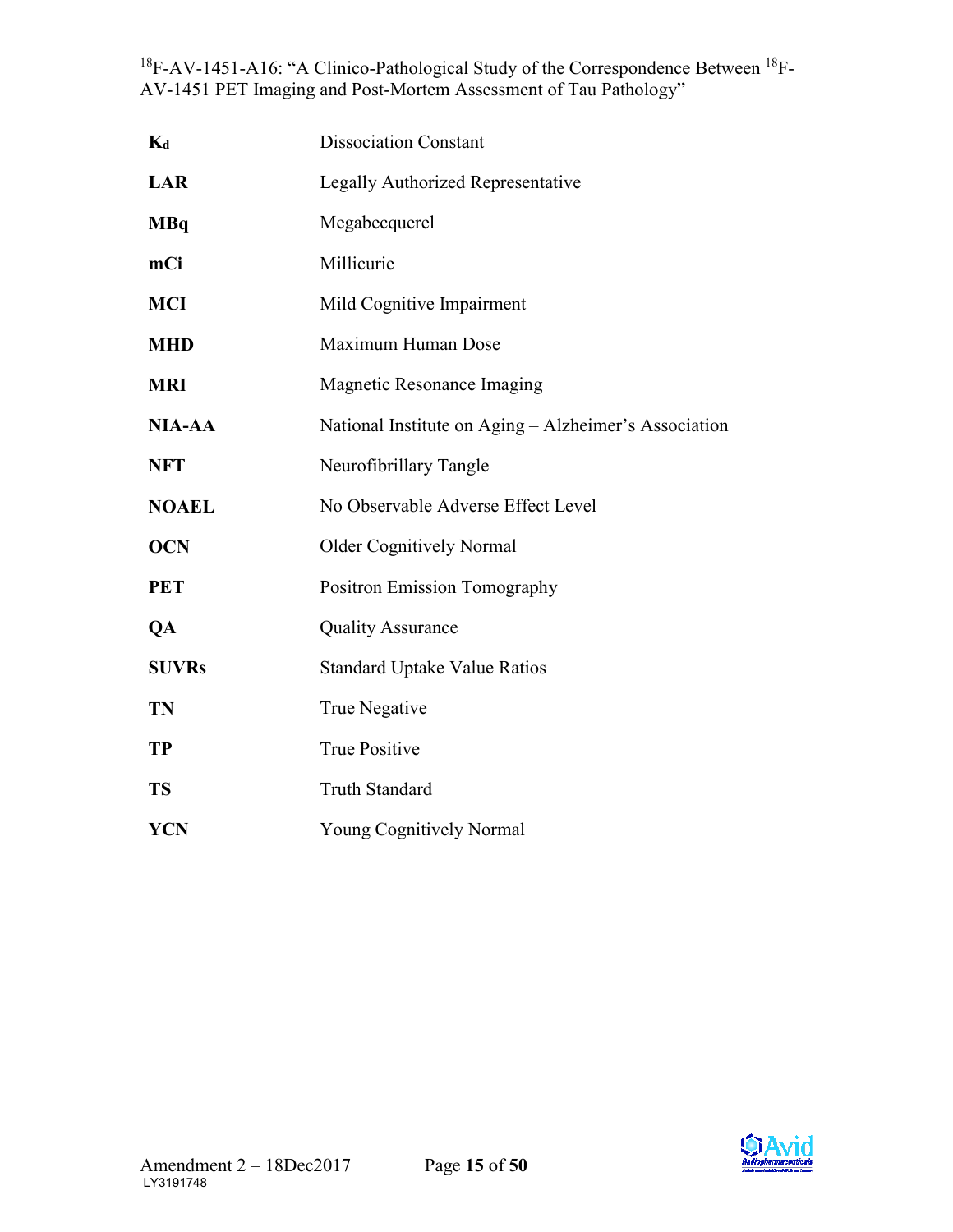| | |
|---|---|
| **$K_d$** | Dissociation Constant |
| **LAR** | Legally Authorized Representative |
| **MBq** | Megabecquerel |
| **mCi** | Millicurie |
| **MCI** | Mild Cognitive Impairment |
| **MHD** | Maximum Human Dose |
| **MRI** | Magnetic Resonance Imaging |
| **NIA-AA** | National Institute on Aging – Alzheimer's Association |
| **NFT** | Neurofibrillary Tangle |
| **NOAEL** | No Observable Adverse Effect Level |
| **OCN** | Older Cognitively Normal |
| **PET** | Positron Emission Tomography |
| **QA** | Quality Assurance |
| **SUVRs** | Standard Uptake Value Ratios |
| **TN** | True Negative |
| **TP** | True Positive |
| **TS** | Truth Standard |
| **YCN** | Young Cognitively Normal |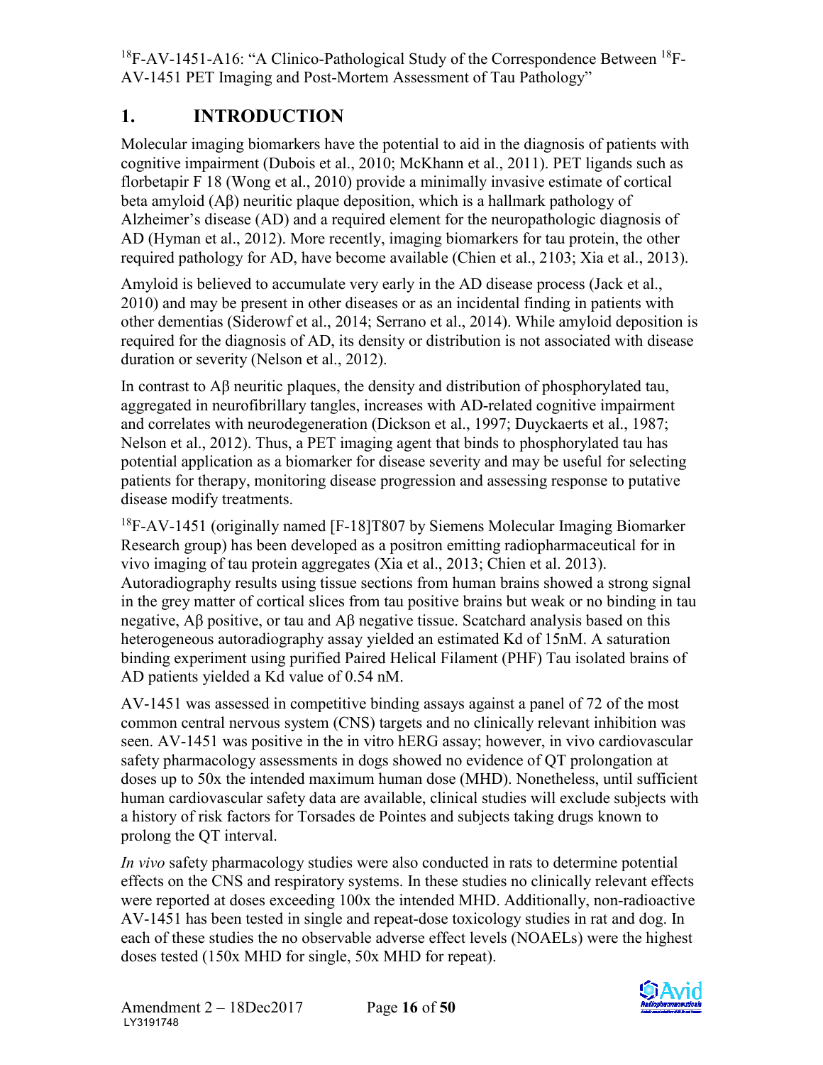# 1. INTRODUCTION

Molecular imaging biomarkers have the potential to aid in the diagnosis of patients with cognitive impairment (Dubois et al., 2010; McKhann et al., 2011). PET ligands such as florbetapir F 18 (Wong et al., 2010) provide a minimally invasive estimate of cortical beta amyloid (Aβ) neuritic plaque deposition, which is a hallmark pathology of Alzheimer's disease (AD) and a required element for the neuropathologic diagnosis of AD (Hyman et al., 2012). More recently, imaging biomarkers for tau protein, the other required pathology for AD, have become available (Chien et al., 2103; Xia et al., 2013).

Amyloid is believed to accumulate very early in the AD disease process (Jack et al., 2010) and may be present in other diseases or as an incidental finding in patients with other dementias (Siderowf et al., 2014; Serrano et al., 2014). While amyloid deposition is required for the diagnosis of AD, its density or distribution is not associated with disease duration or severity (Nelson et al., 2012).

In contrast to Aβ neuritic plaques, the density and distribution of phosphorylated tau, aggregated in neurofibrillary tangles, increases with AD-related cognitive impairment and correlates with neurodegeneration (Dickson et al., 1997; Duyckaerts et al., 1987; Nelson et al., 2012). Thus, a PET imaging agent that binds to phosphorylated tau has potential application as a biomarker for disease severity and may be useful for selecting patients for therapy, monitoring disease progression and assessing response to putative disease modify treatments.

$^{18}$F-AV-1451 (originally named [F-18]T807 by Siemens Molecular Imaging Biomarker Research group) has been developed as a positron emitting radiopharmaceutical for in vivo imaging of tau protein aggregates (Xia et al., 2013; Chien et al. 2013). Autoradiography results using tissue sections from human brains showed a strong signal in the grey matter of cortical slices from tau positive brains but weak or no binding in tau negative, Aβ positive, or tau and Aβ negative tissue. Scatchard analysis based on this heterogeneous autoradiography assay yielded an estimated Kd of 15nM. A saturation binding experiment using purified Paired Helical Filament (PHF) Tau isolated brains of AD patients yielded a Kd value of 0.54 nM.

AV-1451 was assessed in competitive binding assays against a panel of 72 of the most common central nervous system (CNS) targets and no clinically relevant inhibition was seen. AV-1451 was positive in the in vitro hERG assay; however, in vivo cardiovascular safety pharmacology assessments in dogs showed no evidence of QT prolongation at doses up to 50x the intended maximum human dose (MHD). Nonetheless, until sufficient human cardiovascular safety data are available, clinical studies will exclude subjects with a history of risk factors for Torsades de Pointes and subjects taking drugs known to prolong the QT interval.

*In vivo* safety pharmacology studies were also conducted in rats to determine potential effects on the CNS and respiratory systems. In these studies no clinically relevant effects were reported at doses exceeding 100x the intended MHD. Additionally, non-radioactive AV-1451 has been tested in single and repeat-dose toxicology studies in rat and dog. In each of these studies the no observable adverse effect levels (NOAELs) were the highest doses tested (150x MHD for single, 50x MHD for repeat).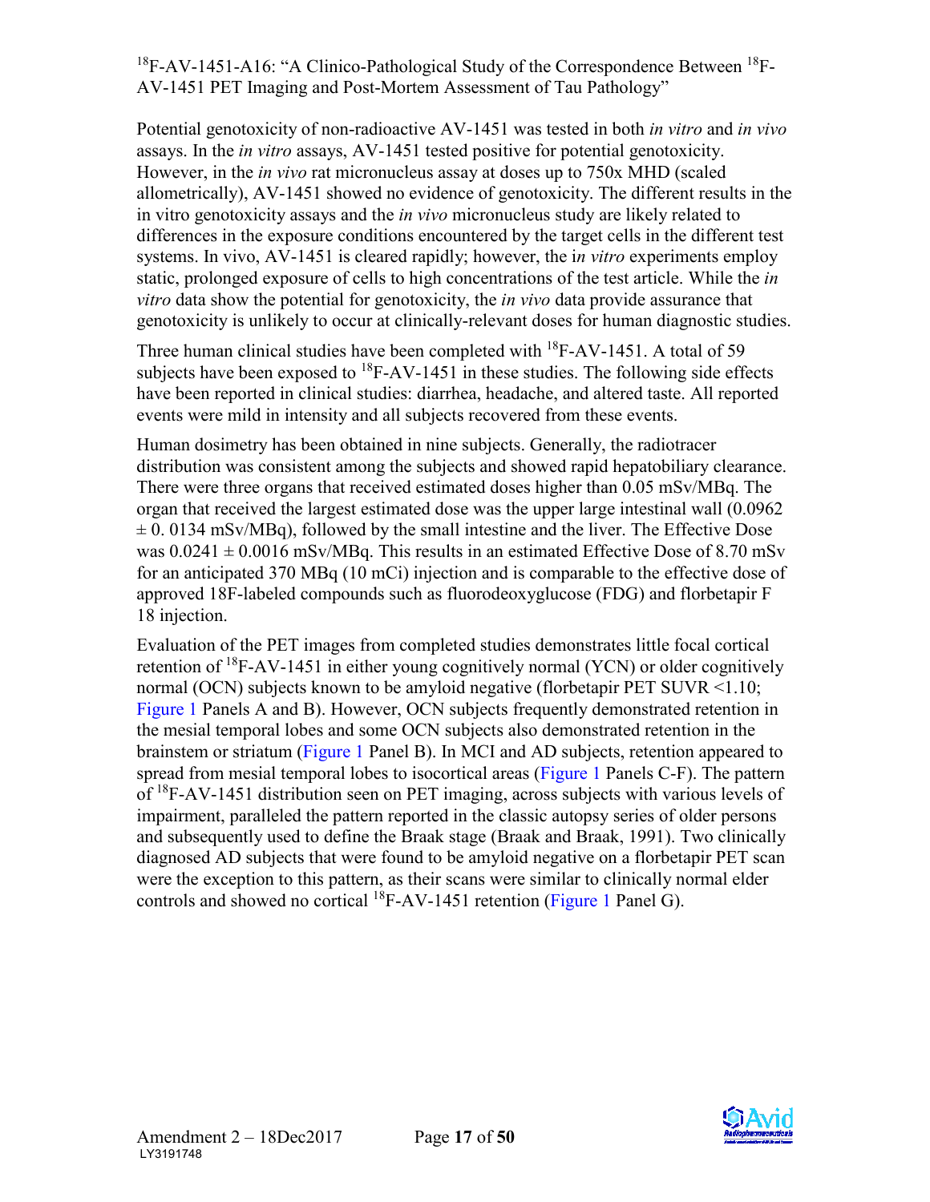Potential genotoxicity of non-radioactive AV-1451 was tested in both *in vitro* and *in vivo* assays. In the *in vitro* assays, AV-1451 tested positive for potential genotoxicity. However, in the *in vivo* rat micronucleus assay at doses up to 750x MHD (scaled allometrically), AV-1451 showed no evidence of genotoxicity. The different results in the in vitro genotoxicity assays and the *in vivo* micronucleus study are likely related to differences in the exposure conditions encountered by the target cells in the different test systems. In vivo, AV-1451 is cleared rapidly; however, the i*n vitro* experiments employ static, prolonged exposure of cells to high concentrations of the test article. While the *in vitro* data show the potential for genotoxicity, the *in vivo* data provide assurance that genotoxicity is unlikely to occur at clinically-relevant doses for human diagnostic studies.

Three human clinical studies have been completed with $^{18}$F-AV-1451. A total of 59 subjects have been exposed to $^{18}$F-AV-1451 in these studies. The following side effects have been reported in clinical studies: diarrhea, headache, and altered taste. All reported events were mild in intensity and all subjects recovered from these events.

Human dosimetry has been obtained in nine subjects. Generally, the radiotracer distribution was consistent among the subjects and showed rapid hepatobiliary clearance. There were three organs that received estimated doses higher than 0.05 mSv/MBq. The organ that received the largest estimated dose was the upper large intestinal wall (0.0962 $\pm$ 0. 0134 mSv/MBq), followed by the small intestine and the liver. The Effective Dose was 0.0241 $\pm$ 0.0016 mSv/MBq. This results in an estimated Effective Dose of 8.70 mSv for an anticipated 370 MBq (10 mCi) injection and is comparable to the effective dose of approved 18F-labeled compounds such as fluorodeoxyglucose (FDG) and florbetapir F 18 injection.

Evaluation of the PET images from completed studies demonstrates little focal cortical retention of $^{18}$F-AV-1451 in either young cognitively normal (YCN) or older cognitively normal (OCN) subjects known to be amyloid negative (florbetapir PET SUVR <1.10; Figure 1 Panels A and B). However, OCN subjects frequently demonstrated retention in the mesial temporal lobes and some OCN subjects also demonstrated retention in the brainstem or striatum (Figure 1 Panel B). In MCI and AD subjects, retention appeared to spread from mesial temporal lobes to isocortical areas (Figure 1 Panels C-F). The pattern of $^{18}$F-AV-1451 distribution seen on PET imaging, across subjects with various levels of impairment, paralleled the pattern reported in the classic autopsy series of older persons and subsequently used to define the Braak stage (Braak and Braak, 1991). Two clinically diagnosed AD subjects that were found to be amyloid negative on a florbetapir PET scan were the exception to this pattern, as their scans were similar to clinically normal elder controls and showed no cortical $^{18}$F-AV-1451 retention (Figure 1 Panel G).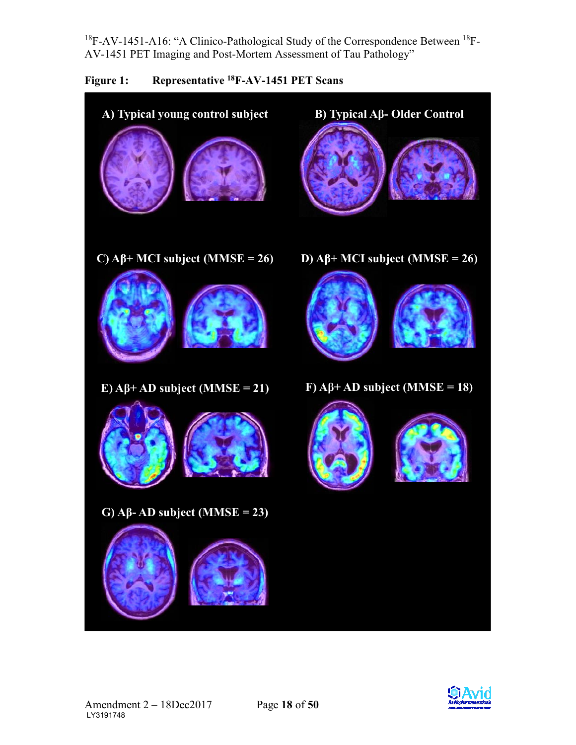**Figure 1: Representative $^{18}$F-AV-1451 PET Scans**

A) Typical young control subject

B) Typical Aβ- Older Control

C) Aβ+ MCI subject (MMSE = 26)

D) Aβ+ MCI subject (MMSE = 26)

E) Aβ+ AD subject (MMSE = 21)

F) Aβ+ AD subject (MMSE = 18)

G) Aβ- AD subject (MMSE = 23)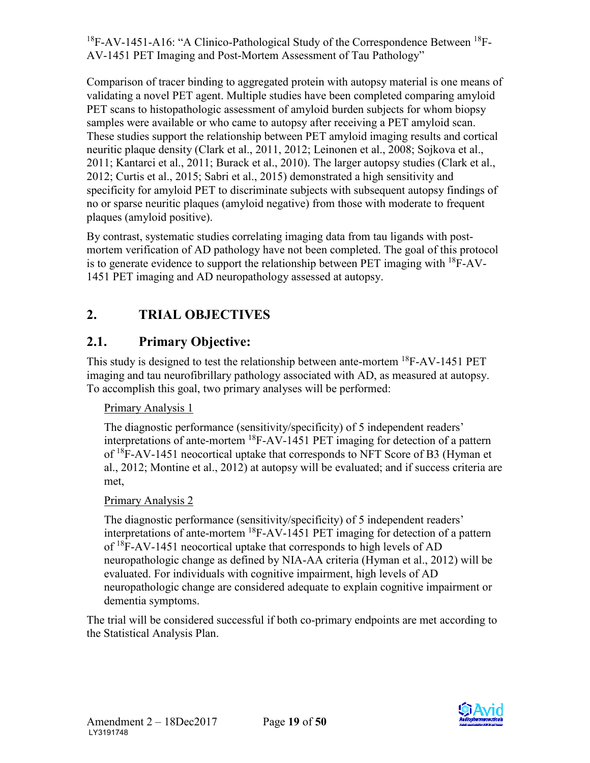Comparison of tracer binding to aggregated protein with autopsy material is one means of validating a novel PET agent. Multiple studies have been completed comparing amyloid PET scans to histopathologic assessment of amyloid burden subjects for whom biopsy samples were available or who came to autopsy after receiving a PET amyloid scan. These studies support the relationship between PET amyloid imaging results and cortical neuritic plaque density (Clark et al., 2011, 2012; Leinonen et al., 2008; Sojkova et al., 2011; Kantarci et al., 2011; Burack et al., 2010). The larger autopsy studies (Clark et al., 2012; Curtis et al., 2015; Sabri et al., 2015) demonstrated a high sensitivity and specificity for amyloid PET to discriminate subjects with subsequent autopsy findings of no or sparse neuritic plaques (amyloid negative) from those with moderate to frequent plaques (amyloid positive).

By contrast, systematic studies correlating imaging data from tau ligands with post-mortem verification of AD pathology have not been completed. The goal of this protocol is to generate evidence to support the relationship between PET imaging with $^{18}$F-AV-1451 PET imaging and AD neuropathology assessed at autopsy.

## 2. TRIAL OBJECTIVES

### 2.1. Primary Objective:

This study is designed to test the relationship between ante-mortem $^{18}$F-AV-1451 PET imaging and tau neurofibrillary pathology associated with AD, as measured at autopsy. To accomplish this goal, two primary analyses will be performed:

Primary Analysis 1

The diagnostic performance (sensitivity/specificity) of 5 independent readers' interpretations of ante-mortem $^{18}$F-AV-1451 PET imaging for detection of a pattern of $^{18}$F-AV-1451 neocortical uptake that corresponds to NFT Score of B3 (Hyman et al., 2012; Montine et al., 2012) at autopsy will be evaluated; and if success criteria are met,

Primary Analysis 2

The diagnostic performance (sensitivity/specificity) of 5 independent readers' interpretations of ante-mortem $^{18}$F-AV-1451 PET imaging for detection of a pattern of $^{18}$F-AV-1451 neocortical uptake that corresponds to high levels of AD neuropathologic change as defined by NIA-AA criteria (Hyman et al., 2012) will be evaluated. For individuals with cognitive impairment, high levels of AD neuropathologic change are considered adequate to explain cognitive impairment or dementia symptoms.

The trial will be considered successful if both co-primary endpoints are met according to the Statistical Analysis Plan.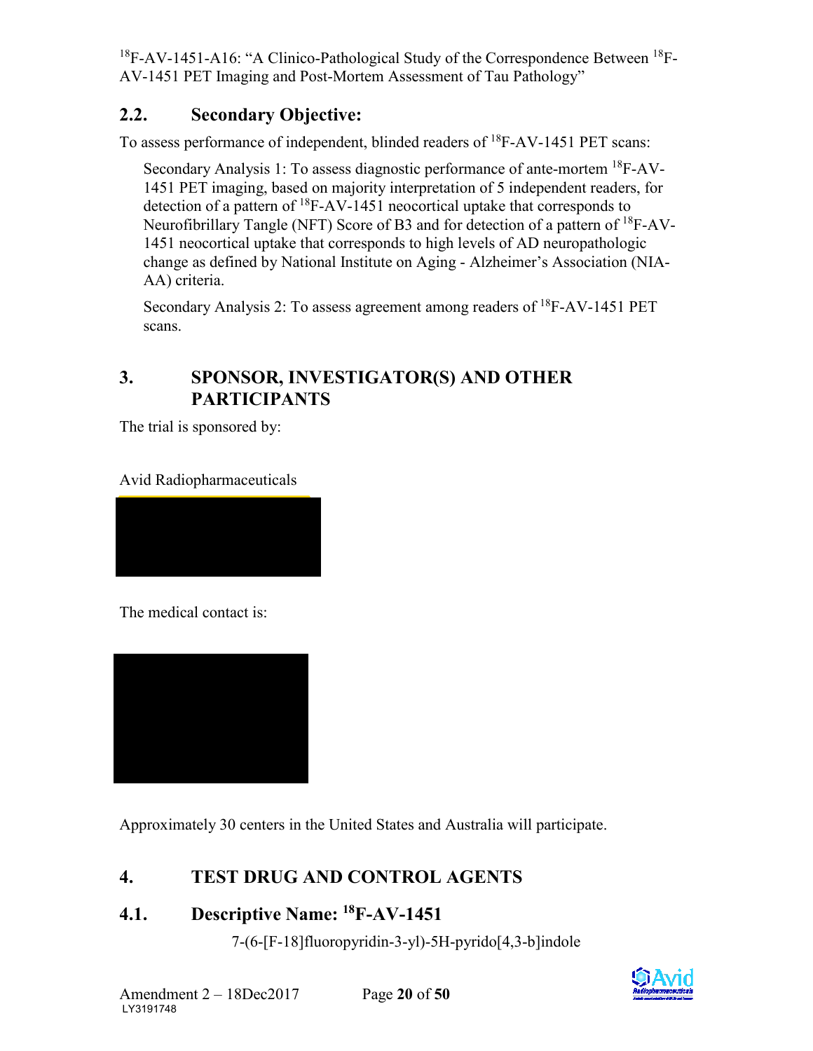## 2.2. Secondary Objective:

To assess performance of independent, blinded readers of $^{18}$F-AV-1451 PET scans:

Secondary Analysis 1: To assess diagnostic performance of ante-mortem $^{18}$F-AV-1451 PET imaging, based on majority interpretation of 5 independent readers, for detection of a pattern of $^{18}$F-AV-1451 neocortical uptake that corresponds to Neurofibrillary Tangle (NFT) Score of B3 and for detection of a pattern of $^{18}$F-AV-1451 neocortical uptake that corresponds to high levels of AD neuropathologic change as defined by National Institute on Aging - Alzheimer's Association (NIA-AA) criteria.

Secondary Analysis 2: To assess agreement among readers of $^{18}$F-AV-1451 PET scans.

# 3. SPONSOR, INVESTIGATOR(S) AND OTHER PARTICIPANTS

The trial is sponsored by:

Avid Radiopharmaceuticals

The medical contact is:

Approximately 30 centers in the United States and Australia will participate.

# 4. TEST DRUG AND CONTROL AGENTS

## 4.1. Descriptive Name: $^{18}$F-AV-1451

7-(6-[F-18]fluoropyridin-3-yl)-5H-pyrido[4,3-b]indole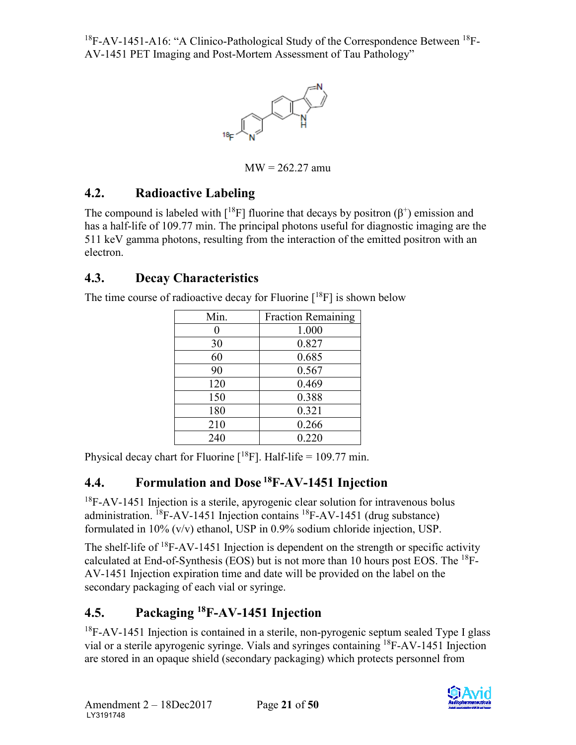MW = 262.27 amu

## 4.2. Radioactive Labeling

The compound is labeled with [$^{18}$F] fluorine that decays by positron ($\beta^+$) emission and has a half-life of 109.77 min. The principal photons useful for diagnostic imaging are the 511 keV gamma photons, resulting from the interaction of the emitted positron with an electron.

## 4.3. Decay Characteristics

The time course of radioactive decay for Fluorine [$^{18}$F] is shown below

| Min. | Fraction Remaining |
|---|---|
| 0 | 1.000 |
| 30 | 0.827 |
| 60 | 0.685 |
| 90 | 0.567 |
| 120 | 0.469 |
| 150 | 0.388 |
| 180 | 0.321 |
| 210 | 0.266 |
| 240 | 0.220 |

Physical decay chart for Fluorine [$^{18}$F]. Half-life = 109.77 min.

## 4.4. Formulation and Dose $^{18}$F-AV-1451 Injection

$^{18}$F-AV-1451 Injection is a sterile, apyrogenic clear solution for intravenous bolus administration. $^{18}$F-AV-1451 Injection contains $^{18}$F-AV-1451 (drug substance) formulated in 10% (v/v) ethanol, USP in 0.9% sodium chloride injection, USP.

The shelf-life of $^{18}$F-AV-1451 Injection is dependent on the strength or specific activity calculated at End-of-Synthesis (EOS) but is not more than 10 hours post EOS. The $^{18}$F-AV-1451 Injection expiration time and date will be provided on the label on the secondary packaging of each vial or syringe.

## 4.5. Packaging $^{18}$F-AV-1451 Injection

$^{18}$F-AV-1451 Injection is contained in a sterile, non-pyrogenic septum sealed Type I glass vial or a sterile apyrogenic syringe. Vials and syringes containing $^{18}$F-AV-1451 Injection are stored in an opaque shield (secondary packaging) which protects personnel from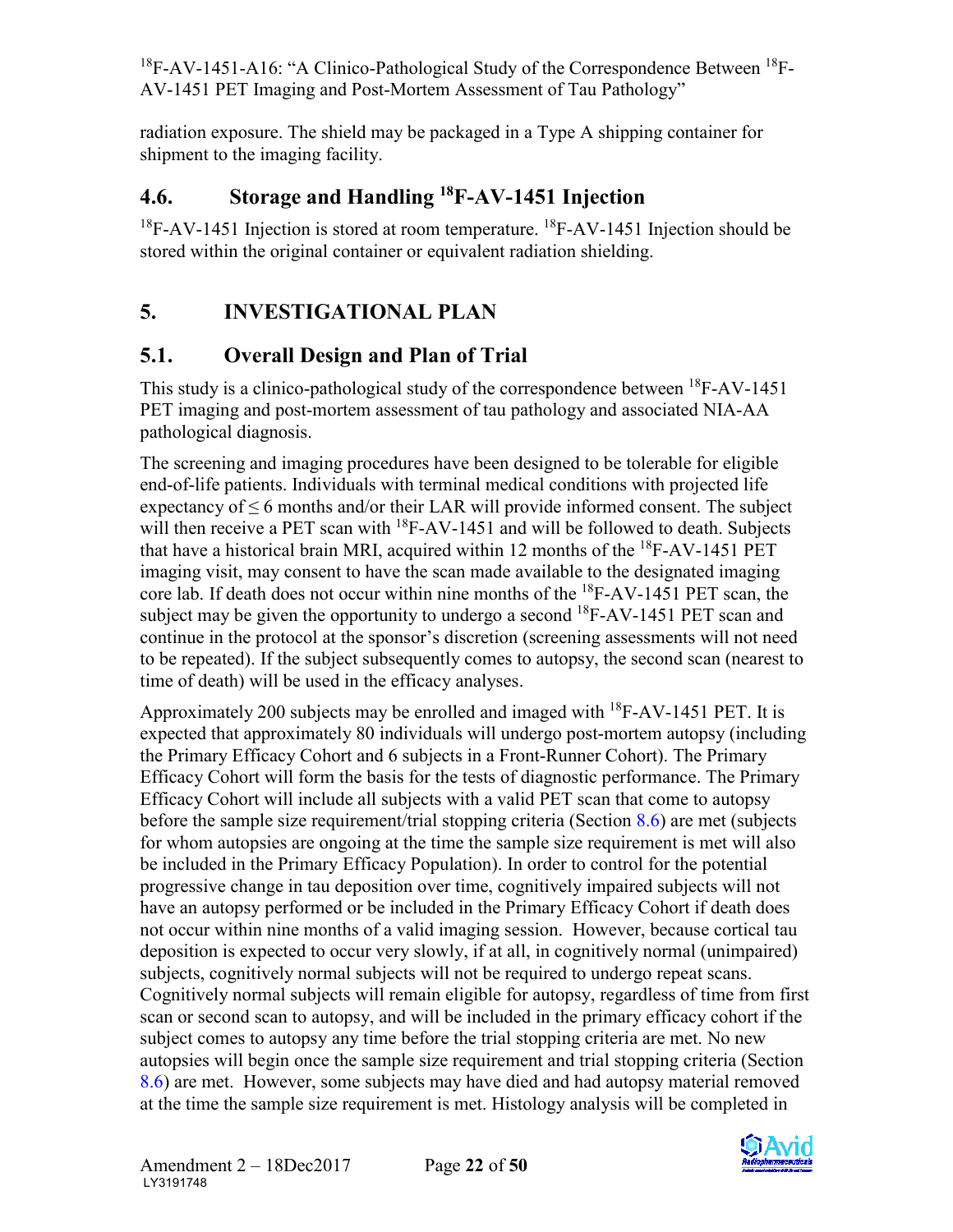radiation exposure. The shield may be packaged in a Type A shipping container for shipment to the imaging facility.

## 4.6. Storage and Handling $^{18}$F-AV-1451 Injection

$^{18}$F-AV-1451 Injection is stored at room temperature. $^{18}$F-AV-1451 Injection should be stored within the original container or equivalent radiation shielding.

# 5. INVESTIGATIONAL PLAN

## 5.1. Overall Design and Plan of Trial

This study is a clinico-pathological study of the correspondence between $^{18}$F-AV-1451 PET imaging and post-mortem assessment of tau pathology and associated NIA-AA pathological diagnosis.

The screening and imaging procedures have been designed to be tolerable for eligible end-of-life patients. Individuals with terminal medical conditions with projected life expectancy of ≤ 6 months and/or their LAR will provide informed consent. The subject will then receive a PET scan with $^{18}$F-AV-1451 and will be followed to death. Subjects that have a historical brain MRI, acquired within 12 months of the $^{18}$F-AV-1451 PET imaging visit, may consent to have the scan made available to the designated imaging core lab. If death does not occur within nine months of the $^{18}$F-AV-1451 PET scan, the subject may be given the opportunity to undergo a second $^{18}$F-AV-1451 PET scan and continue in the protocol at the sponsor's discretion (screening assessments will not need to be repeated). If the subject subsequently comes to autopsy, the second scan (nearest to time of death) will be used in the efficacy analyses.

Approximately 200 subjects may be enrolled and imaged with $^{18}$F-AV-1451 PET. It is expected that approximately 80 individuals will undergo post-mortem autopsy (including the Primary Efficacy Cohort and 6 subjects in a Front-Runner Cohort). The Primary Efficacy Cohort will form the basis for the tests of diagnostic performance. The Primary Efficacy Cohort will include all subjects with a valid PET scan that come to autopsy before the sample size requirement/trial stopping criteria (Section 8.6) are met (subjects for whom autopsies are ongoing at the time the sample size requirement is met will also be included in the Primary Efficacy Population). In order to control for the potential progressive change in tau deposition over time, cognitively impaired subjects will not have an autopsy performed or be included in the Primary Efficacy Cohort if death does not occur within nine months of a valid imaging session. However, because cortical tau deposition is expected to occur very slowly, if at all, in cognitively normal (unimpaired) subjects, cognitively normal subjects will not be required to undergo repeat scans. Cognitively normal subjects will remain eligible for autopsy, regardless of time from first scan or second scan to autopsy, and will be included in the primary efficacy cohort if the subject comes to autopsy any time before the trial stopping criteria are met. No new autopsies will begin once the sample size requirement and trial stopping criteria (Section 8.6) are met. However, some subjects may have died and had autopsy material removed at the time the sample size requirement is met. Histology analysis will be completed in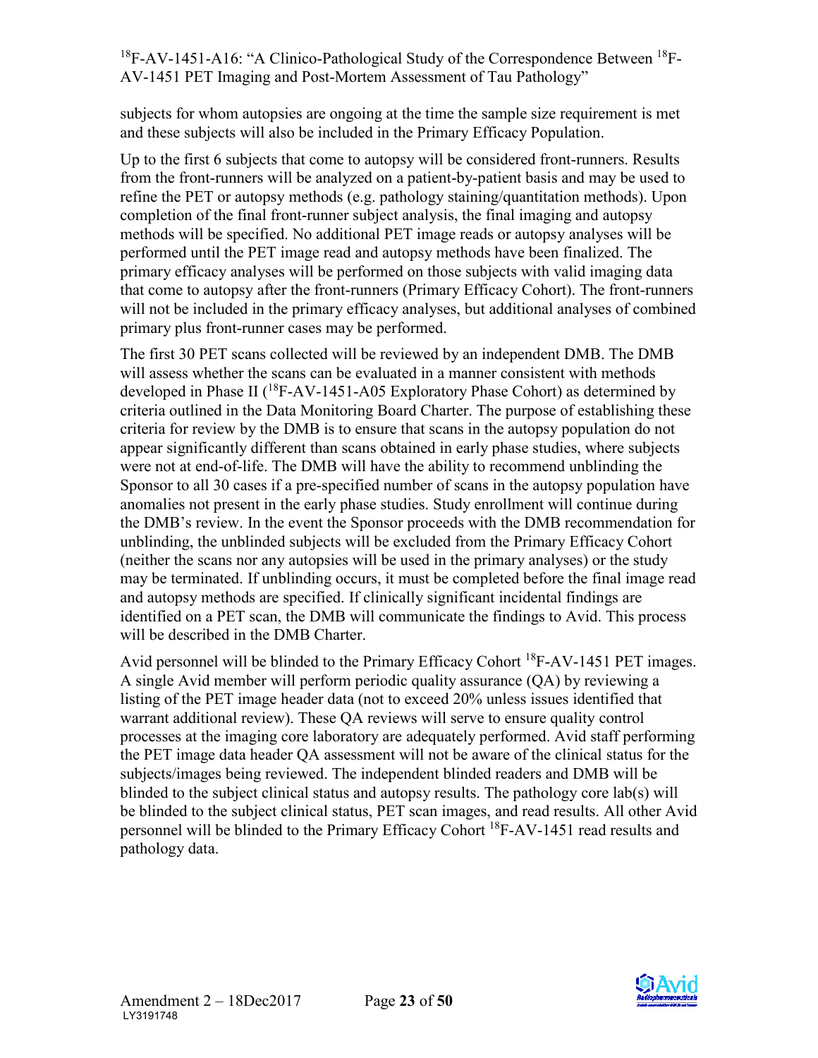subjects for whom autopsies are ongoing at the time the sample size requirement is met and these subjects will also be included in the Primary Efficacy Population.

Up to the first 6 subjects that come to autopsy will be considered front-runners. Results from the front-runners will be analyzed on a patient-by-patient basis and may be used to refine the PET or autopsy methods (e.g. pathology staining/quantitation methods). Upon completion of the final front-runner subject analysis, the final imaging and autopsy methods will be specified. No additional PET image reads or autopsy analyses will be performed until the PET image read and autopsy methods have been finalized. The primary efficacy analyses will be performed on those subjects with valid imaging data that come to autopsy after the front-runners (Primary Efficacy Cohort). The front-runners will not be included in the primary efficacy analyses, but additional analyses of combined primary plus front-runner cases may be performed.

The first 30 PET scans collected will be reviewed by an independent DMB. The DMB will assess whether the scans can be evaluated in a manner consistent with methods developed in Phase II ($^{18}$F-AV-1451-A05 Exploratory Phase Cohort) as determined by criteria outlined in the Data Monitoring Board Charter. The purpose of establishing these criteria for review by the DMB is to ensure that scans in the autopsy population do not appear significantly different than scans obtained in early phase studies, where subjects were not at end-of-life. The DMB will have the ability to recommend unblinding the Sponsor to all 30 cases if a pre-specified number of scans in the autopsy population have anomalies not present in the early phase studies. Study enrollment will continue during the DMB's review. In the event the Sponsor proceeds with the DMB recommendation for unblinding, the unblinded subjects will be excluded from the Primary Efficacy Cohort (neither the scans nor any autopsies will be used in the primary analyses) or the study may be terminated. If unblinding occurs, it must be completed before the final image read and autopsy methods are specified. If clinically significant incidental findings are identified on a PET scan, the DMB will communicate the findings to Avid. This process will be described in the DMB Charter.

Avid personnel will be blinded to the Primary Efficacy Cohort $^{18}$F-AV-1451 PET images. A single Avid member will perform periodic quality assurance (QA) by reviewing a listing of the PET image header data (not to exceed 20% unless issues identified that warrant additional review). These QA reviews will serve to ensure quality control processes at the imaging core laboratory are adequately performed. Avid staff performing the PET image data header QA assessment will not be aware of the clinical status for the subjects/images being reviewed. The independent blinded readers and DMB will be blinded to the subject clinical status and autopsy results. The pathology core lab(s) will be blinded to the subject clinical status, PET scan images, and read results. All other Avid personnel will be blinded to the Primary Efficacy Cohort $^{18}$F-AV-1451 read results and pathology data.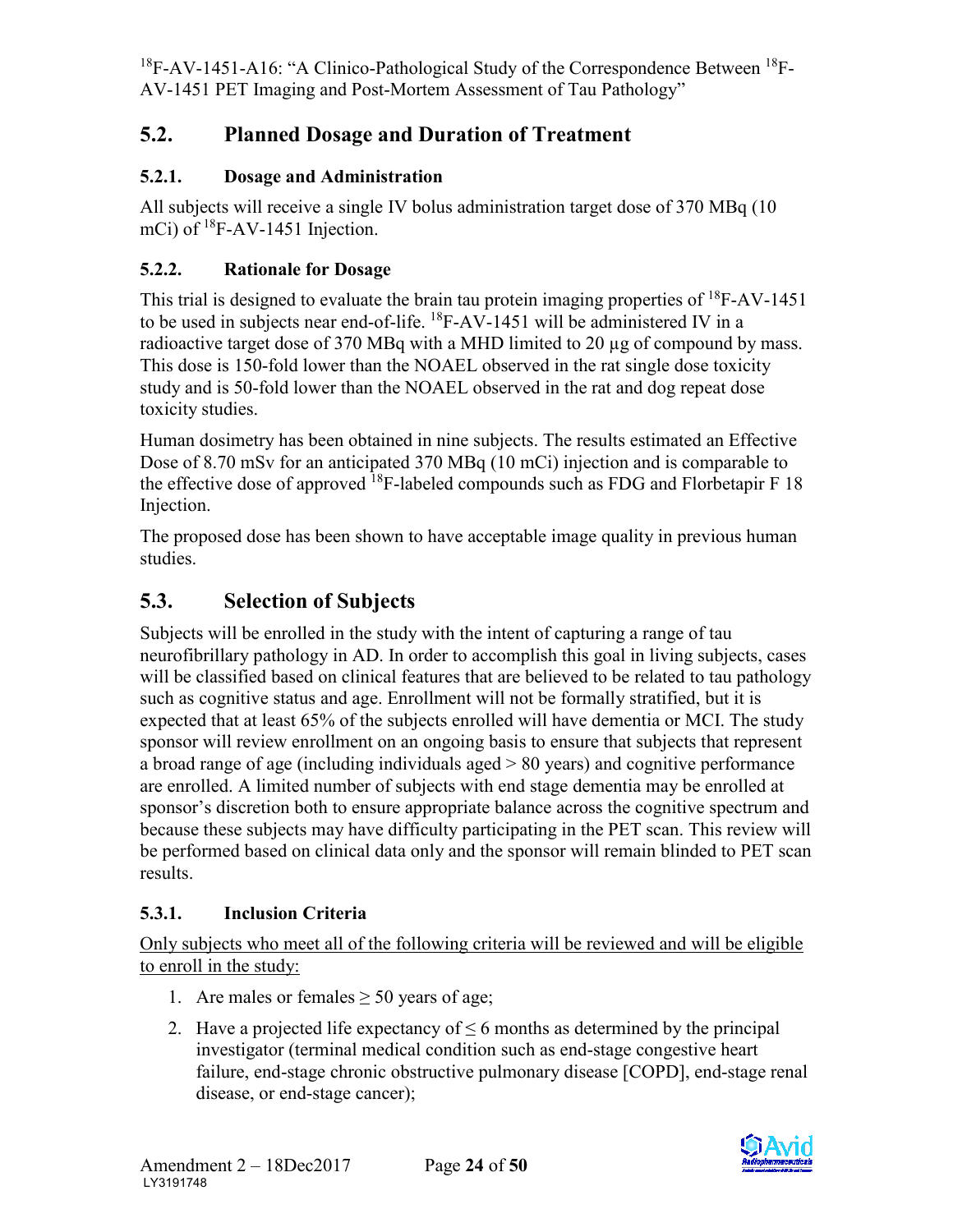## 5.2. Planned Dosage and Duration of Treatment

### 5.2.1. Dosage and Administration

All subjects will receive a single IV bolus administration target dose of 370 MBq (10 mCi) of $^{18}$F-AV-1451 Injection.

### 5.2.2. Rationale for Dosage

This trial is designed to evaluate the brain tau protein imaging properties of $^{18}$F-AV-1451 to be used in subjects near end-of-life. $^{18}$F-AV-1451 will be administered IV in a radioactive target dose of 370 MBq with a MHD limited to 20 µg of compound by mass. This dose is 150-fold lower than the NOAEL observed in the rat single dose toxicity study and is 50-fold lower than the NOAEL observed in the rat and dog repeat dose toxicity studies.

Human dosimetry has been obtained in nine subjects. The results estimated an Effective Dose of 8.70 mSv for an anticipated 370 MBq (10 mCi) injection and is comparable to the effective dose of approved $^{18}$F-labeled compounds such as FDG and Florbetapir F 18 Injection.

The proposed dose has been shown to have acceptable image quality in previous human studies.

## 5.3. Selection of Subjects

Subjects will be enrolled in the study with the intent of capturing a range of tau neurofibrillary pathology in AD. In order to accomplish this goal in living subjects, cases will be classified based on clinical features that are believed to be related to tau pathology such as cognitive status and age. Enrollment will not be formally stratified, but it is expected that at least 65% of the subjects enrolled will have dementia or MCI. The study sponsor will review enrollment on an ongoing basis to ensure that subjects that represent a broad range of age (including individuals aged > 80 years) and cognitive performance are enrolled. A limited number of subjects with end stage dementia may be enrolled at sponsor's discretion both to ensure appropriate balance across the cognitive spectrum and because these subjects may have difficulty participating in the PET scan. This review will be performed based on clinical data only and the sponsor will remain blinded to PET scan results.

### 5.3.1. Inclusion Criteria

Only subjects who meet all of the following criteria will be reviewed and will be eligible to enroll in the study:

1. Are males or females ≥ 50 years of age;
2. Have a projected life expectancy of ≤ 6 months as determined by the principal investigator (terminal medical condition such as end-stage congestive heart failure, end-stage chronic obstructive pulmonary disease [COPD], end-stage renal disease, or end-stage cancer);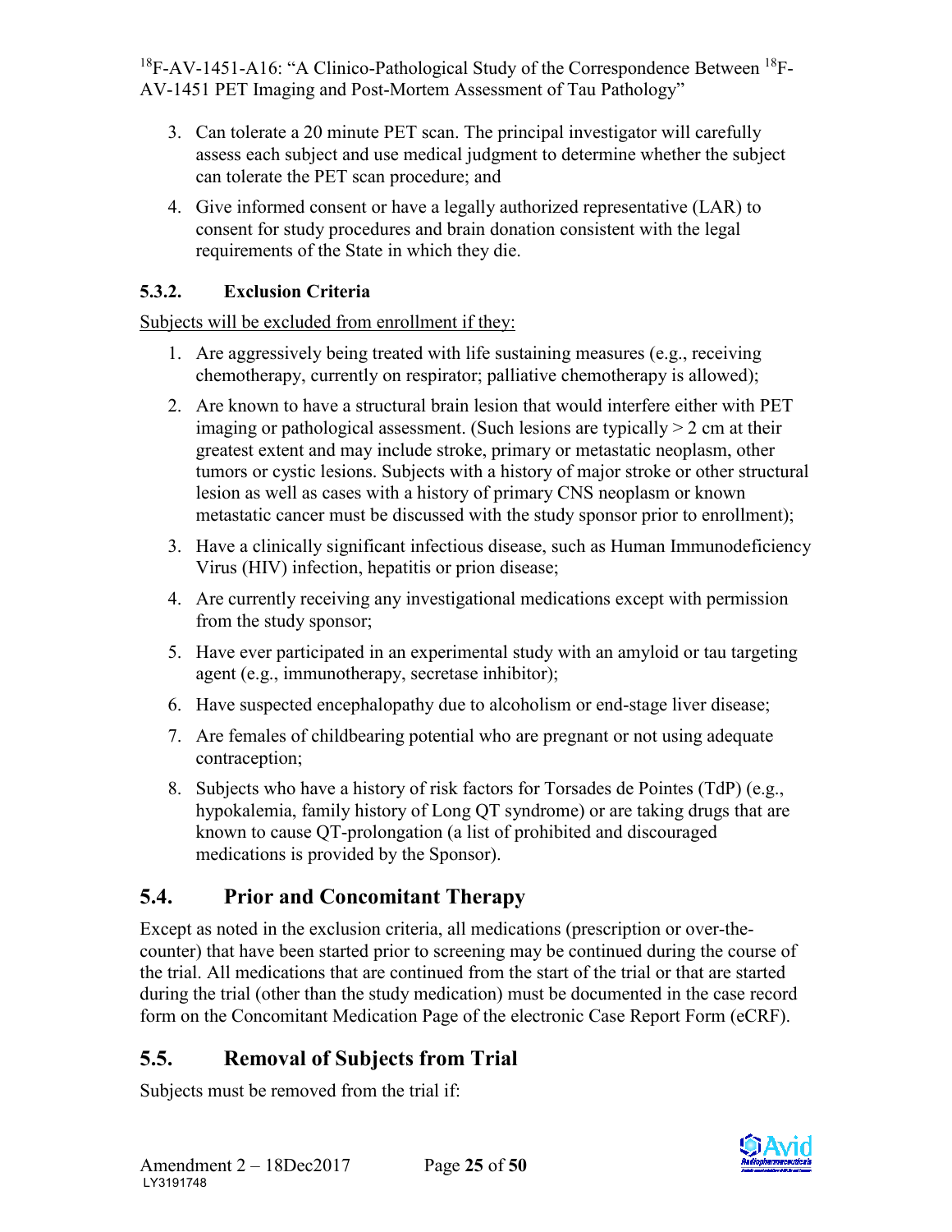3. Can tolerate a 20 minute PET scan. The principal investigator will carefully assess each subject and use medical judgment to determine whether the subject can tolerate the PET scan procedure; and
4. Give informed consent or have a legally authorized representative (LAR) to consent for study procedures and brain donation consistent with the legal requirements of the State in which they die.

### 5.3.2. Exclusion Criteria

Subjects will be excluded from enrollment if they:

1. Are aggressively being treated with life sustaining measures (e.g., receiving chemotherapy, currently on respirator; palliative chemotherapy is allowed);
2. Are known to have a structural brain lesion that would interfere either with PET imaging or pathological assessment. (Such lesions are typically > 2 cm at their greatest extent and may include stroke, primary or metastatic neoplasm, other tumors or cystic lesions. Subjects with a history of major stroke or other structural lesion as well as cases with a history of primary CNS neoplasm or known metastatic cancer must be discussed with the study sponsor prior to enrollment);
3. Have a clinically significant infectious disease, such as Human Immunodeficiency Virus (HIV) infection, hepatitis or prion disease;
4. Are currently receiving any investigational medications except with permission from the study sponsor;
5. Have ever participated in an experimental study with an amyloid or tau targeting agent (e.g., immunotherapy, secretase inhibitor);
6. Have suspected encephalopathy due to alcoholism or end-stage liver disease;
7. Are females of childbearing potential who are pregnant or not using adequate contraception;
8. Subjects who have a history of risk factors for Torsades de Pointes (TdP) (e.g., hypokalemia, family history of Long QT syndrome) or are taking drugs that are known to cause QT-prolongation (a list of prohibited and discouraged medications is provided by the Sponsor).

## 5.4. Prior and Concomitant Therapy

Except as noted in the exclusion criteria, all medications (prescription or over-the-counter) that have been started prior to screening may be continued during the course of the trial. All medications that are continued from the start of the trial or that are started during the trial (other than the study medication) must be documented in the case record form on the Concomitant Medication Page of the electronic Case Report Form (eCRF).

## 5.5. Removal of Subjects from Trial

Subjects must be removed from the trial if: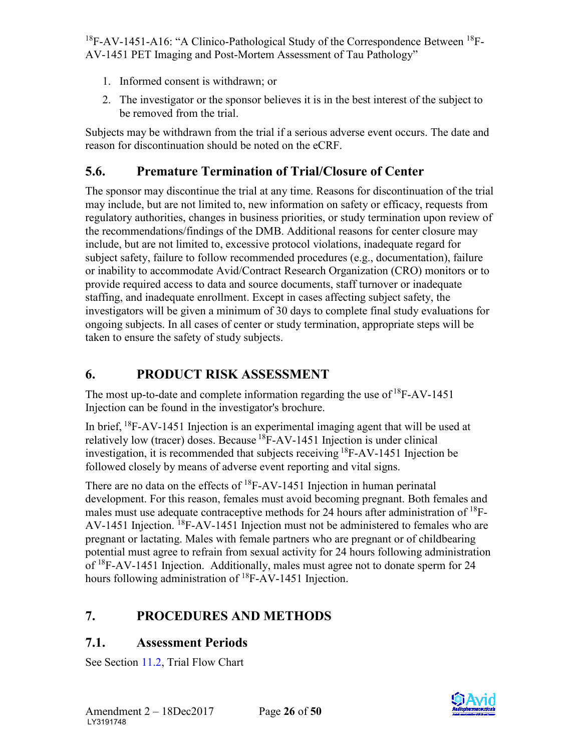1. Informed consent is withdrawn; or
2. The investigator or the sponsor believes it is in the best interest of the subject to be removed from the trial.

Subjects may be withdrawn from the trial if a serious adverse event occurs. The date and reason for discontinuation should be noted on the eCRF.

## 5.6. Premature Termination of Trial/Closure of Center

The sponsor may discontinue the trial at any time. Reasons for discontinuation of the trial may include, but are not limited to, new information on safety or efficacy, requests from regulatory authorities, changes in business priorities, or study termination upon review of the recommendations/findings of the DMB. Additional reasons for center closure may include, but are not limited to, excessive protocol violations, inadequate regard for subject safety, failure to follow recommended procedures (e.g., documentation), failure or inability to accommodate Avid/Contract Research Organization (CRO) monitors or to provide required access to data and source documents, staff turnover or inadequate staffing, and inadequate enrollment. Except in cases affecting subject safety, the investigators will be given a minimum of 30 days to complete final study evaluations for ongoing subjects. In all cases of center or study termination, appropriate steps will be taken to ensure the safety of study subjects.

# 6. PRODUCT RISK ASSESSMENT

The most up-to-date and complete information regarding the use of $^{18}$F-AV-1451 Injection can be found in the investigator's brochure.

In brief, $^{18}$F-AV-1451 Injection is an experimental imaging agent that will be used at relatively low (tracer) doses. Because $^{18}$F-AV-1451 Injection is under clinical investigation, it is recommended that subjects receiving $^{18}$F-AV-1451 Injection be followed closely by means of adverse event reporting and vital signs.

There are no data on the effects of $^{18}$F-AV-1451 Injection in human perinatal development. For this reason, females must avoid becoming pregnant. Both females and males must use adequate contraceptive methods for 24 hours after administration of $^{18}$F-AV-1451 Injection. $^{18}$F-AV-1451 Injection must not be administered to females who are pregnant or lactating. Males with female partners who are pregnant or of childbearing potential must agree to refrain from sexual activity for 24 hours following administration of $^{18}$F-AV-1451 Injection. Additionally, males must agree not to donate sperm for 24 hours following administration of $^{18}$F-AV-1451 Injection.

# 7. PROCEDURES AND METHODS

## 7.1. Assessment Periods

See Section 11.2, Trial Flow Chart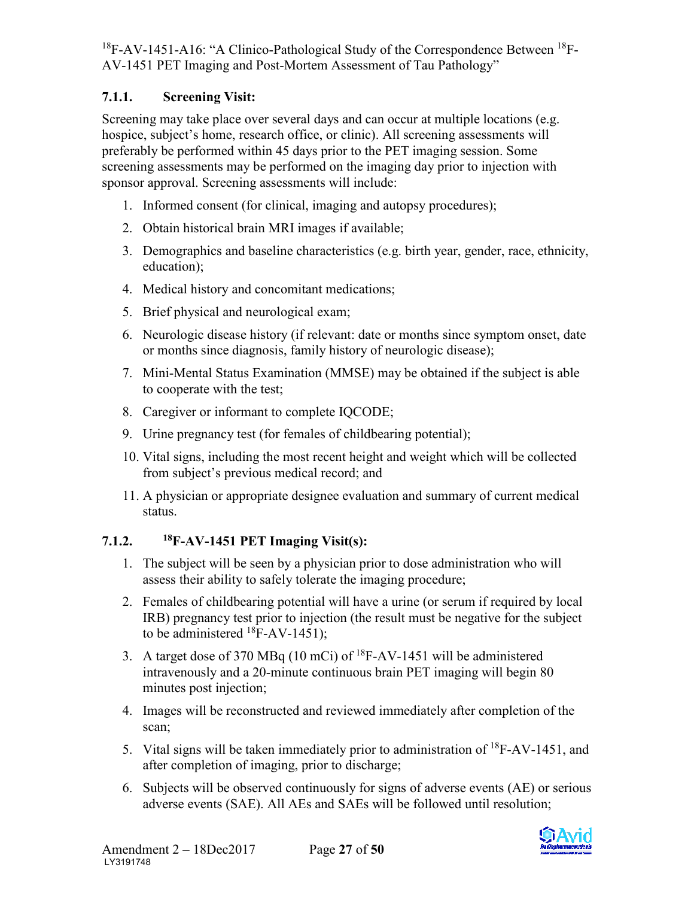### 7.1.1. Screening Visit:

Screening may take place over several days and can occur at multiple locations (e.g. hospice, subject's home, research office, or clinic). All screening assessments will preferably be performed within 45 days prior to the PET imaging session. Some screening assessments may be performed on the imaging day prior to injection with sponsor approval. Screening assessments will include:

1. Informed consent (for clinical, imaging and autopsy procedures);
2. Obtain historical brain MRI images if available;
3. Demographics and baseline characteristics (e.g. birth year, gender, race, ethnicity, education);
4. Medical history and concomitant medications;
5. Brief physical and neurological exam;
6. Neurologic disease history (if relevant: date or months since symptom onset, date or months since diagnosis, family history of neurologic disease);
7. Mini-Mental Status Examination (MMSE) may be obtained if the subject is able to cooperate with the test;
8. Caregiver or informant to complete IQCODE;
9. Urine pregnancy test (for females of childbearing potential);
10. Vital signs, including the most recent height and weight which will be collected from subject's previous medical record; and
11. A physician or appropriate designee evaluation and summary of current medical status.

### 7.1.2. $^{18}$F-AV-1451 PET Imaging Visit(s):

1. The subject will be seen by a physician prior to dose administration who will assess their ability to safely tolerate the imaging procedure;
2. Females of childbearing potential will have a urine (or serum if required by local IRB) pregnancy test prior to injection (the result must be negative for the subject to be administered $^{18}$F-AV-1451);
3. A target dose of 370 MBq (10 mCi) of $^{18}$F-AV-1451 will be administered intravenously and a 20-minute continuous brain PET imaging will begin 80 minutes post injection;
4. Images will be reconstructed and reviewed immediately after completion of the scan;
5. Vital signs will be taken immediately prior to administration of $^{18}$F-AV-1451, and after completion of imaging, prior to discharge;
6. Subjects will be observed continuously for signs of adverse events (AE) or serious adverse events (SAE). All AEs and SAEs will be followed until resolution;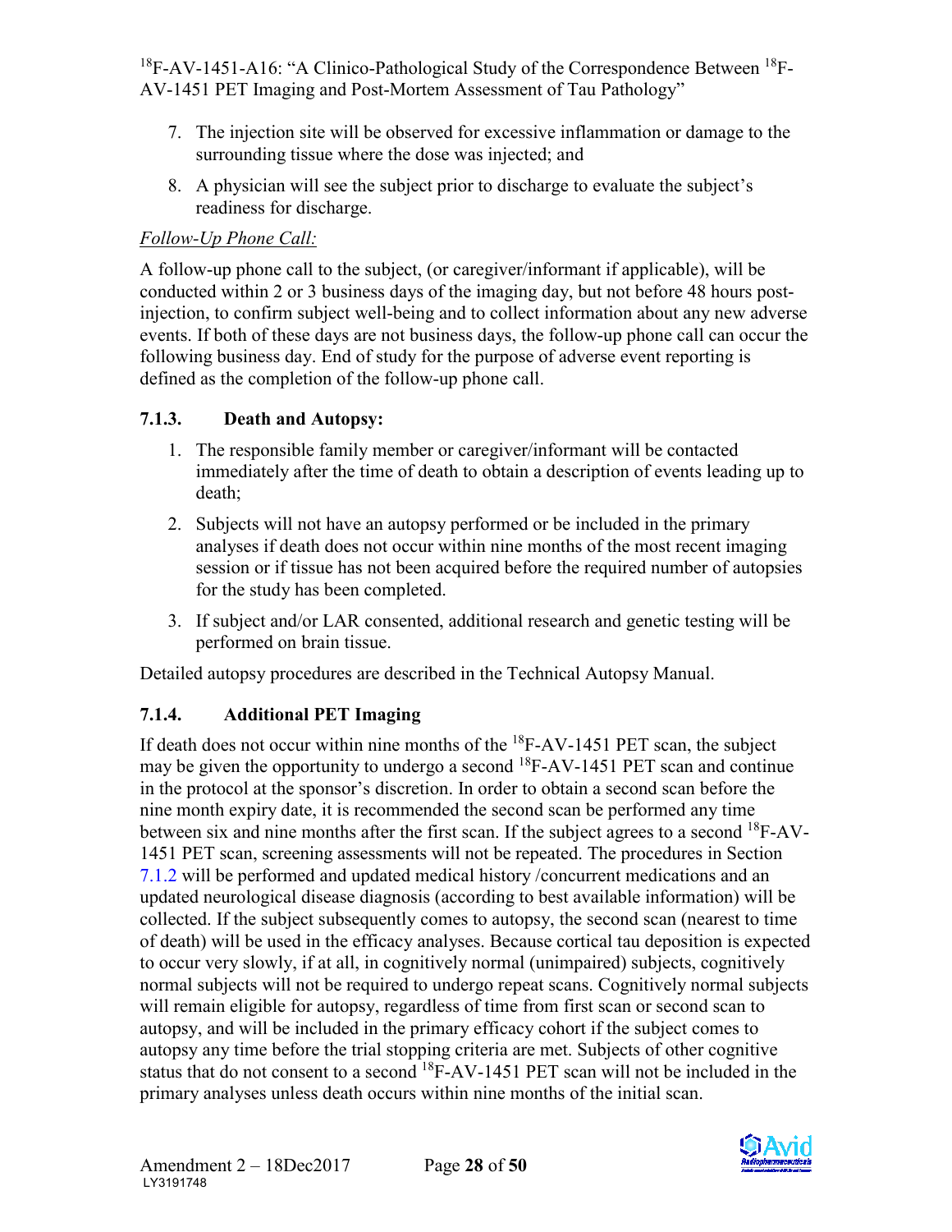7. The injection site will be observed for excessive inflammation or damage to the surrounding tissue where the dose was injected; and
8. A physician will see the subject prior to discharge to evaluate the subject's readiness for discharge.

*Follow-Up Phone Call:*

A follow-up phone call to the subject, (or caregiver/informant if applicable), will be conducted within 2 or 3 business days of the imaging day, but not before 48 hours post-injection, to confirm subject well-being and to collect information about any new adverse events. If both of these days are not business days, the follow-up phone call can occur the following business day. End of study for the purpose of adverse event reporting is defined as the completion of the follow-up phone call.

### 7.1.3. Death and Autopsy:

1. The responsible family member or caregiver/informant will be contacted immediately after the time of death to obtain a description of events leading up to death;
2. Subjects will not have an autopsy performed or be included in the primary analyses if death does not occur within nine months of the most recent imaging session or if tissue has not been acquired before the required number of autopsies for the study has been completed.
3. If subject and/or LAR consented, additional research and genetic testing will be performed on brain tissue.

Detailed autopsy procedures are described in the Technical Autopsy Manual.

### 7.1.4. Additional PET Imaging

If death does not occur within nine months of the $^{18}$F-AV-1451 PET scan, the subject may be given the opportunity to undergo a second $^{18}$F-AV-1451 PET scan and continue in the protocol at the sponsor's discretion. In order to obtain a second scan before the nine month expiry date, it is recommended the second scan be performed any time between six and nine months after the first scan. If the subject agrees to a second $^{18}$F-AV-1451 PET scan, screening assessments will not be repeated. The procedures in Section 7.1.2 will be performed and updated medical history /concurrent medications and an updated neurological disease diagnosis (according to best available information) will be collected. If the subject subsequently comes to autopsy, the second scan (nearest to time of death) will be used in the efficacy analyses. Because cortical tau deposition is expected to occur very slowly, if at all, in cognitively normal (unimpaired) subjects, cognitively normal subjects will not be required to undergo repeat scans. Cognitively normal subjects will remain eligible for autopsy, regardless of time from first scan or second scan to autopsy, and will be included in the primary efficacy cohort if the subject comes to autopsy any time before the trial stopping criteria are met. Subjects of other cognitive status that do not consent to a second $^{18}$F-AV-1451 PET scan will not be included in the primary analyses unless death occurs within nine months of the initial scan.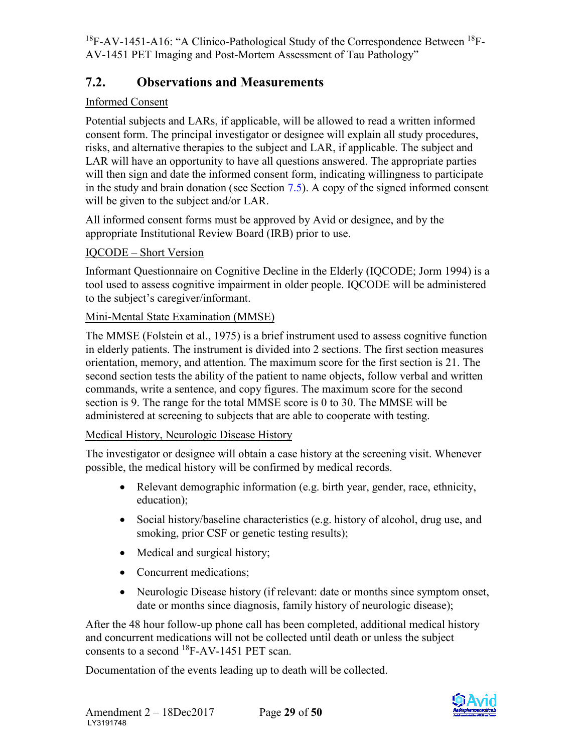## 7.2. Observations and Measurements

Informed Consent

Potential subjects and LARs, if applicable, will be allowed to read a written informed consent form. The principal investigator or designee will explain all study procedures, risks, and alternative therapies to the subject and LAR, if applicable. The subject and LAR will have an opportunity to have all questions answered. The appropriate parties will then sign and date the informed consent form, indicating willingness to participate in the study and brain donation (see Section 7.5). A copy of the signed informed consent will be given to the subject and/or LAR.

All informed consent forms must be approved by Avid or designee, and by the appropriate Institutional Review Board (IRB) prior to use.

IQCODE – Short Version

Informant Questionnaire on Cognitive Decline in the Elderly (IQCODE; Jorm 1994) is a tool used to assess cognitive impairment in older people. IQCODE will be administered to the subject's caregiver/informant.

Mini-Mental State Examination (MMSE)

The MMSE (Folstein et al., 1975) is a brief instrument used to assess cognitive function in elderly patients. The instrument is divided into 2 sections. The first section measures orientation, memory, and attention. The maximum score for the first section is 21. The second section tests the ability of the patient to name objects, follow verbal and written commands, write a sentence, and copy figures. The maximum score for the second section is 9. The range for the total MMSE score is 0 to 30. The MMSE will be administered at screening to subjects that are able to cooperate with testing.

Medical History, Neurologic Disease History

The investigator or designee will obtain a case history at the screening visit. Whenever possible, the medical history will be confirmed by medical records.

- Relevant demographic information (e.g. birth year, gender, race, ethnicity, education);
- Social history/baseline characteristics (e.g. history of alcohol, drug use, and smoking, prior CSF or genetic testing results);
- Medical and surgical history;
- Concurrent medications;
- Neurologic Disease history (if relevant: date or months since symptom onset, date or months since diagnosis, family history of neurologic disease);

After the 48 hour follow-up phone call has been completed, additional medical history and concurrent medications will not be collected until death or unless the subject consents to a second $^{18}$F-AV-1451 PET scan.

Documentation of the events leading up to death will be collected.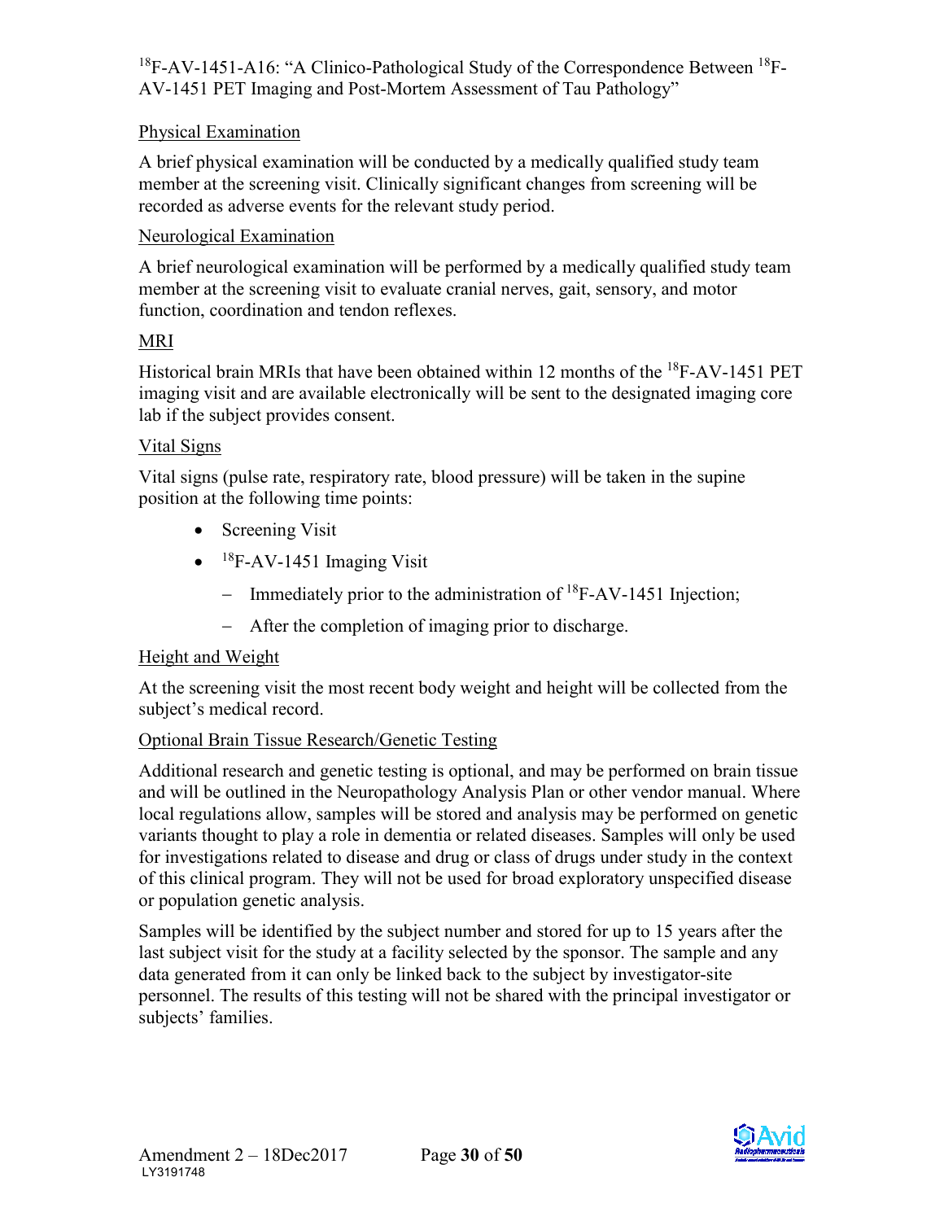Physical Examination

A brief physical examination will be conducted by a medically qualified study team member at the screening visit. Clinically significant changes from screening will be recorded as adverse events for the relevant study period.

Neurological Examination

A brief neurological examination will be performed by a medically qualified study team member at the screening visit to evaluate cranial nerves, gait, sensory, and motor function, coordination and tendon reflexes.

MRI

Historical brain MRIs that have been obtained within 12 months of the $^{18}$F-AV-1451 PET imaging visit and are available electronically will be sent to the designated imaging core lab if the subject provides consent.

Vital Signs

Vital signs (pulse rate, respiratory rate, blood pressure) will be taken in the supine position at the following time points:

- Screening Visit
- $^{18}$F-AV-1451 Imaging Visit
  - Immediately prior to the administration of $^{18}$F-AV-1451 Injection;
  - After the completion of imaging prior to discharge.

Height and Weight

At the screening visit the most recent body weight and height will be collected from the subject's medical record.

Optional Brain Tissue Research/Genetic Testing

Additional research and genetic testing is optional, and may be performed on brain tissue and will be outlined in the Neuropathology Analysis Plan or other vendor manual. Where local regulations allow, samples will be stored and analysis may be performed on genetic variants thought to play a role in dementia or related diseases. Samples will only be used for investigations related to disease and drug or class of drugs under study in the context of this clinical program. They will not be used for broad exploratory unspecified disease or population genetic analysis.

Samples will be identified by the subject number and stored for up to 15 years after the last subject visit for the study at a facility selected by the sponsor. The sample and any data generated from it can only be linked back to the subject by investigator-site personnel. The results of this testing will not be shared with the principal investigator or subjects' families.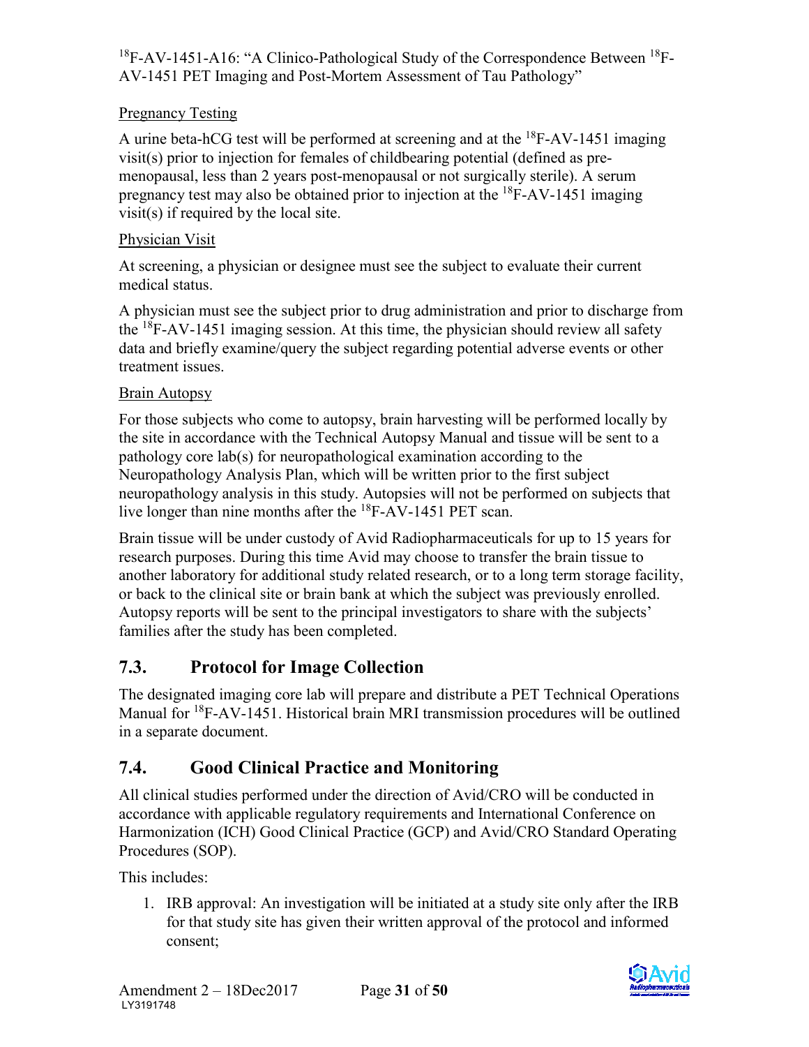Pregnancy Testing

A urine beta-hCG test will be performed at screening and at the $^{18}$F-AV-1451 imaging visit(s) prior to injection for females of childbearing potential (defined as pre-menopausal, less than 2 years post-menopausal or not surgically sterile). A serum pregnancy test may also be obtained prior to injection at the $^{18}$F-AV-1451 imaging visit(s) if required by the local site.

Physician Visit

At screening, a physician or designee must see the subject to evaluate their current medical status.

A physician must see the subject prior to drug administration and prior to discharge from the $^{18}$F-AV-1451 imaging session. At this time, the physician should review all safety data and briefly examine/query the subject regarding potential adverse events or other treatment issues.

Brain Autopsy

For those subjects who come to autopsy, brain harvesting will be performed locally by the site in accordance with the Technical Autopsy Manual and tissue will be sent to a pathology core lab(s) for neuropathological examination according to the Neuropathology Analysis Plan, which will be written prior to the first subject neuropathology analysis in this study. Autopsies will not be performed on subjects that live longer than nine months after the $^{18}$F-AV-1451 PET scan.

Brain tissue will be under custody of Avid Radiopharmaceuticals for up to 15 years for research purposes. During this time Avid may choose to transfer the brain tissue to another laboratory for additional study related research, or to a long term storage facility, or back to the clinical site or brain bank at which the subject was previously enrolled. Autopsy reports will be sent to the principal investigators to share with the subjects' families after the study has been completed.

## 7.3. Protocol for Image Collection

The designated imaging core lab will prepare and distribute a PET Technical Operations Manual for $^{18}$F-AV-1451. Historical brain MRI transmission procedures will be outlined in a separate document.

## 7.4. Good Clinical Practice and Monitoring

All clinical studies performed under the direction of Avid/CRO will be conducted in accordance with applicable regulatory requirements and International Conference on Harmonization (ICH) Good Clinical Practice (GCP) and Avid/CRO Standard Operating Procedures (SOP).

This includes:

1. IRB approval: An investigation will be initiated at a study site only after the IRB for that study site has given their written approval of the protocol and informed consent;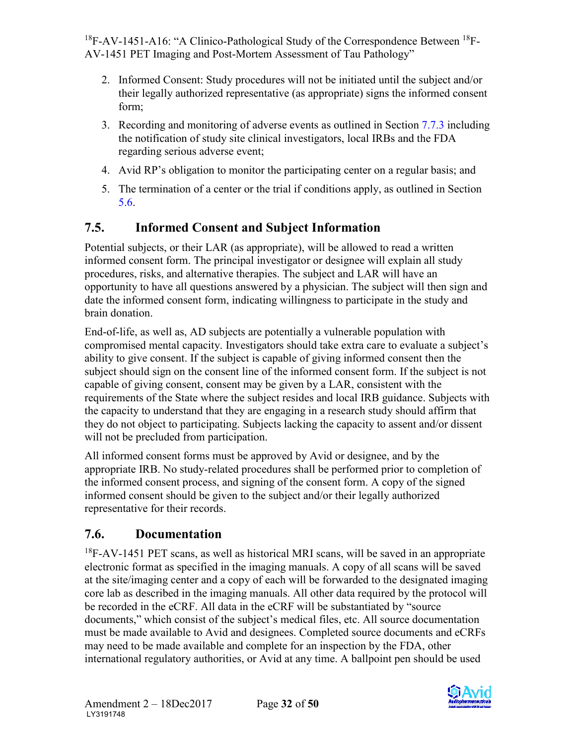2. Informed Consent: Study procedures will not be initiated until the subject and/or their legally authorized representative (as appropriate) signs the informed consent form;
3. Recording and monitoring of adverse events as outlined in Section 7.7.3 including the notification of study site clinical investigators, local IRBs and the FDA regarding serious adverse event;
4. Avid RP's obligation to monitor the participating center on a regular basis; and
5. The termination of a center or the trial if conditions apply, as outlined in Section 5.6.

## 7.5. Informed Consent and Subject Information

Potential subjects, or their LAR (as appropriate), will be allowed to read a written informed consent form. The principal investigator or designee will explain all study procedures, risks, and alternative therapies. The subject and LAR will have an opportunity to have all questions answered by a physician. The subject will then sign and date the informed consent form, indicating willingness to participate in the study and brain donation.

End-of-life, as well as, AD subjects are potentially a vulnerable population with compromised mental capacity. Investigators should take extra care to evaluate a subject's ability to give consent. If the subject is capable of giving informed consent then the subject should sign on the consent line of the informed consent form. If the subject is not capable of giving consent, consent may be given by a LAR, consistent with the requirements of the State where the subject resides and local IRB guidance. Subjects with the capacity to understand that they are engaging in a research study should affirm that they do not object to participating. Subjects lacking the capacity to assent and/or dissent will not be precluded from participation.

All informed consent forms must be approved by Avid or designee, and by the appropriate IRB. No study-related procedures shall be performed prior to completion of the informed consent process, and signing of the consent form. A copy of the signed informed consent should be given to the subject and/or their legally authorized representative for their records.

## 7.6. Documentation

$^{18}$F-AV-1451 PET scans, as well as historical MRI scans, will be saved in an appropriate electronic format as specified in the imaging manuals. A copy of all scans will be saved at the site/imaging center and a copy of each will be forwarded to the designated imaging core lab as described in the imaging manuals. All other data required by the protocol will be recorded in the eCRF. All data in the eCRF will be substantiated by "source documents," which consist of the subject's medical files, etc. All source documentation must be made available to Avid and designees. Completed source documents and eCRFs may need to be made available and complete for an inspection by the FDA, other international regulatory authorities, or Avid at any time. A ballpoint pen should be used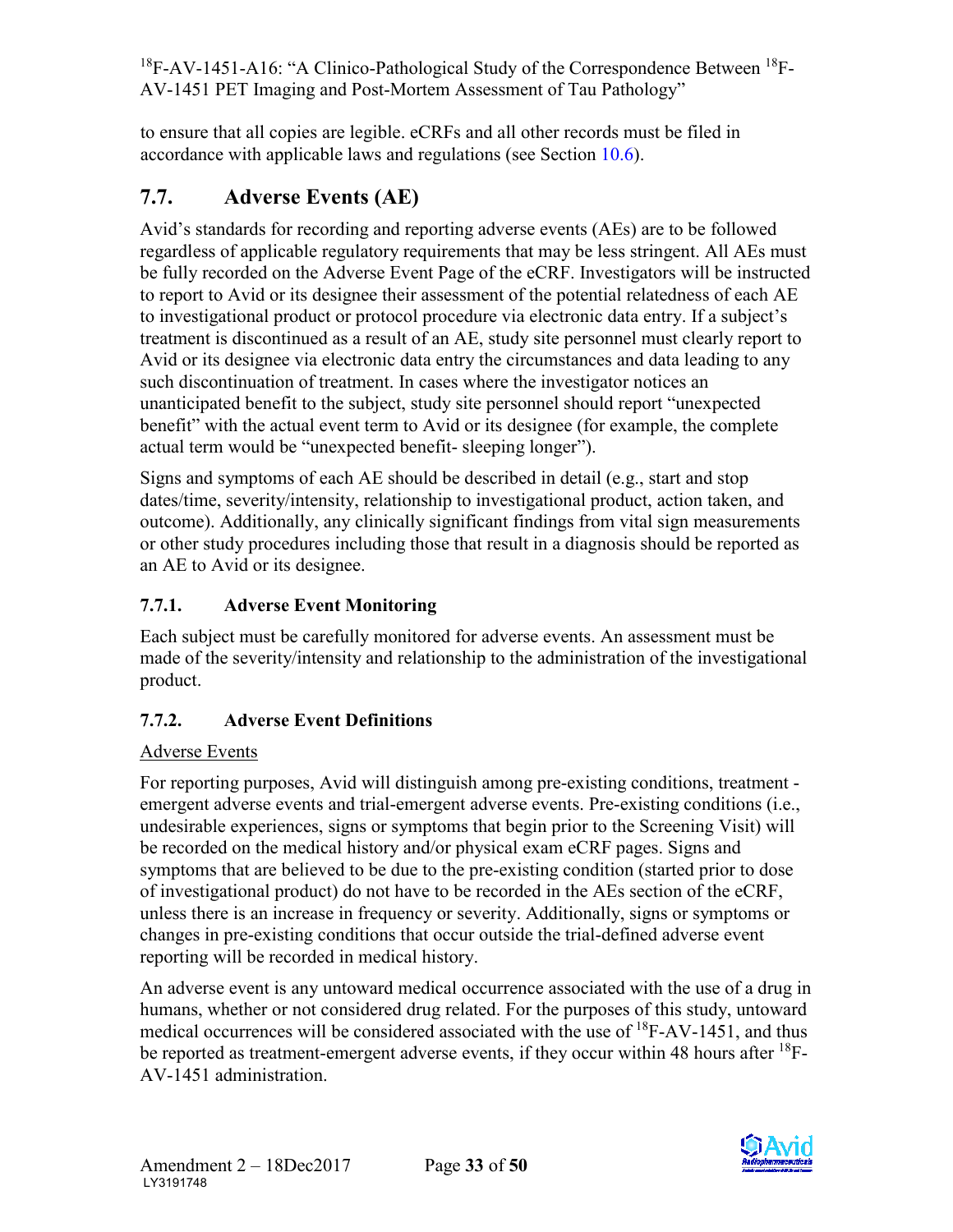to ensure that all copies are legible. eCRFs and all other records must be filed in accordance with applicable laws and regulations (see Section 10.6).

## 7.7. Adverse Events (AE)

Avid's standards for recording and reporting adverse events (AEs) are to be followed regardless of applicable regulatory requirements that may be less stringent. All AEs must be fully recorded on the Adverse Event Page of the eCRF. Investigators will be instructed to report to Avid or its designee their assessment of the potential relatedness of each AE to investigational product or protocol procedure via electronic data entry. If a subject's treatment is discontinued as a result of an AE, study site personnel must clearly report to Avid or its designee via electronic data entry the circumstances and data leading to any such discontinuation of treatment. In cases where the investigator notices an unanticipated benefit to the subject, study site personnel should report "unexpected benefit" with the actual event term to Avid or its designee (for example, the complete actual term would be "unexpected benefit- sleeping longer").

Signs and symptoms of each AE should be described in detail (e.g., start and stop dates/time, severity/intensity, relationship to investigational product, action taken, and outcome). Additionally, any clinically significant findings from vital sign measurements or other study procedures including those that result in a diagnosis should be reported as an AE to Avid or its designee.

### 7.7.1. Adverse Event Monitoring

Each subject must be carefully monitored for adverse events. An assessment must be made of the severity/intensity and relationship to the administration of the investigational product.

### 7.7.2. Adverse Event Definitions

Adverse Events

For reporting purposes, Avid will distinguish among pre-existing conditions, treatment - emergent adverse events and trial-emergent adverse events. Pre-existing conditions (i.e., undesirable experiences, signs or symptoms that begin prior to the Screening Visit) will be recorded on the medical history and/or physical exam eCRF pages. Signs and symptoms that are believed to be due to the pre-existing condition (started prior to dose of investigational product) do not have to be recorded in the AEs section of the eCRF, unless there is an increase in frequency or severity. Additionally, signs or symptoms or changes in pre-existing conditions that occur outside the trial-defined adverse event reporting will be recorded in medical history.

An adverse event is any untoward medical occurrence associated with the use of a drug in humans, whether or not considered drug related. For the purposes of this study, untoward medical occurrences will be considered associated with the use of $^{18}$F-AV-1451, and thus be reported as treatment-emergent adverse events, if they occur within 48 hours after $^{18}$F-AV-1451 administration.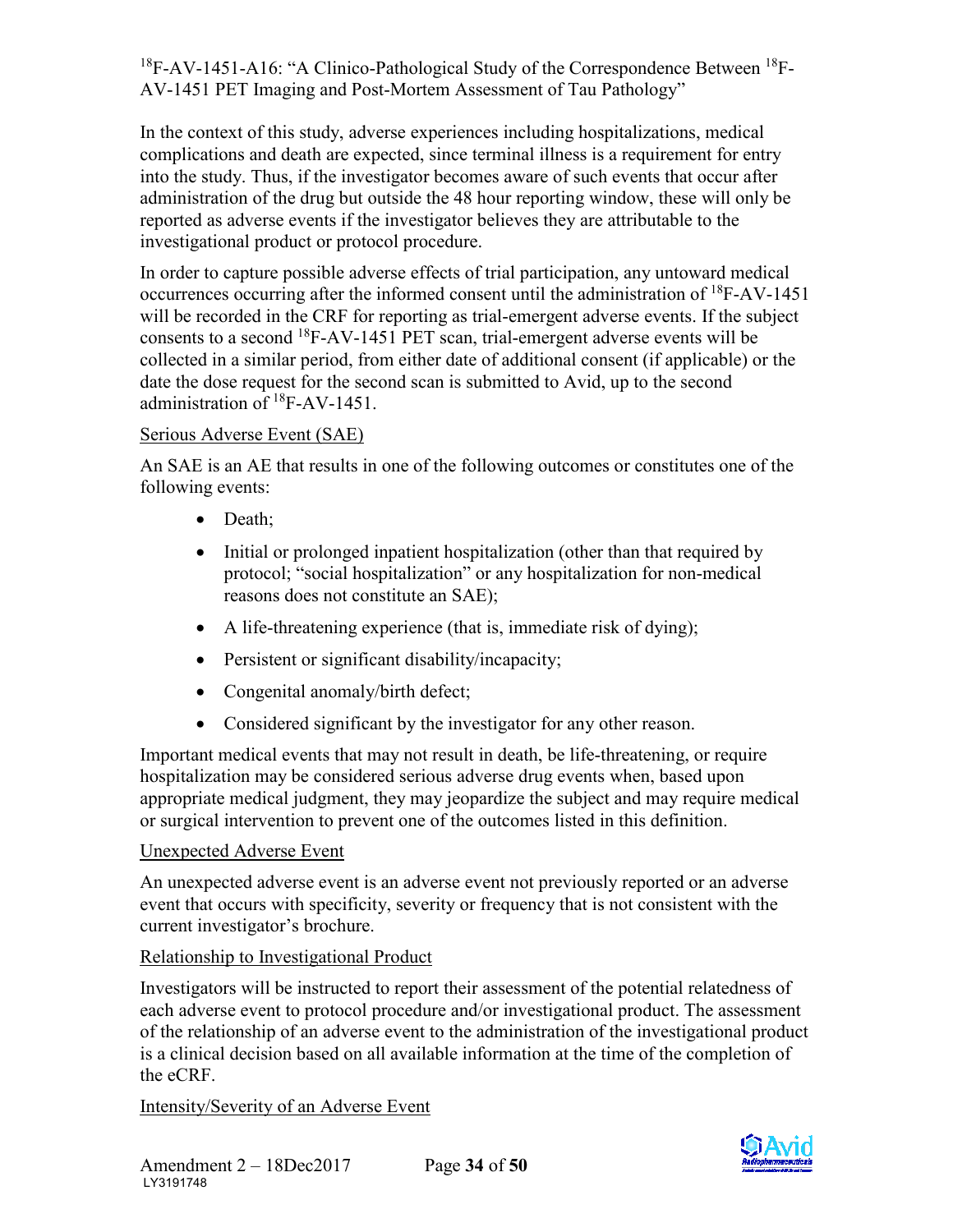In the context of this study, adverse experiences including hospitalizations, medical complications and death are expected, since terminal illness is a requirement for entry into the study. Thus, if the investigator becomes aware of such events that occur after administration of the drug but outside the 48 hour reporting window, these will only be reported as adverse events if the investigator believes they are attributable to the investigational product or protocol procedure.

In order to capture possible adverse effects of trial participation, any untoward medical occurrences occurring after the informed consent until the administration of $^{18}$F-AV-1451 will be recorded in the CRF for reporting as trial-emergent adverse events. If the subject consents to a second $^{18}$F-AV-1451 PET scan, trial-emergent adverse events will be collected in a similar period, from either date of additional consent (if applicable) or the date the dose request for the second scan is submitted to Avid, up to the second administration of $^{18}$F-AV-1451.

Serious Adverse Event (SAE)

An SAE is an AE that results in one of the following outcomes or constitutes one of the following events:

- Death;
- Initial or prolonged inpatient hospitalization (other than that required by protocol; "social hospitalization" or any hospitalization for non-medical reasons does not constitute an SAE);
- A life-threatening experience (that is, immediate risk of dying);
- Persistent or significant disability/incapacity;
- Congenital anomaly/birth defect;
- Considered significant by the investigator for any other reason.

Important medical events that may not result in death, be life-threatening, or require hospitalization may be considered serious adverse drug events when, based upon appropriate medical judgment, they may jeopardize the subject and may require medical or surgical intervention to prevent one of the outcomes listed in this definition.

Unexpected Adverse Event

An unexpected adverse event is an adverse event not previously reported or an adverse event that occurs with specificity, severity or frequency that is not consistent with the current investigator's brochure.

Relationship to Investigational Product

Investigators will be instructed to report their assessment of the potential relatedness of each adverse event to protocol procedure and/or investigational product. The assessment of the relationship of an adverse event to the administration of the investigational product is a clinical decision based on all available information at the time of the completion of the eCRF.

Intensity/Severity of an Adverse Event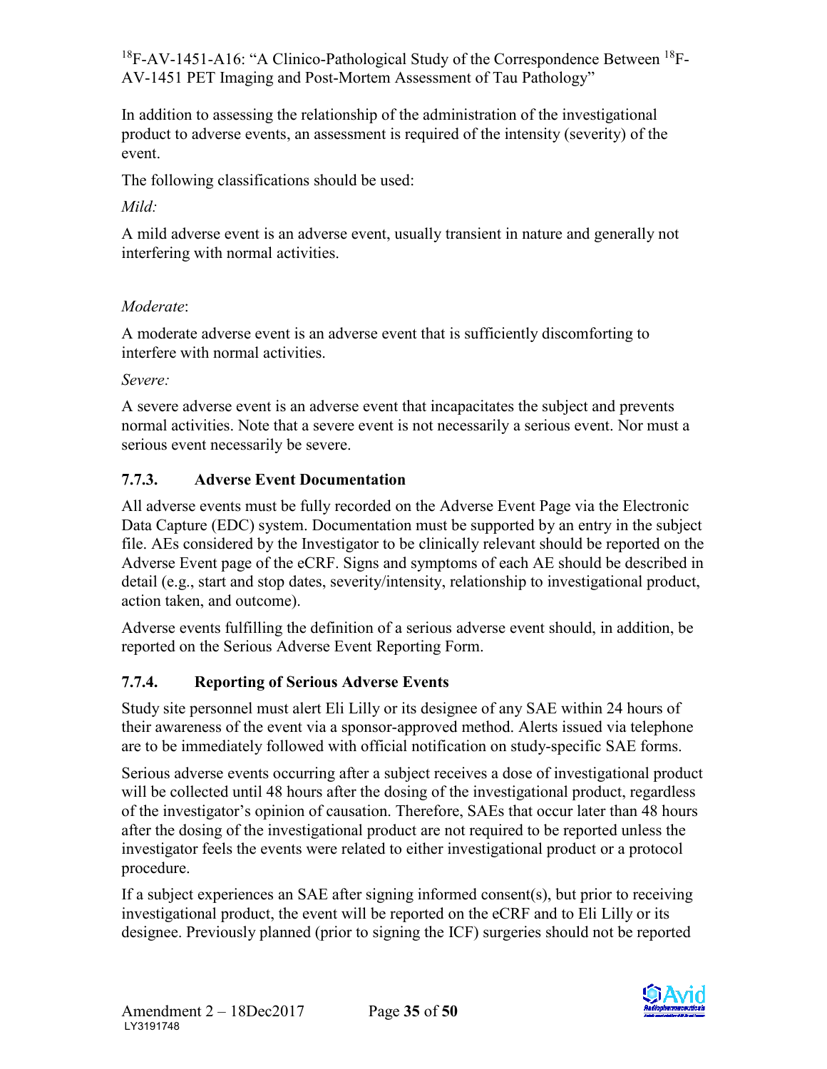In addition to assessing the relationship of the administration of the investigational product to adverse events, an assessment is required of the intensity (severity) of the event.

The following classifications should be used:

*Mild:*

A mild adverse event is an adverse event, usually transient in nature and generally not interfering with normal activities.

*Moderate*:

A moderate adverse event is an adverse event that is sufficiently discomforting to interfere with normal activities.

*Severe:*

A severe adverse event is an adverse event that incapacitates the subject and prevents normal activities. Note that a severe event is not necessarily a serious event. Nor must a serious event necessarily be severe.

### 7.7.3. Adverse Event Documentation

All adverse events must be fully recorded on the Adverse Event Page via the Electronic Data Capture (EDC) system. Documentation must be supported by an entry in the subject file. AEs considered by the Investigator to be clinically relevant should be reported on the Adverse Event page of the eCRF. Signs and symptoms of each AE should be described in detail (e.g., start and stop dates, severity/intensity, relationship to investigational product, action taken, and outcome).

Adverse events fulfilling the definition of a serious adverse event should, in addition, be reported on the Serious Adverse Event Reporting Form.

### 7.7.4. Reporting of Serious Adverse Events

Study site personnel must alert Eli Lilly or its designee of any SAE within 24 hours of their awareness of the event via a sponsor-approved method. Alerts issued via telephone are to be immediately followed with official notification on study-specific SAE forms.

Serious adverse events occurring after a subject receives a dose of investigational product will be collected until 48 hours after the dosing of the investigational product, regardless of the investigator's opinion of causation. Therefore, SAEs that occur later than 48 hours after the dosing of the investigational product are not required to be reported unless the investigator feels the events were related to either investigational product or a protocol procedure.

If a subject experiences an SAE after signing informed consent(s), but prior to receiving investigational product, the event will be reported on the eCRF and to Eli Lilly or its designee. Previously planned (prior to signing the ICF) surgeries should not be reported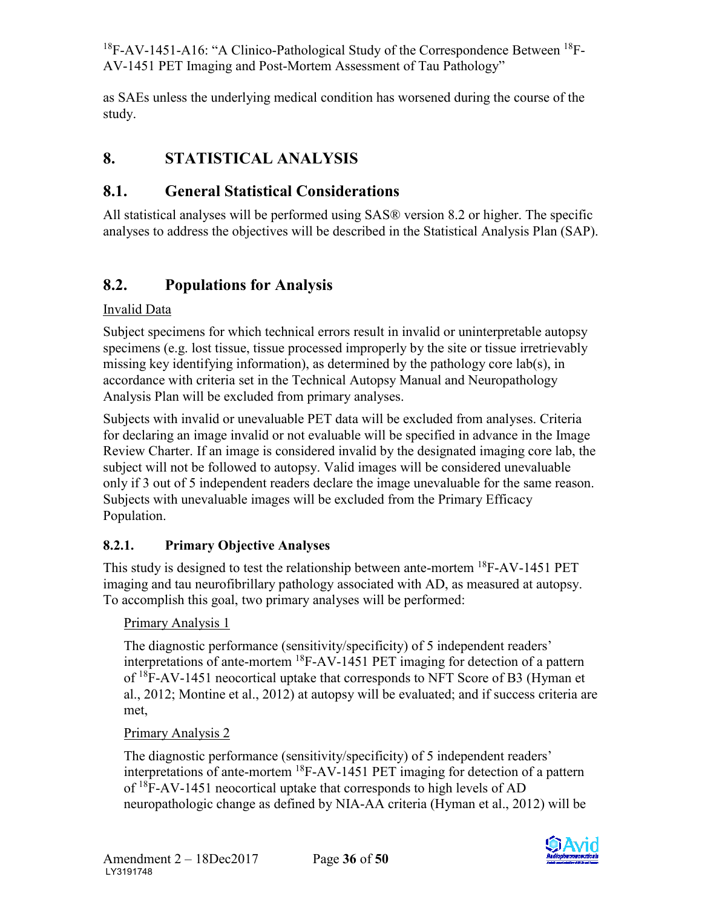as SAEs unless the underlying medical condition has worsened during the course of the study.

# 8. STATISTICAL ANALYSIS

## 8.1. General Statistical Considerations

All statistical analyses will be performed using SAS® version 8.2 or higher. The specific analyses to address the objectives will be described in the Statistical Analysis Plan (SAP).

## 8.2. Populations for Analysis

Invalid Data

Subject specimens for which technical errors result in invalid or uninterpretable autopsy specimens (e.g. lost tissue, tissue processed improperly by the site or tissue irretrievably missing key identifying information), as determined by the pathology core lab(s), in accordance with criteria set in the Technical Autopsy Manual and Neuropathology Analysis Plan will be excluded from primary analyses.

Subjects with invalid or unevaluable PET data will be excluded from analyses. Criteria for declaring an image invalid or not evaluable will be specified in advance in the Image Review Charter. If an image is considered invalid by the designated imaging core lab, the subject will not be followed to autopsy. Valid images will be considered unevaluable only if 3 out of 5 independent readers declare the image unevaluable for the same reason. Subjects with unevaluable images will be excluded from the Primary Efficacy Population.

### 8.2.1. Primary Objective Analyses

This study is designed to test the relationship between ante-mortem $^{18}$F-AV-1451 PET imaging and tau neurofibrillary pathology associated with AD, as measured at autopsy. To accomplish this goal, two primary analyses will be performed:

Primary Analysis 1

The diagnostic performance (sensitivity/specificity) of 5 independent readers' interpretations of ante-mortem $^{18}$F-AV-1451 PET imaging for detection of a pattern of $^{18}$F-AV-1451 neocortical uptake that corresponds to NFT Score of B3 (Hyman et al., 2012; Montine et al., 2012) at autopsy will be evaluated; and if success criteria are met,

Primary Analysis 2

The diagnostic performance (sensitivity/specificity) of 5 independent readers' interpretations of ante-mortem $^{18}$F-AV-1451 PET imaging for detection of a pattern of $^{18}$F-AV-1451 neocortical uptake that corresponds to high levels of AD neuropathologic change as defined by NIA-AA criteria (Hyman et al., 2012) will be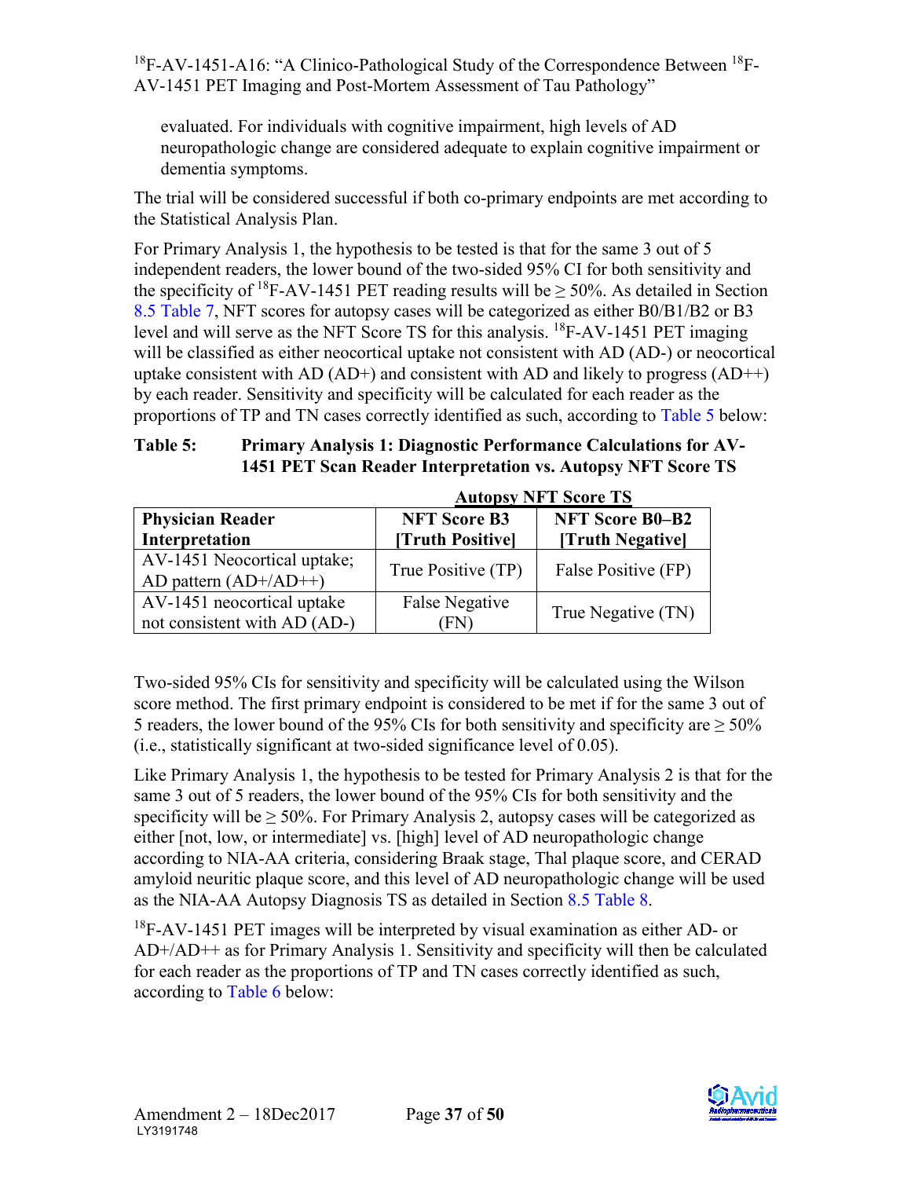evaluated. For individuals with cognitive impairment, high levels of AD neuropathologic change are considered adequate to explain cognitive impairment or dementia symptoms.

The trial will be considered successful if both co-primary endpoints are met according to the Statistical Analysis Plan.

For Primary Analysis 1, the hypothesis to be tested is that for the same 3 out of 5 independent readers, the lower bound of the two-sided 95% CI for both sensitivity and the specificity of $^{18}$F-AV-1451 PET reading results will be ≥ 50%. As detailed in Section 8.5 Table 7, NFT scores for autopsy cases will be categorized as either B0/B1/B2 or B3 level and will serve as the NFT Score TS for this analysis. $^{18}$F-AV-1451 PET imaging will be classified as either neocortical uptake not consistent with AD (AD-) or neocortical uptake consistent with AD (AD+) and consistent with AD and likely to progress (AD++) by each reader. Sensitivity and specificity will be calculated for each reader as the proportions of TP and TN cases correctly identified as such, according to Table 5 below:

**Table 5: Primary Analysis 1: Diagnostic Performance Calculations for AV-1451 PET Scan Reader Interpretation vs. Autopsy NFT Score TS**

| | Autopsy NFT Score TS | |
|---|---|---|
| **Physician Reader Interpretation** | **NFT Score B3 [Truth Positive]** | **NFT Score B0–B2 [Truth Negative]** |
| AV-1451 Neocortical uptake; AD pattern (AD+/AD++) | True Positive (TP) | False Positive (FP) |
| AV-1451 neocortical uptake not consistent with AD (AD-) | False Negative (FN) | True Negative (TN) |

Two-sided 95% CIs for sensitivity and specificity will be calculated using the Wilson score method. The first primary endpoint is considered to be met if for the same 3 out of 5 readers, the lower bound of the 95% CIs for both sensitivity and specificity are ≥ 50% (i.e., statistically significant at two-sided significance level of 0.05).

Like Primary Analysis 1, the hypothesis to be tested for Primary Analysis 2 is that for the same 3 out of 5 readers, the lower bound of the 95% CIs for both sensitivity and the specificity will be ≥ 50%. For Primary Analysis 2, autopsy cases will be categorized as either [not, low, or intermediate] vs. [high] level of AD neuropathologic change according to NIA-AA criteria, considering Braak stage, Thal plaque score, and CERAD amyloid neuritic plaque score, and this level of AD neuropathologic change will be used as the NIA-AA Autopsy Diagnosis TS as detailed in Section 8.5 Table 8.

$^{18}$F-AV-1451 PET images will be interpreted by visual examination as either AD- or AD+/AD++ as for Primary Analysis 1. Sensitivity and specificity will then be calculated for each reader as the proportions of TP and TN cases correctly identified as such, according to Table 6 below: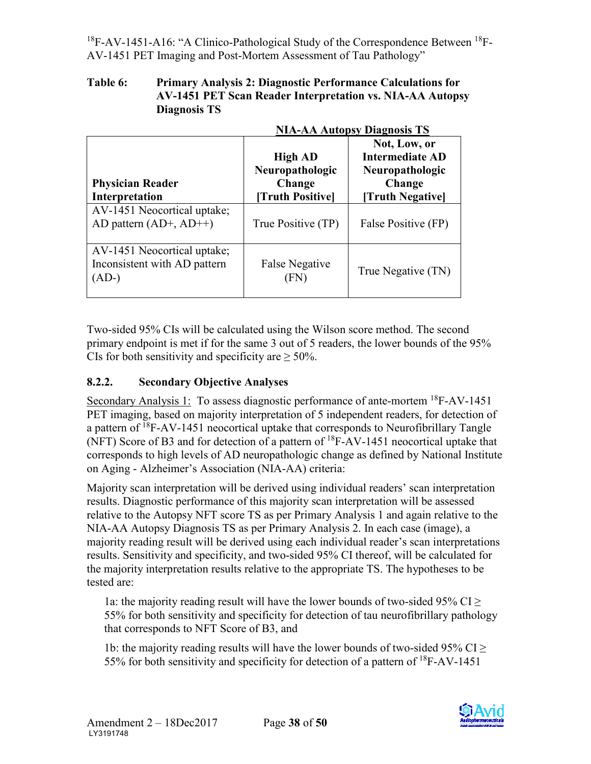**Table 6: Primary Analysis 2: Diagnostic Performance Calculations for AV-1451 PET Scan Reader Interpretation vs. NIA-AA Autopsy Diagnosis TS**

| | NIA-AA Autopsy Diagnosis TS | |
|---|---|---|
| **Physician Reader Interpretation** | **High AD Neuropathologic Change [Truth Positive]** | **Not, Low, or Intermediate AD Neuropathologic Change [Truth Negative]** |
| AV-1451 Neocortical uptake; AD pattern (AD+, AD++) | True Positive (TP) | False Positive (FP) |
| AV-1451 Neocortical uptake; Inconsistent with AD pattern (AD-) | False Negative (FN) | True Negative (TN) |

Two-sided 95% CIs will be calculated using the Wilson score method. The second primary endpoint is met if for the same 3 out of 5 readers, the lower bounds of the 95% CIs for both sensitivity and specificity are ≥ 50%.

### 8.2.2. Secondary Objective Analyses

Secondary Analysis 1: To assess diagnostic performance of ante-mortem $^{18}$F-AV-1451 PET imaging, based on majority interpretation of 5 independent readers, for detection of a pattern of $^{18}$F-AV-1451 neocortical uptake that corresponds to Neurofibrillary Tangle (NFT) Score of B3 and for detection of a pattern of $^{18}$F-AV-1451 neocortical uptake that corresponds to high levels of AD neuropathologic change as defined by National Institute on Aging - Alzheimer's Association (NIA-AA) criteria:

Majority scan interpretation will be derived using individual readers' scan interpretation results. Diagnostic performance of this majority scan interpretation will be assessed relative to the Autopsy NFT score TS as per Primary Analysis 1 and again relative to the NIA-AA Autopsy Diagnosis TS as per Primary Analysis 2. In each case (image), a majority reading result will be derived using each individual reader's scan interpretations results. Sensitivity and specificity, and two-sided 95% CI thereof, will be calculated for the majority interpretation results relative to the appropriate TS. The hypotheses to be tested are:

1a: the majority reading result will have the lower bounds of two-sided 95% CI ≥ 55% for both sensitivity and specificity for detection of tau neurofibrillary pathology that corresponds to NFT Score of B3, and

1b: the majority reading results will have the lower bounds of two-sided 95% CI ≥ 55% for both sensitivity and specificity for detection of a pattern of $^{18}$F-AV-1451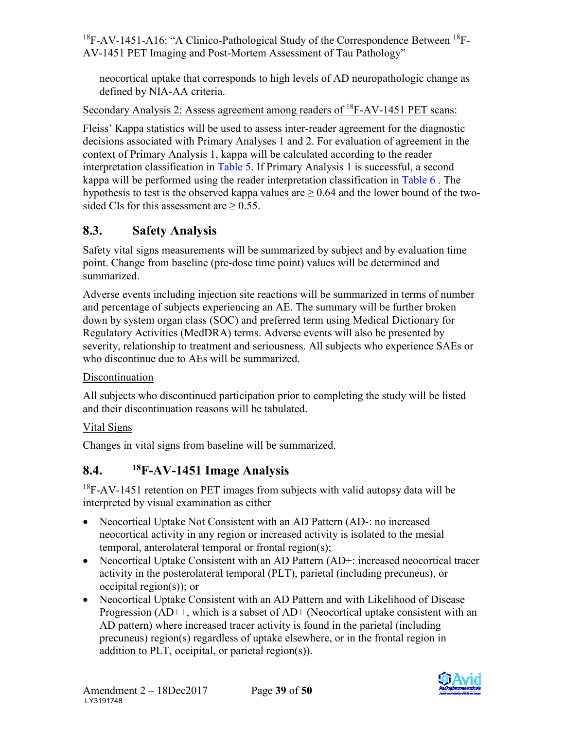neocortical uptake that corresponds to high levels of AD neuropathologic change as defined by NIA-AA criteria.

Secondary Analysis 2: Assess agreement among readers of $^{18}$F-AV-1451 PET scans:

Fleiss' Kappa statistics will be used to assess inter-reader agreement for the diagnostic decisions associated with Primary Analyses 1 and 2. For evaluation of agreement in the context of Primary Analysis 1, kappa will be calculated according to the reader interpretation classification in Table 5. If Primary Analysis 1 is successful, a second kappa will be performed using the reader interpretation classification in Table 6 . The hypothesis to test is the observed kappa values are $\geq 0.64$ and the lower bound of the two-sided CIs for this assessment are $\geq 0.55$.

## 8.3. Safety Analysis

Safety vital signs measurements will be summarized by subject and by evaluation time point. Change from baseline (pre-dose time point) values will be determined and summarized.

Adverse events including injection site reactions will be summarized in terms of number and percentage of subjects experiencing an AE. The summary will be further broken down by system organ class (SOC) and preferred term using Medical Dictionary for Regulatory Activities (MedDRA) terms. Adverse events will also be presented by severity, relationship to treatment and seriousness. All subjects who experience SAEs or who discontinue due to AEs will be summarized.

Discontinuation

All subjects who discontinued participation prior to completing the study will be listed and their discontinuation reasons will be tabulated.

Vital Signs

Changes in vital signs from baseline will be summarized.

## 8.4. $^{18}$F-AV-1451 Image Analysis

$^{18}$F-AV-1451 retention on PET images from subjects with valid autopsy data will be interpreted by visual examination as either

- Neocortical Uptake Not Consistent with an AD Pattern (AD-: no increased neocortical activity in any region or increased activity is isolated to the mesial temporal, anterolateral temporal or frontal region(s);
- Neocortical Uptake Consistent with an AD Pattern (AD+: increased neocortical tracer activity in the posterolateral temporal (PLT), parietal (including precuneus), or occipital region(s)); or
- Neocortical Uptake Consistent with an AD Pattern and with Likelihood of Disease Progression (AD++, which is a subset of AD+ (Neocortical uptake consistent with an AD pattern) where increased tracer activity is found in the parietal (including precuneus) region(s) regardless of uptake elsewhere, or in the frontal region in addition to PLT, occipital, or parietal region(s)).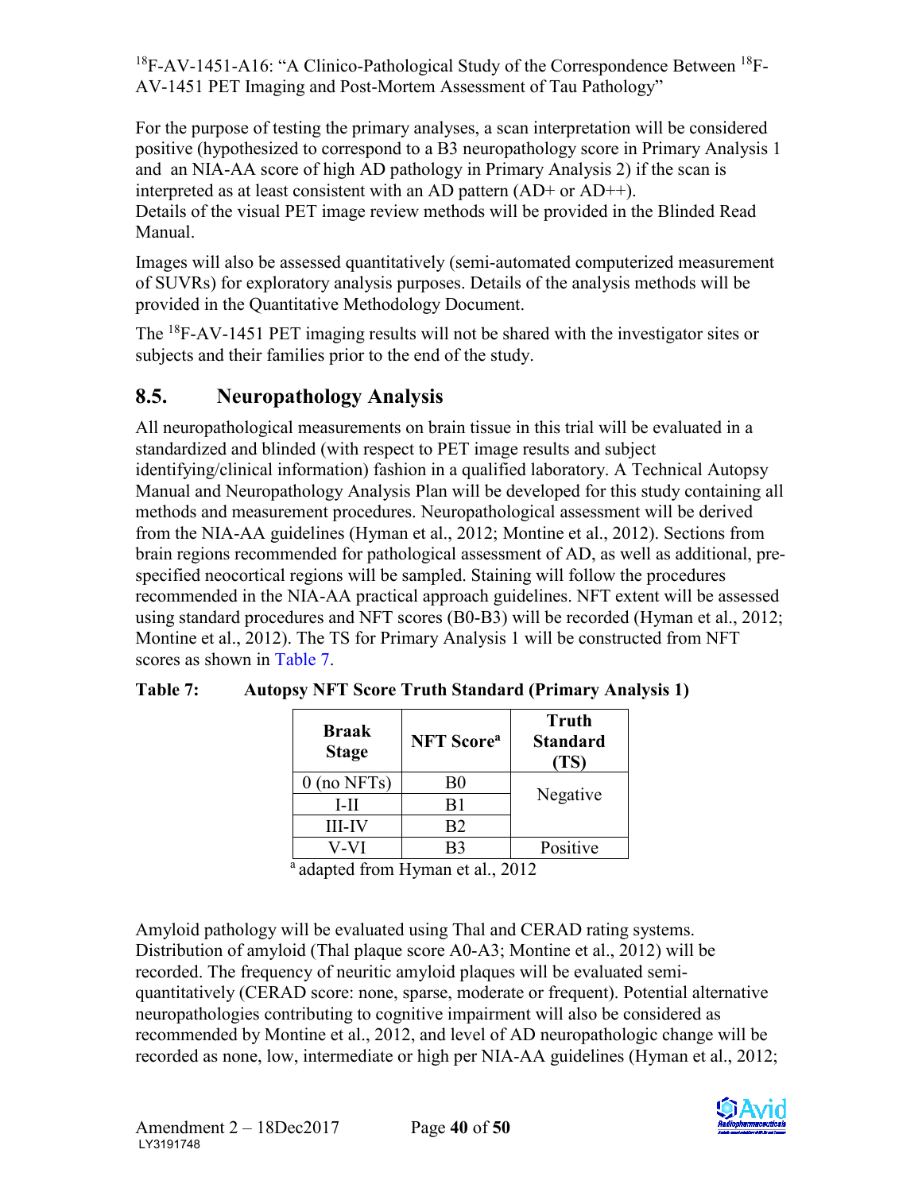For the purpose of testing the primary analyses, a scan interpretation will be considered positive (hypothesized to correspond to a B3 neuropathology score in Primary Analysis 1 and an NIA-AA score of high AD pathology in Primary Analysis 2) if the scan is interpreted as at least consistent with an AD pattern (AD+ or AD++). Details of the visual PET image review methods will be provided in the Blinded Read Manual.

Images will also be assessed quantitatively (semi-automated computerized measurement of SUVRs) for exploratory analysis purposes. Details of the analysis methods will be provided in the Quantitative Methodology Document.

The $^{18}$F-AV-1451 PET imaging results will not be shared with the investigator sites or subjects and their families prior to the end of the study.

## 8.5. Neuropathology Analysis

All neuropathological measurements on brain tissue in this trial will be evaluated in a standardized and blinded (with respect to PET image results and subject identifying/clinical information) fashion in a qualified laboratory. A Technical Autopsy Manual and Neuropathology Analysis Plan will be developed for this study containing all methods and measurement procedures. Neuropathological assessment will be derived from the NIA-AA guidelines (Hyman et al., 2012; Montine et al., 2012). Sections from brain regions recommended for pathological assessment of AD, as well as additional, pre-specified neocortical regions will be sampled. Staining will follow the procedures recommended in the NIA-AA practical approach guidelines. NFT extent will be assessed using standard procedures and NFT scores (B0-B3) will be recorded (Hyman et al., 2012; Montine et al., 2012). The TS for Primary Analysis 1 will be constructed from NFT scores as shown in Table 7.

**Table 7: Autopsy NFT Score Truth Standard (Primary Analysis 1)**

| Braak Stage | NFT Score[a] | Truth Standard (TS) |
|---|---|---|
| 0 (no NFTs) | B0 | Negative |
| I-II | B1 | |
| III-IV | B2 | |
| V-VI | B3 | Positive |

[a] adapted from Hyman et al., 2012

Amyloid pathology will be evaluated using Thal and CERAD rating systems. Distribution of amyloid (Thal plaque score A0-A3; Montine et al., 2012) will be recorded. The frequency of neuritic amyloid plaques will be evaluated semi-quantitatively (CERAD score: none, sparse, moderate or frequent). Potential alternative neuropathologies contributing to cognitive impairment will also be considered as recommended by Montine et al., 2012, and level of AD neuropathologic change will be recorded as none, low, intermediate or high per NIA-AA guidelines (Hyman et al., 2012;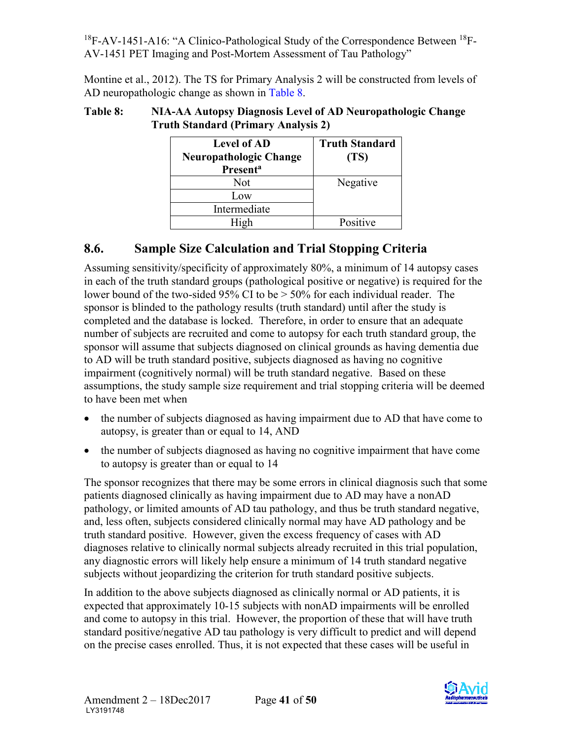Montine et al., 2012). The TS for Primary Analysis 2 will be constructed from levels of AD neuropathologic change as shown in Table 8.

**Table 8: NIA-AA Autopsy Diagnosis Level of AD Neuropathologic Change Truth Standard (Primary Analysis 2)**

| Level of AD Neuropathologic Change Present[a] | Truth Standard (TS) |
|---|---|
| Not | Negative |
| Low | |
| Intermediate | |
| High | Positive |

## 8.6. Sample Size Calculation and Trial Stopping Criteria

Assuming sensitivity/specificity of approximately 80%, a minimum of 14 autopsy cases in each of the truth standard groups (pathological positive or negative) is required for the lower bound of the two-sided 95% CI to be > 50% for each individual reader. The sponsor is blinded to the pathology results (truth standard) until after the study is completed and the database is locked. Therefore, in order to ensure that an adequate number of subjects are recruited and come to autopsy for each truth standard group, the sponsor will assume that subjects diagnosed on clinical grounds as having dementia due to AD will be truth standard positive, subjects diagnosed as having no cognitive impairment (cognitively normal) will be truth standard negative. Based on these assumptions, the study sample size requirement and trial stopping criteria will be deemed to have been met when

- the number of subjects diagnosed as having impairment due to AD that have come to autopsy, is greater than or equal to 14, AND
- the number of subjects diagnosed as having no cognitive impairment that have come to autopsy is greater than or equal to 14

The sponsor recognizes that there may be some errors in clinical diagnosis such that some patients diagnosed clinically as having impairment due to AD may have a nonAD pathology, or limited amounts of AD tau pathology, and thus be truth standard negative, and, less often, subjects considered clinically normal may have AD pathology and be truth standard positive. However, given the excess frequency of cases with AD diagnoses relative to clinically normal subjects already recruited in this trial population, any diagnostic errors will likely help ensure a minimum of 14 truth standard negative subjects without jeopardizing the criterion for truth standard positive subjects.

In addition to the above subjects diagnosed as clinically normal or AD patients, it is expected that approximately 10-15 subjects with nonAD impairments will be enrolled and come to autopsy in this trial. However, the proportion of these that will have truth standard positive/negative AD tau pathology is very difficult to predict and will depend on the precise cases enrolled. Thus, it is not expected that these cases will be useful in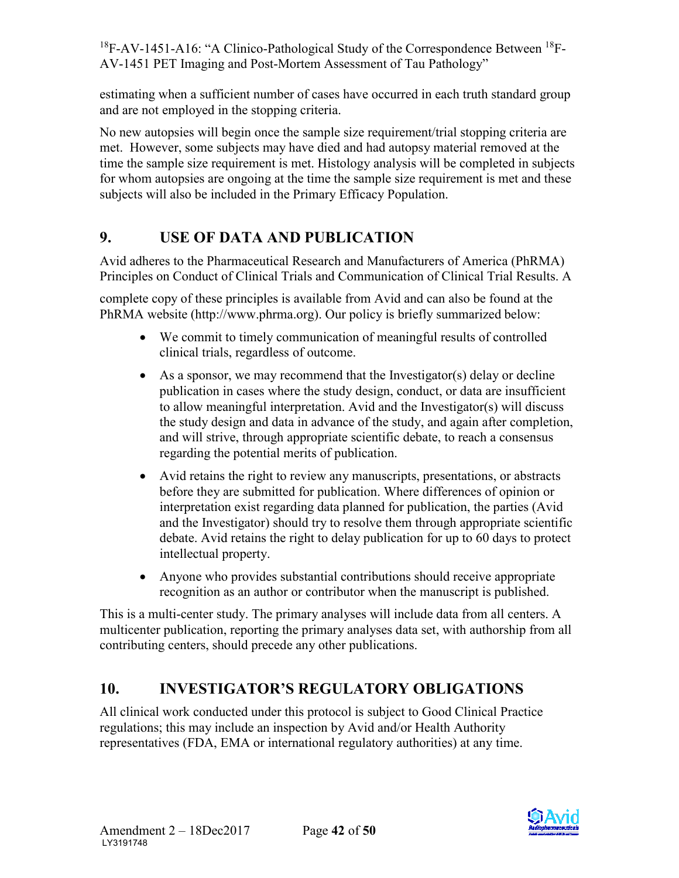estimating when a sufficient number of cases have occurred in each truth standard group and are not employed in the stopping criteria.

No new autopsies will begin once the sample size requirement/trial stopping criteria are met. However, some subjects may have died and had autopsy material removed at the time the sample size requirement is met. Histology analysis will be completed in subjects for whom autopsies are ongoing at the time the sample size requirement is met and these subjects will also be included in the Primary Efficacy Population.

# 9. USE OF DATA AND PUBLICATION

Avid adheres to the Pharmaceutical Research and Manufacturers of America (PhRMA) Principles on Conduct of Clinical Trials and Communication of Clinical Trial Results. A complete copy of these principles is available from Avid and can also be found at the PhRMA website (http://www.phrma.org). Our policy is briefly summarized below:

- We commit to timely communication of meaningful results of controlled clinical trials, regardless of outcome.
- As a sponsor, we may recommend that the Investigator(s) delay or decline publication in cases where the study design, conduct, or data are insufficient to allow meaningful interpretation. Avid and the Investigator(s) will discuss the study design and data in advance of the study, and again after completion, and will strive, through appropriate scientific debate, to reach a consensus regarding the potential merits of publication.
- Avid retains the right to review any manuscripts, presentations, or abstracts before they are submitted for publication. Where differences of opinion or interpretation exist regarding data planned for publication, the parties (Avid and the Investigator) should try to resolve them through appropriate scientific debate. Avid retains the right to delay publication for up to 60 days to protect intellectual property.
- Anyone who provides substantial contributions should receive appropriate recognition as an author or contributor when the manuscript is published.

This is a multi-center study. The primary analyses will include data from all centers. A multicenter publication, reporting the primary analyses data set, with authorship from all contributing centers, should precede any other publications.

# 10. INVESTIGATOR'S REGULATORY OBLIGATIONS

All clinical work conducted under this protocol is subject to Good Clinical Practice regulations; this may include an inspection by Avid and/or Health Authority representatives (FDA, EMA or international regulatory authorities) at any time.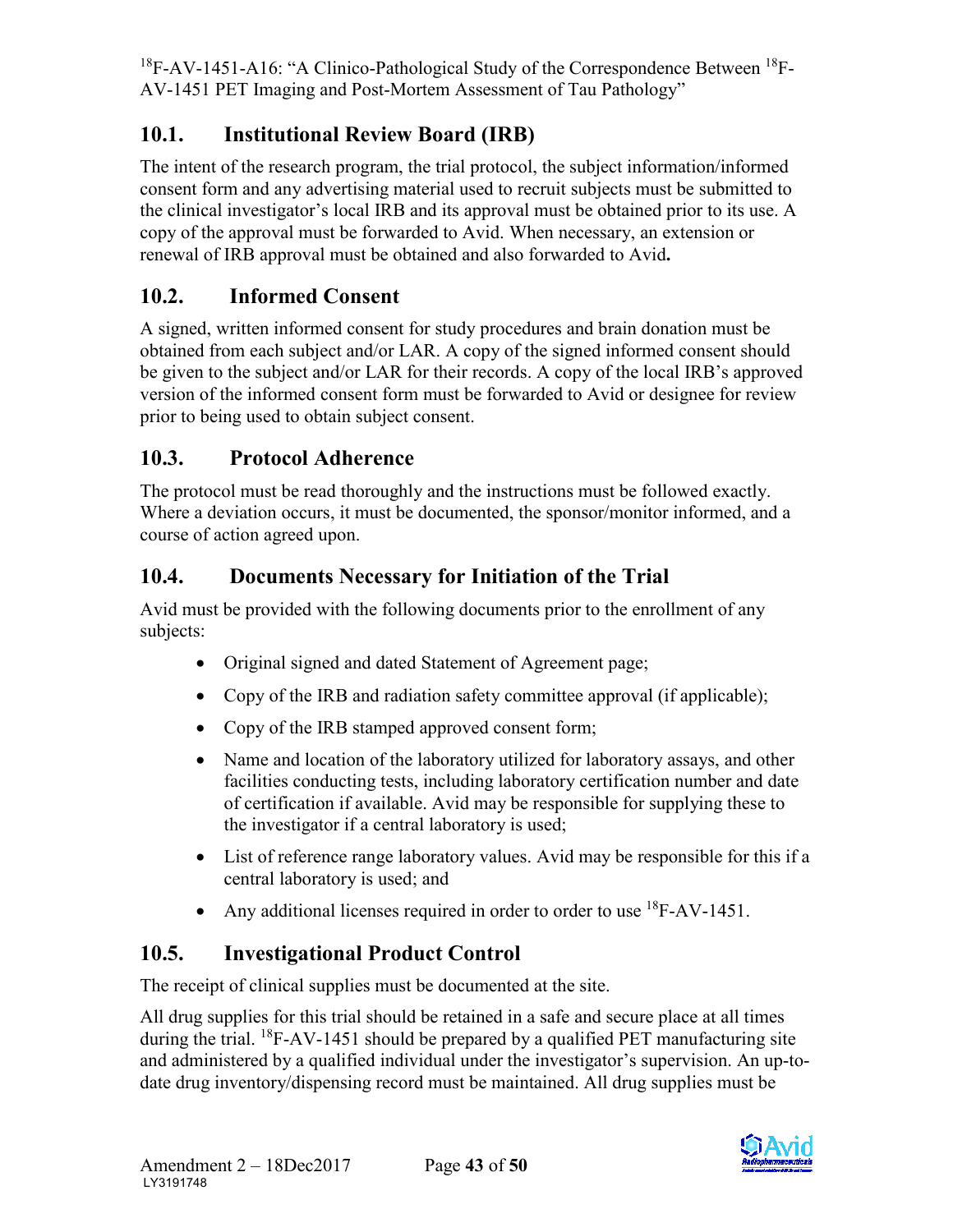## 10.1. Institutional Review Board (IRB)

The intent of the research program, the trial protocol, the subject information/informed consent form and any advertising material used to recruit subjects must be submitted to the clinical investigator's local IRB and its approval must be obtained prior to its use. A copy of the approval must be forwarded to Avid. When necessary, an extension or renewal of IRB approval must be obtained and also forwarded to Avid**.**

## 10.2. Informed Consent

A signed, written informed consent for study procedures and brain donation must be obtained from each subject and/or LAR. A copy of the signed informed consent should be given to the subject and/or LAR for their records. A copy of the local IRB's approved version of the informed consent form must be forwarded to Avid or designee for review prior to being used to obtain subject consent.

## 10.3. Protocol Adherence

The protocol must be read thoroughly and the instructions must be followed exactly. Where a deviation occurs, it must be documented, the sponsor/monitor informed, and a course of action agreed upon.

## 10.4. Documents Necessary for Initiation of the Trial

Avid must be provided with the following documents prior to the enrollment of any subjects:

- Original signed and dated Statement of Agreement page;
- Copy of the IRB and radiation safety committee approval (if applicable);
- Copy of the IRB stamped approved consent form;
- Name and location of the laboratory utilized for laboratory assays, and other facilities conducting tests, including laboratory certification number and date of certification if available. Avid may be responsible for supplying these to the investigator if a central laboratory is used;
- List of reference range laboratory values. Avid may be responsible for this if a central laboratory is used; and
- Any additional licenses required in order to order to use $^{18}$F-AV-1451.

## 10.5. Investigational Product Control

The receipt of clinical supplies must be documented at the site.

All drug supplies for this trial should be retained in a safe and secure place at all times during the trial. $^{18}$F-AV-1451 should be prepared by a qualified PET manufacturing site and administered by a qualified individual under the investigator's supervision. An up-to-date drug inventory/dispensing record must be maintained. All drug supplies must be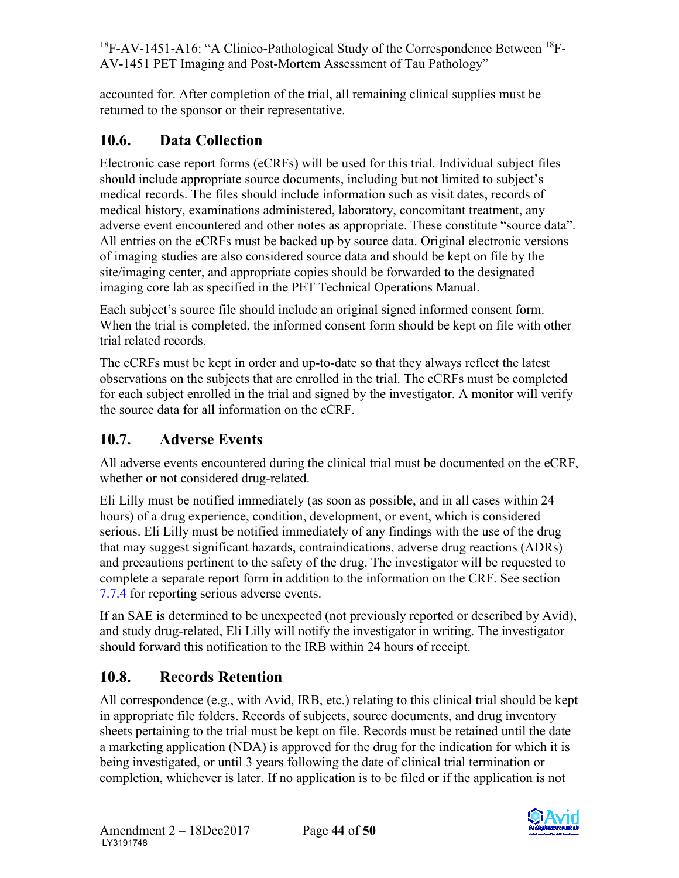accounted for. After completion of the trial, all remaining clinical supplies must be returned to the sponsor or their representative.

## 10.6. Data Collection

Electronic case report forms (eCRFs) will be used for this trial. Individual subject files should include appropriate source documents, including but not limited to subject's medical records. The files should include information such as visit dates, records of medical history, examinations administered, laboratory, concomitant treatment, any adverse event encountered and other notes as appropriate. These constitute "source data". All entries on the eCRFs must be backed up by source data. Original electronic versions of imaging studies are also considered source data and should be kept on file by the site/imaging center, and appropriate copies should be forwarded to the designated imaging core lab as specified in the PET Technical Operations Manual.

Each subject's source file should include an original signed informed consent form. When the trial is completed, the informed consent form should be kept on file with other trial related records.

The eCRFs must be kept in order and up-to-date so that they always reflect the latest observations on the subjects that are enrolled in the trial. The eCRFs must be completed for each subject enrolled in the trial and signed by the investigator. A monitor will verify the source data for all information on the eCRF.

## 10.7. Adverse Events

All adverse events encountered during the clinical trial must be documented on the eCRF, whether or not considered drug-related.

Eli Lilly must be notified immediately (as soon as possible, and in all cases within 24 hours) of a drug experience, condition, development, or event, which is considered serious. Eli Lilly must be notified immediately of any findings with the use of the drug that may suggest significant hazards, contraindications, adverse drug reactions (ADRs) and precautions pertinent to the safety of the drug. The investigator will be requested to complete a separate report form in addition to the information on the CRF. See section 7.7.4 for reporting serious adverse events.

If an SAE is determined to be unexpected (not previously reported or described by Avid), and study drug-related, Eli Lilly will notify the investigator in writing. The investigator should forward this notification to the IRB within 24 hours of receipt.

## 10.8. Records Retention

All correspondence (e.g., with Avid, IRB, etc.) relating to this clinical trial should be kept in appropriate file folders. Records of subjects, source documents, and drug inventory sheets pertaining to the trial must be kept on file. Records must be retained until the date a marketing application (NDA) is approved for the drug for the indication for which it is being investigated, or until 3 years following the date of clinical trial termination or completion, whichever is later. If no application is to be filed or if the application is not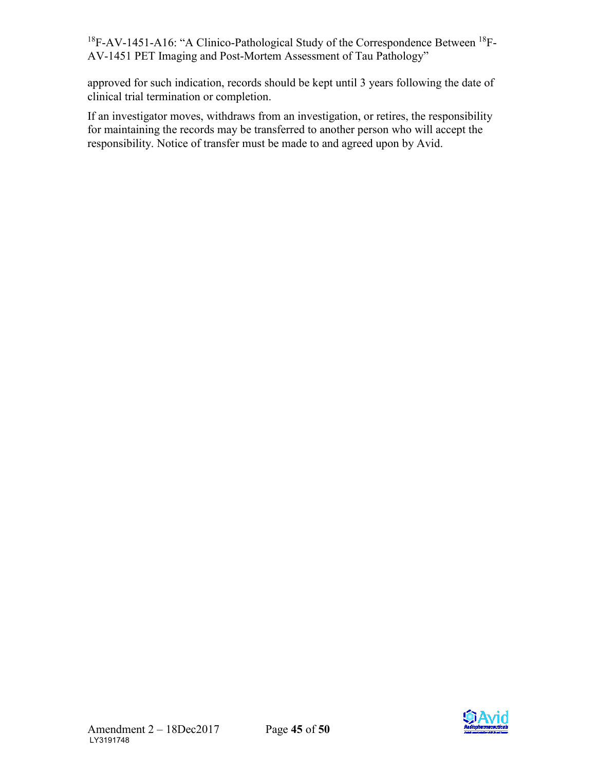approved for such indication, records should be kept until 3 years following the date of clinical trial termination or completion.

If an investigator moves, withdraws from an investigation, or retires, the responsibility for maintaining the records may be transferred to another person who will accept the responsibility. Notice of transfer must be made to and agreed upon by Avid.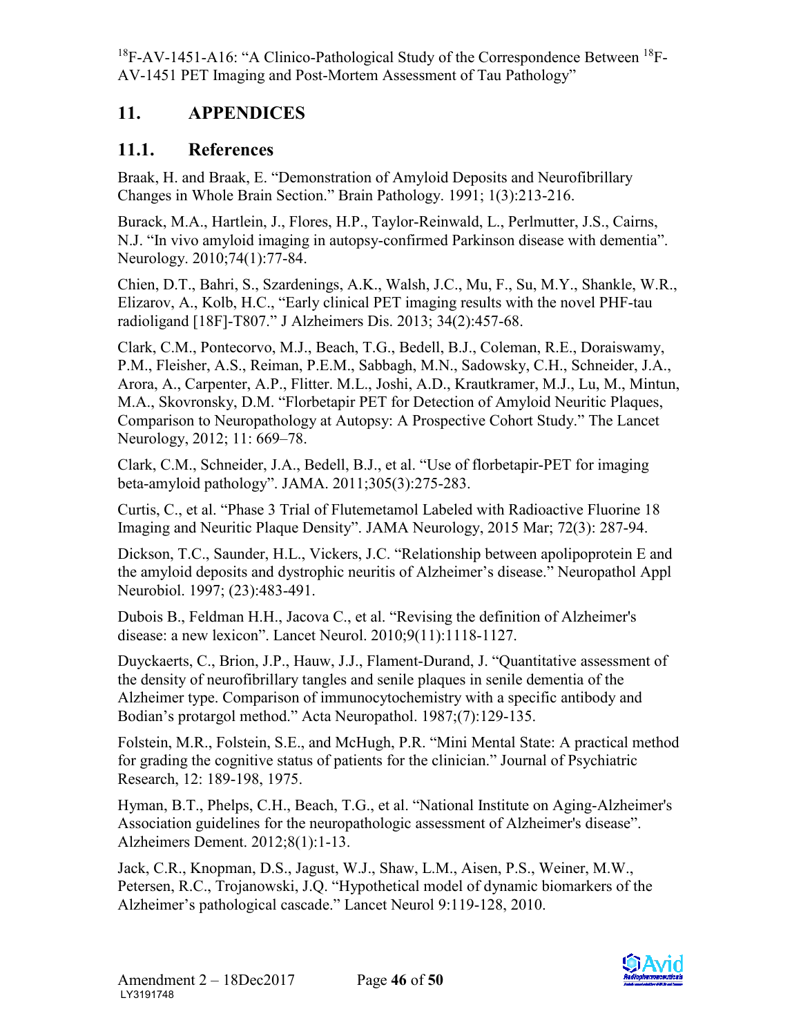# 11. APPENDICES

## 11.1. References

Braak, H. and Braak, E. "Demonstration of Amyloid Deposits and Neurofibrillary Changes in Whole Brain Section." Brain Pathology. 1991; 1(3):213-216.

Burack, M.A., Hartlein, J., Flores, H.P., Taylor-Reinwald, L., Perlmutter, J.S., Cairns, N.J. "In vivo amyloid imaging in autopsy-confirmed Parkinson disease with dementia". Neurology. 2010;74(1):77-84.

Chien, D.T., Bahri, S., Szardenings, A.K., Walsh, J.C., Mu, F., Su, M.Y., Shankle, W.R., Elizarov, A., Kolb, H.C., "Early clinical PET imaging results with the novel PHF-tau radioligand [18F]-T807." J Alzheimers Dis. 2013; 34(2):457-68.

Clark, C.M., Pontecorvo, M.J., Beach, T.G., Bedell, B.J., Coleman, R.E., Doraiswamy, P.M., Fleisher, A.S., Reiman, P.E.M., Sabbagh, M.N., Sadowsky, C.H., Schneider, J.A., Arora, A., Carpenter, A.P., Flitter. M.L., Joshi, A.D., Krautkramer, M.J., Lu, M., Mintun, M.A., Skovronsky, D.M. "Florbetapir PET for Detection of Amyloid Neuritic Plaques, Comparison to Neuropathology at Autopsy: A Prospective Cohort Study." The Lancet Neurology, 2012; 11: 669–78.

Clark, C.M., Schneider, J.A., Bedell, B.J., et al. "Use of florbetapir-PET for imaging beta-amyloid pathology". JAMA. 2011;305(3):275-283.

Curtis, C., et al. "Phase 3 Trial of Flutemetamol Labeled with Radioactive Fluorine 18 Imaging and Neuritic Plaque Density". JAMA Neurology, 2015 Mar; 72(3): 287-94.

Dickson, T.C., Saunder, H.L., Vickers, J.C. "Relationship between apolipoprotein E and the amyloid deposits and dystrophic neuritis of Alzheimer's disease." Neuropathol Appl Neurobiol. 1997; (23):483-491.

Dubois B., Feldman H.H., Jacova C., et al. "Revising the definition of Alzheimer's disease: a new lexicon". Lancet Neurol. 2010;9(11):1118-1127.

Duyckaerts, C., Brion, J.P., Hauw, J.J., Flament-Durand, J. "Quantitative assessment of the density of neurofibrillary tangles and senile plaques in senile dementia of the Alzheimer type. Comparison of immunocytochemistry with a specific antibody and Bodian's protargol method." Acta Neuropathol. 1987;(7):129-135.

Folstein, M.R., Folstein, S.E., and McHugh, P.R. "Mini Mental State: A practical method for grading the cognitive status of patients for the clinician." Journal of Psychiatric Research, 12: 189-198, 1975.

Hyman, B.T., Phelps, C.H., Beach, T.G., et al. "National Institute on Aging-Alzheimer's Association guidelines for the neuropathologic assessment of Alzheimer's disease". Alzheimers Dement. 2012;8(1):1-13.

Jack, C.R., Knopman, D.S., Jagust, W.J., Shaw, L.M., Aisen, P.S., Weiner, M.W., Petersen, R.C., Trojanowski, J.Q. "Hypothetical model of dynamic biomarkers of the Alzheimer's pathological cascade." Lancet Neurol 9:119-128, 2010.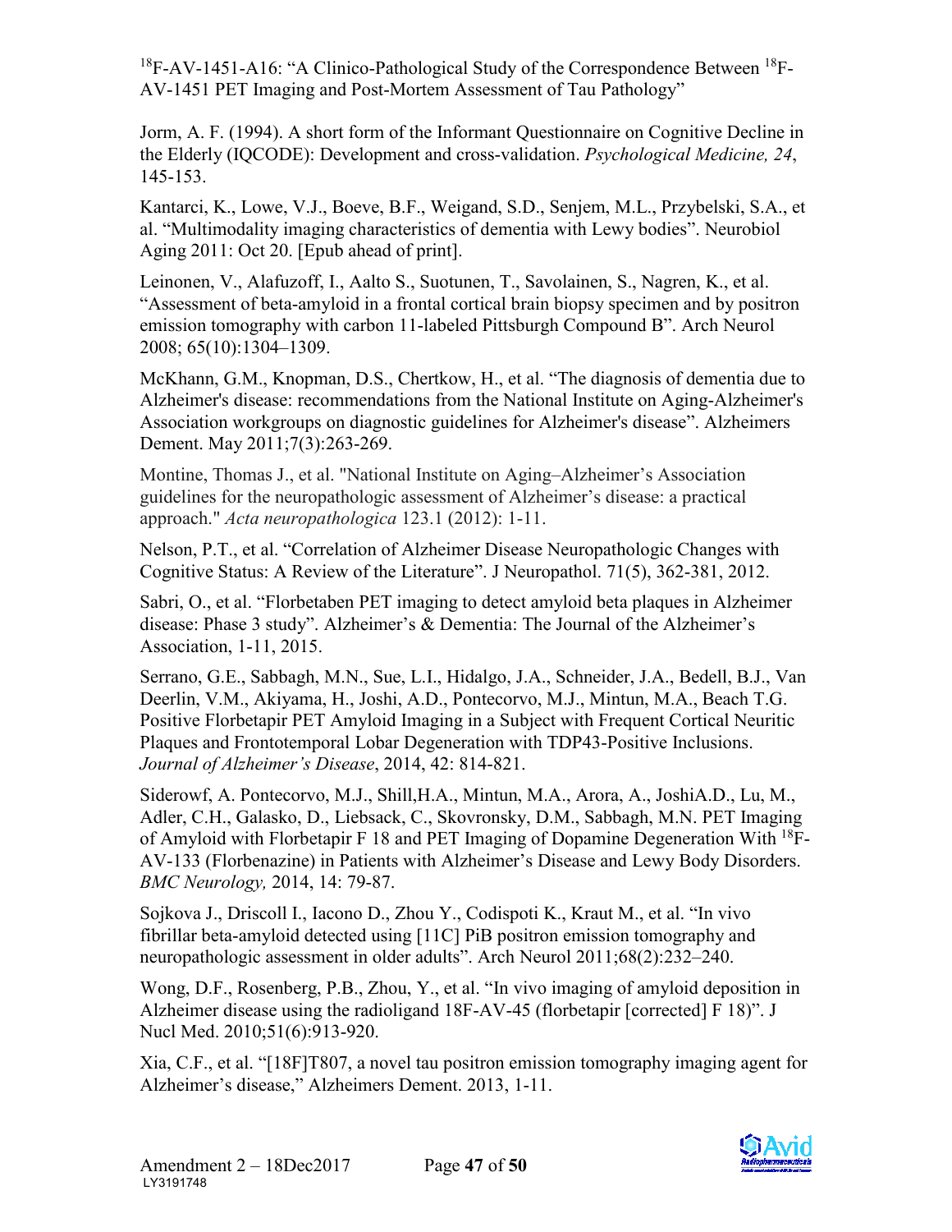$^{18}$F-AV-1451-A16: "A Clinico-Pathological Study of the Correspondence Between $^{18}$F-AV-1451 PET Imaging and Post-Mortem Assessment of Tau Pathology"

Jorm, A. F. (1994). A short form of the Informant Questionnaire on Cognitive Decline in the Elderly (IQCODE): Development and cross-validation. *Psychological Medicine, 24*, 145-153.

Kantarci, K., Lowe, V.J., Boeve, B.F., Weigand, S.D., Senjem, M.L., Przybelski, S.A., et al. "Multimodality imaging characteristics of dementia with Lewy bodies". Neurobiol Aging 2011: Oct 20. [Epub ahead of print].

Leinonen, V., Alafuzoff, I., Aalto S., Suotunen, T., Savolainen, S., Nagren, K., et al. "Assessment of beta-amyloid in a frontal cortical brain biopsy specimen and by positron emission tomography with carbon 11-labeled Pittsburgh Compound B". Arch Neurol 2008; 65(10):1304–1309.

McKhann, G.M., Knopman, D.S., Chertkow, H., et al. "The diagnosis of dementia due to Alzheimer's disease: recommendations from the National Institute on Aging-Alzheimer's Association workgroups on diagnostic guidelines for Alzheimer's disease". Alzheimers Dement. May 2011;7(3):263-269.

Montine, Thomas J., et al. "National Institute on Aging–Alzheimer's Association guidelines for the neuropathologic assessment of Alzheimer's disease: a practical approach." *Acta neuropathologica* 123.1 (2012): 1-11.

Nelson, P.T., et al. "Correlation of Alzheimer Disease Neuropathologic Changes with Cognitive Status: A Review of the Literature". J Neuropathol. 71(5), 362-381, 2012.

Sabri, O., et al. "Florbetaben PET imaging to detect amyloid beta plaques in Alzheimer disease: Phase 3 study". Alzheimer's & Dementia: The Journal of the Alzheimer's Association, 1-11, 2015.

Serrano, G.E., Sabbagh, M.N., Sue, L.I., Hidalgo, J.A., Schneider, J.A., Bedell, B.J., Van Deerlin, V.M., Akiyama, H., Joshi, A.D., Pontecorvo, M.J., Mintun, M.A., Beach T.G. Positive Florbetapir PET Amyloid Imaging in a Subject with Frequent Cortical Neuritic Plaques and Frontotemporal Lobar Degeneration with TDP43-Positive Inclusions. *Journal of Alzheimer's Disease*, 2014, 42: 814-821.

Siderowf, A. Pontecorvo, M.J., Shill,H.A., Mintun, M.A., Arora, A., JoshiA.D., Lu, M., Adler, C.H., Galasko, D., Liebsack, C., Skovronsky, D.M., Sabbagh, M.N. PET Imaging of Amyloid with Florbetapir F 18 and PET Imaging of Dopamine Degeneration With $^{18}$F-AV-133 (Florbenazine) in Patients with Alzheimer's Disease and Lewy Body Disorders. *BMC Neurology,* 2014, 14: 79-87.

Sojkova J., Driscoll I., Iacono D., Zhou Y., Codispoti K., Kraut M., et al. "In vivo fibrillar beta-amyloid detected using [11C] PiB positron emission tomography and neuropathologic assessment in older adults". Arch Neurol 2011;68(2):232–240.

Wong, D.F., Rosenberg, P.B., Zhou, Y., et al. "In vivo imaging of amyloid deposition in Alzheimer disease using the radioligand 18F-AV-45 (florbetapir [corrected] F 18)". J Nucl Med. 2010;51(6):913-920.

Xia, C.F., et al. "[18F]T807, a novel tau positron emission tomography imaging agent for Alzheimer's disease," Alzheimers Dement. 2013, 1-11.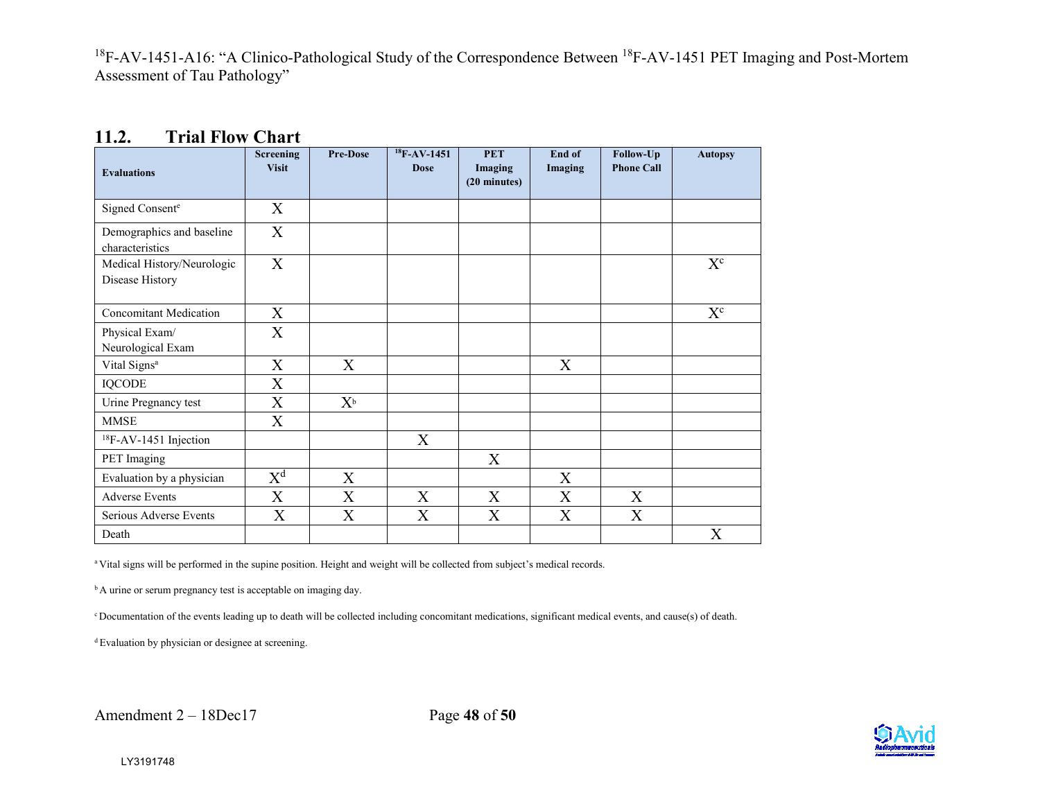## 11.2. Trial Flow Chart

| Evaluations | Screening Visit | Pre-Dose | $^{18}$F-AV-1451 Dose | PET Imaging (20 minutes) | End of Imaging | Follow-Up Phone Call | Autopsy |
|---|---|---|---|---|---|---|---|
| Signed Consent[e] | X | | | | | | |
| Demographics and baseline characteristics | X | | | | | | |
| Medical History/Neurologic Disease History | X | | | | | | X[c] |
| Concomitant Medication | X | | | | | | X[c] |
| Physical Exam/ Neurological Exam | X | | | | | | |
| Vital Signs[a] | X | X | | | X | | |
| IQCODE | X | | | | | | |
| Urine Pregnancy test | X | X[b] | | | | | |
| MMSE | X | | | | | | |
| $^{18}$F-AV-1451 Injection | | | X | | | | |
| PET Imaging | | | | X | | | |
| Evaluation by a physician | X[d] | X | | | X | | |
| Adverse Events | X | X | X | X | X | X | |
| Serious Adverse Events | X | X | X | X | X | X | |
| Death | | | | | | | X |

[a] Vital signs will be performed in the supine position. Height and weight will be collected from subject's medical records.

[b] A urine or serum pregnancy test is acceptable on imaging day.

[c] Documentation of the events leading up to death will be collected including concomitant medications, significant medical events, and cause(s) of death.

[d] Evaluation by physician or designee at screening.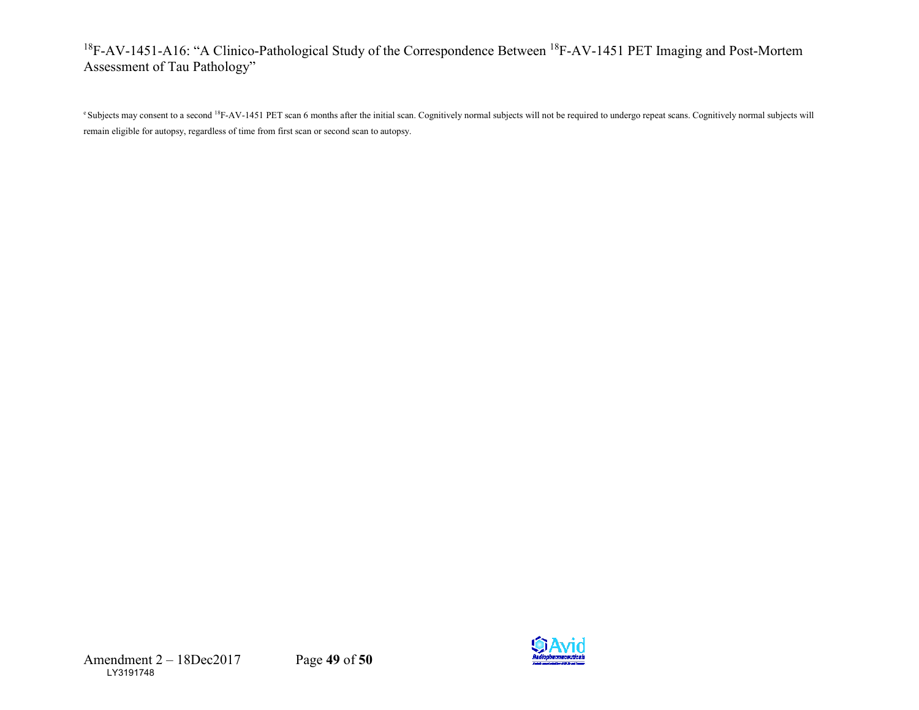[e] Subjects may consent to a second $^{18}$F-AV-1451 PET scan 6 months after the initial scan. Cognitively normal subjects will not be required to undergo repeat scans. Cognitively normal subjects will remain eligible for autopsy, regardless of time from first scan or second scan to autopsy.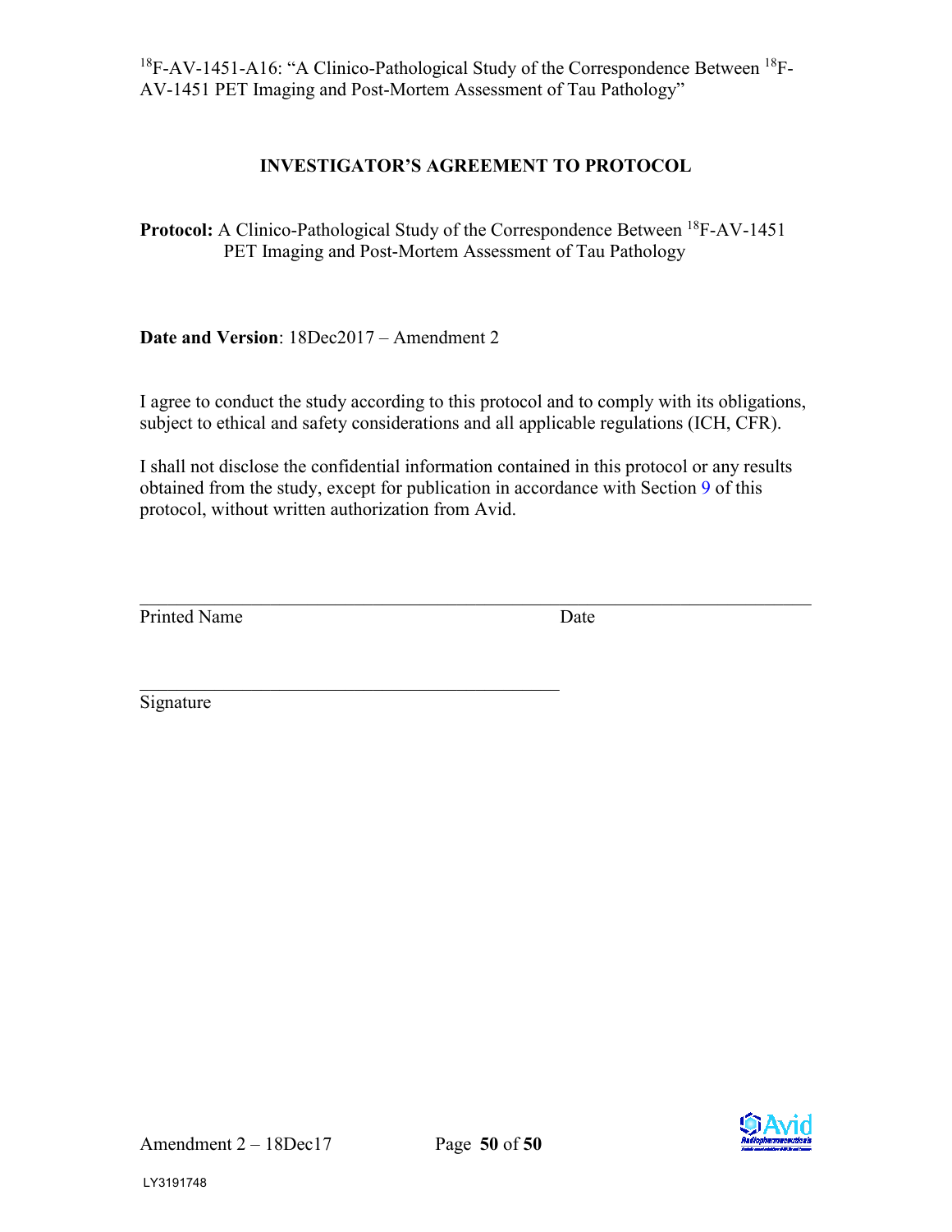## INVESTIGATOR'S AGREEMENT TO PROTOCOL

**Protocol:** A Clinico-Pathological Study of the Correspondence Between $^{18}$F-AV-1451 PET Imaging and Post-Mortem Assessment of Tau Pathology

**Date and Version**: 18Dec2017 – Amendment 2

I agree to conduct the study according to this protocol and to comply with its obligations, subject to ethical and safety considerations and all applicable regulations (ICH, CFR).

I shall not disclose the confidential information contained in this protocol or any results obtained from the study, except for publication in accordance with Section 9 of this protocol, without written authorization from Avid.

\_\_\_\_\_\_\_\_\_\_\_\_\_\_\_\_\_\_\_\_\_\_\_\_\_\_\_\_\_\_\_\_\_\_\_\_\_\_\_\_\_\_\_\_\_\_\_\_\_\_\_\_\_\_\_\_\_\_\_\_\_\_\_\_\_\_\_\_\_\_\_\_

Printed Name                                                                                    Date

\_\_\_\_\_\_\_\_\_\_\_\_\_\_\_\_\_\_\_\_\_\_\_\_\_\_\_\_\_\_\_\_\_\_\_\_\_\_\_\_\_\_\_\_

Signature

LY3191748